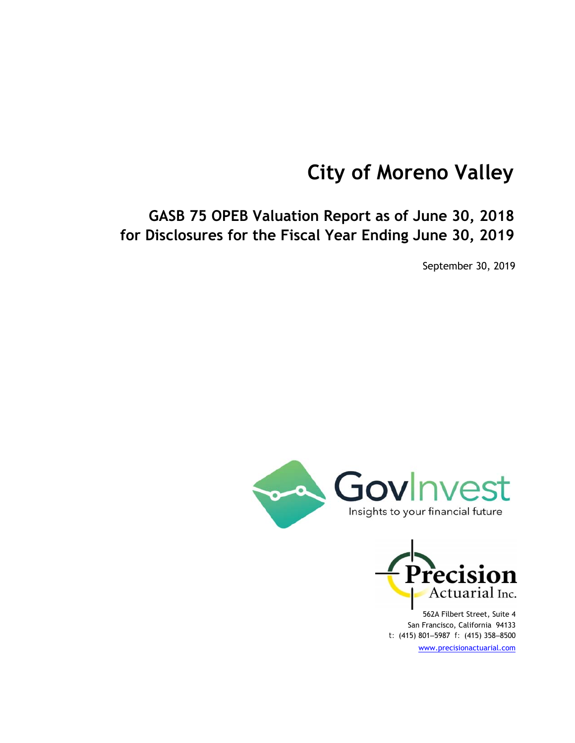# City of Moreno Valley

## GASB 75 OPEB Valuation Report as of June 30, 2018 for Disclosures for the Fiscal Year Ending June 30, 2019

September 30, 2019

GovInvest
Insights to your financial future

Precision Actuarial Inc.

562A Filbert Street, Suite 4
San Francisco, California 94133
t: (415) 801–5987 f: (415) 358–8500
www.precisionactuarial.com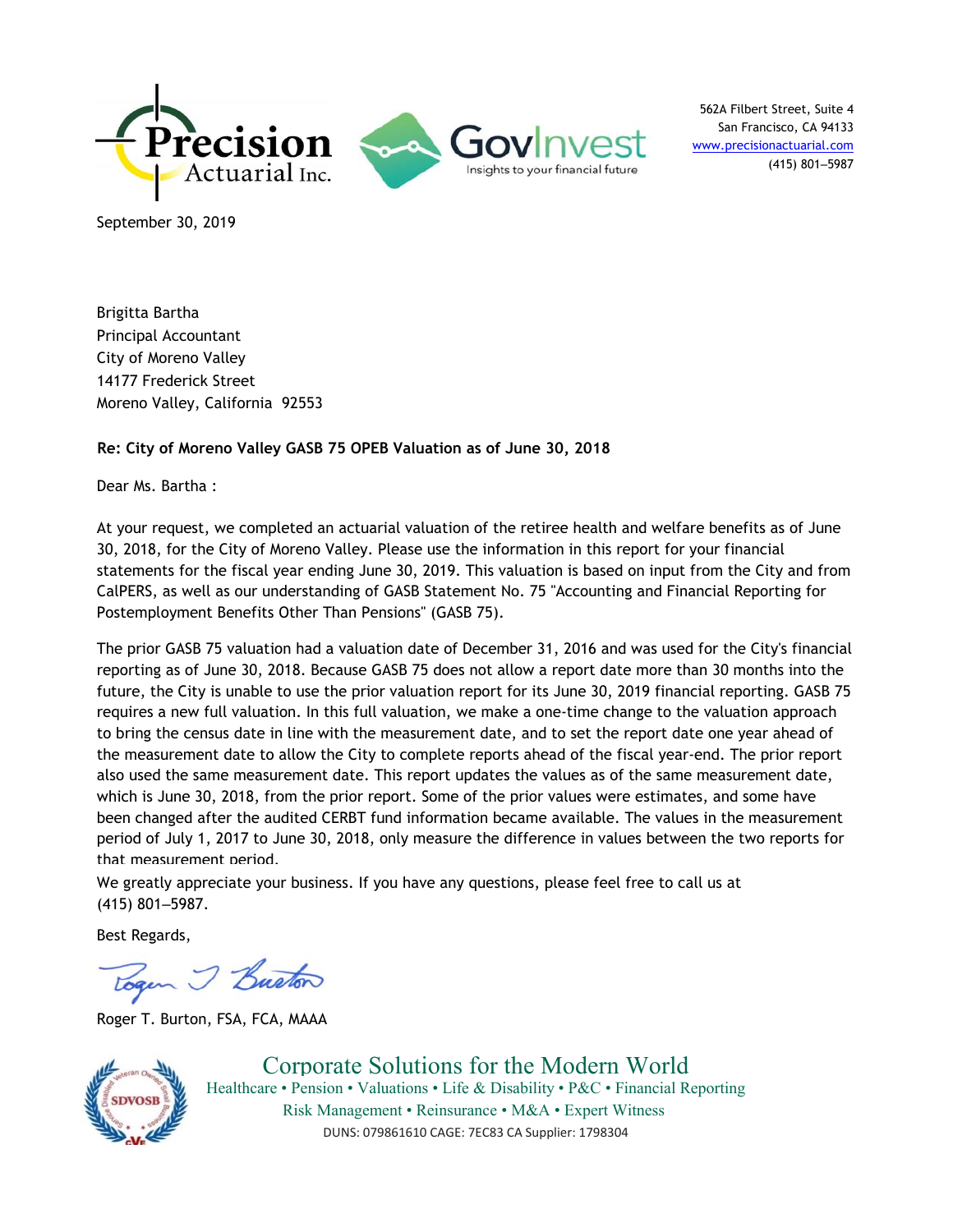562A Filbert Street, Suite 4
San Francisco, CA 94133
www.precisionactuarial.com
(415) 801–5987

September 30, 2019

Brigitta Bartha
Principal Accountant
City of Moreno Valley
14177 Frederick Street
Moreno Valley, California 92553

**Re: City of Moreno Valley GASB 75 OPEB Valuation as of June 30, 2018**

Dear Ms. Bartha :

At your request, we completed an actuarial valuation of the retiree health and welfare benefits as of June 30, 2018, for the City of Moreno Valley. Please use the information in this report for your financial statements for the fiscal year ending June 30, 2019. This valuation is based on input from the City and from CalPERS, as well as our understanding of GASB Statement No. 75 "Accounting and Financial Reporting for Postemployment Benefits Other Than Pensions" (GASB 75).

The prior GASB 75 valuation had a valuation date of December 31, 2016 and was used for the City's financial reporting as of June 30, 2018. Because GASB 75 does not allow a report date more than 30 months into the future, the City is unable to use the prior valuation report for its June 30, 2019 financial reporting. GASB 75 requires a new full valuation. In this full valuation, we make a one-time change to the valuation approach to bring the census date in line with the measurement date, and to set the report date one year ahead of the measurement date to allow the City to complete reports ahead of the fiscal year-end. The prior report also used the same measurement date. This report updates the values as of the same measurement date, which is June 30, 2018, from the prior report. Some of the prior values were estimates, and some have been changed after the audited CERBT fund information became available. The values in the measurement period of July 1, 2017 to June 30, 2018, only measure the difference in values between the two reports for that measurement period.

We greatly appreciate your business. If you have any questions, please feel free to call us at (415) 801–5987.

Best Regards,

Roger T. Burton, FSA, FCA, MAAA

Corporate Solutions for the Modern World
Healthcare • Pension • Valuations • Life & Disability • P&C • Financial Reporting
Risk Management • Reinsurance • M&A • Expert Witness
DUNS: 079861610 CAGE: 7EC83 CA Supplier: 1798304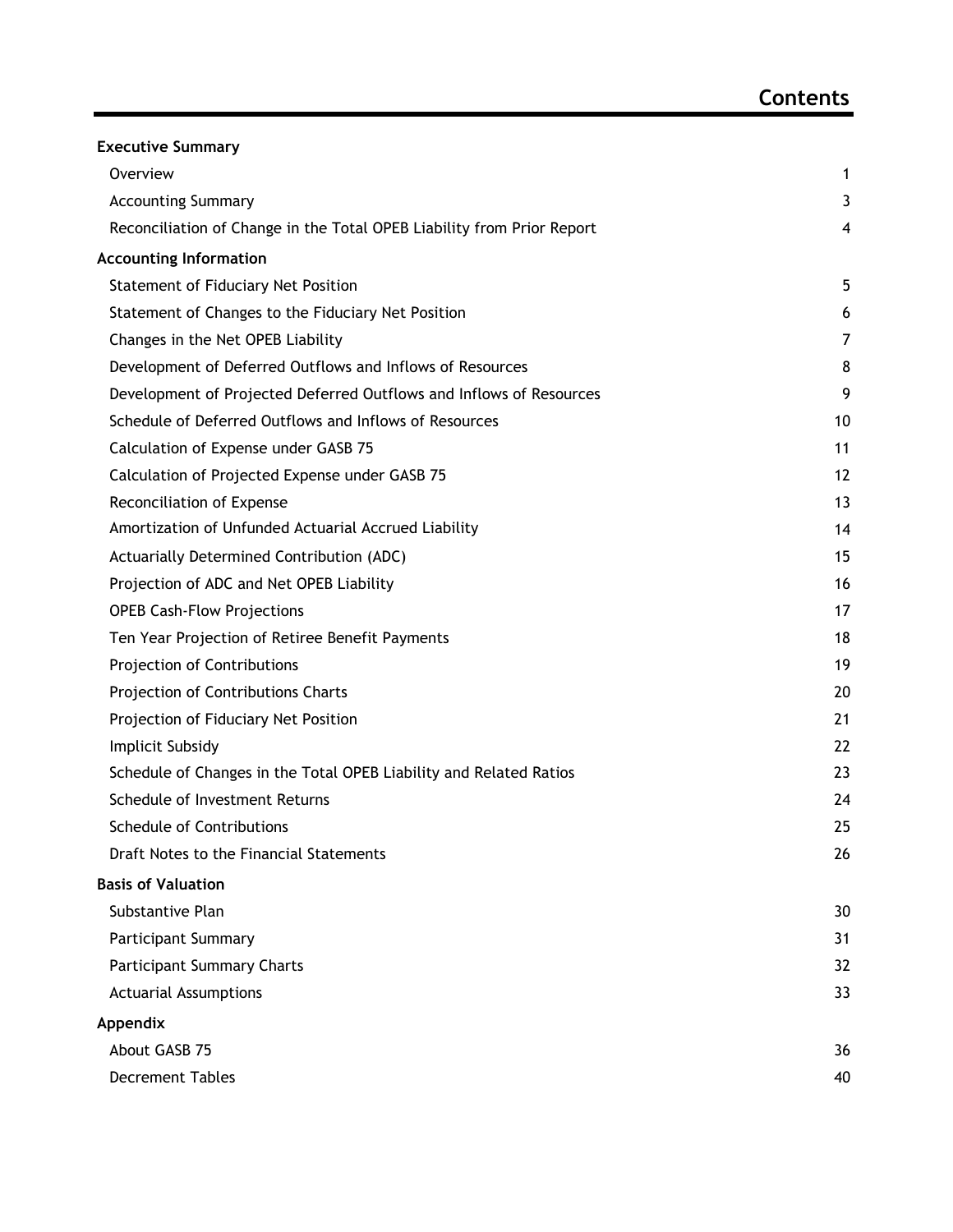# Contents

**Executive Summary**

| | |
|---|---|
| Overview | 1 |
| Accounting Summary | 3 |
| Reconciliation of Change in the Total OPEB Liability from Prior Report | 4 |

**Accounting Information**

| | |
|---|---|
| Statement of Fiduciary Net Position | 5 |
| Statement of Changes to the Fiduciary Net Position | 6 |
| Changes in the Net OPEB Liability | 7 |
| Development of Deferred Outflows and Inflows of Resources | 8 |
| Development of Projected Deferred Outflows and Inflows of Resources | 9 |
| Schedule of Deferred Outflows and Inflows of Resources | 10 |
| Calculation of Expense under GASB 75 | 11 |
| Calculation of Projected Expense under GASB 75 | 12 |
| Reconciliation of Expense | 13 |
| Amortization of Unfunded Actuarial Accrued Liability | 14 |
| Actuarially Determined Contribution (ADC) | 15 |
| Projection of ADC and Net OPEB Liability | 16 |
| OPEB Cash-Flow Projections | 17 |
| Ten Year Projection of Retiree Benefit Payments | 18 |
| Projection of Contributions | 19 |
| Projection of Contributions Charts | 20 |
| Projection of Fiduciary Net Position | 21 |
| Implicit Subsidy | 22 |
| Schedule of Changes in the Total OPEB Liability and Related Ratios | 23 |
| Schedule of Investment Returns | 24 |
| Schedule of Contributions | 25 |
| Draft Notes to the Financial Statements | 26 |

**Basis of Valuation**

| | |
|---|---|
| Substantive Plan | 30 |
| Participant Summary | 31 |
| Participant Summary Charts | 32 |
| Actuarial Assumptions | 33 |

**Appendix**

| | |
|---|---|
| About GASB 75 | 36 |
| Decrement Tables | 40 |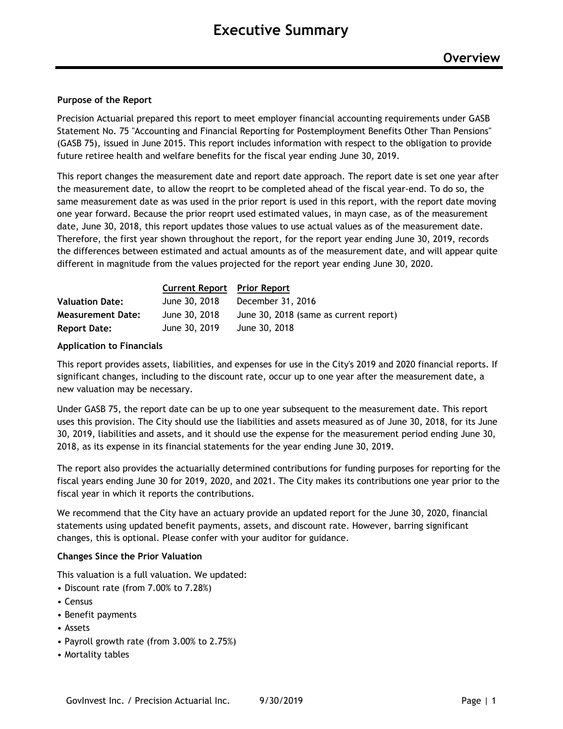# Executive Summary

## Overview

**Purpose of the Report**

Precision Actuarial prepared this report to meet employer financial accounting requirements under GASB Statement No. 75 "Accounting and Financial Reporting for Postemployment Benefits Other Than Pensions" (GASB 75), issued in June 2015. This report includes information with respect to the obligation to provide future retiree health and welfare benefits for the fiscal year ending June 30, 2019.

This report changes the measurement date and report date approach. The report date is set one year after the measurement date, to allow the reoprt to be completed ahead of the fiscal year-end. To do so, the same measurement date as was used in the prior report is used in this report, with the report date moving one year forward. Because the prior reoprt used estimated values, in mayn case, as of the measurement date, June 30, 2018, this report updates those values to use actual values as of the measurement date. Therefore, the first year shown throughout the report, for the report year ending June 30, 2019, records the differences between estimated and actual amounts as of the measurement date, and will appear quite different in magnitude from the values projected for the report year ending June 30, 2020.

| | Current Report | Prior Report |
|---|---|---|
| **Valuation Date:** | June 30, 2018 | December 31, 2016 |
| **Measurement Date:** | June 30, 2018 | June 30, 2018 (same as current report) |
| **Report Date:** | June 30, 2019 | June 30, 2018 |

**Application to Financials**

This report provides assets, liabilities, and expenses for use in the City's 2019 and 2020 financial reports. If significant changes, including to the discount rate, occur up to one year after the measurement date, a new valuation may be necessary.

Under GASB 75, the report date can be up to one year subsequent to the measurement date. This report uses this provision. The City should use the liabilities and assets measured as of June 30, 2018, for its June 30, 2019, liabilities and assets, and it should use the expense for the measurement period ending June 30, 2018, as its expense in its financial statements for the year ending June 30, 2019.

The report also provides the actuarially determined contributions for funding purposes for reporting for the fiscal years ending June 30 for 2019, 2020, and 2021. The City makes its contributions one year prior to the fiscal year in which it reports the contributions.

We recommend that the City have an actuary provide an updated report for the June 30, 2020, financial statements using updated benefit payments, assets, and discount rate. However, barring significant changes, this is optional. Please confer with your auditor for guidance.

**Changes Since the Prior Valuation**

This valuation is a full valuation. We updated:

- Discount rate (from 7.00% to 7.28%)
- Census
- Benefit payments
- Assets
- Payroll growth rate (from 3.00% to 2.75%)
- Mortality tables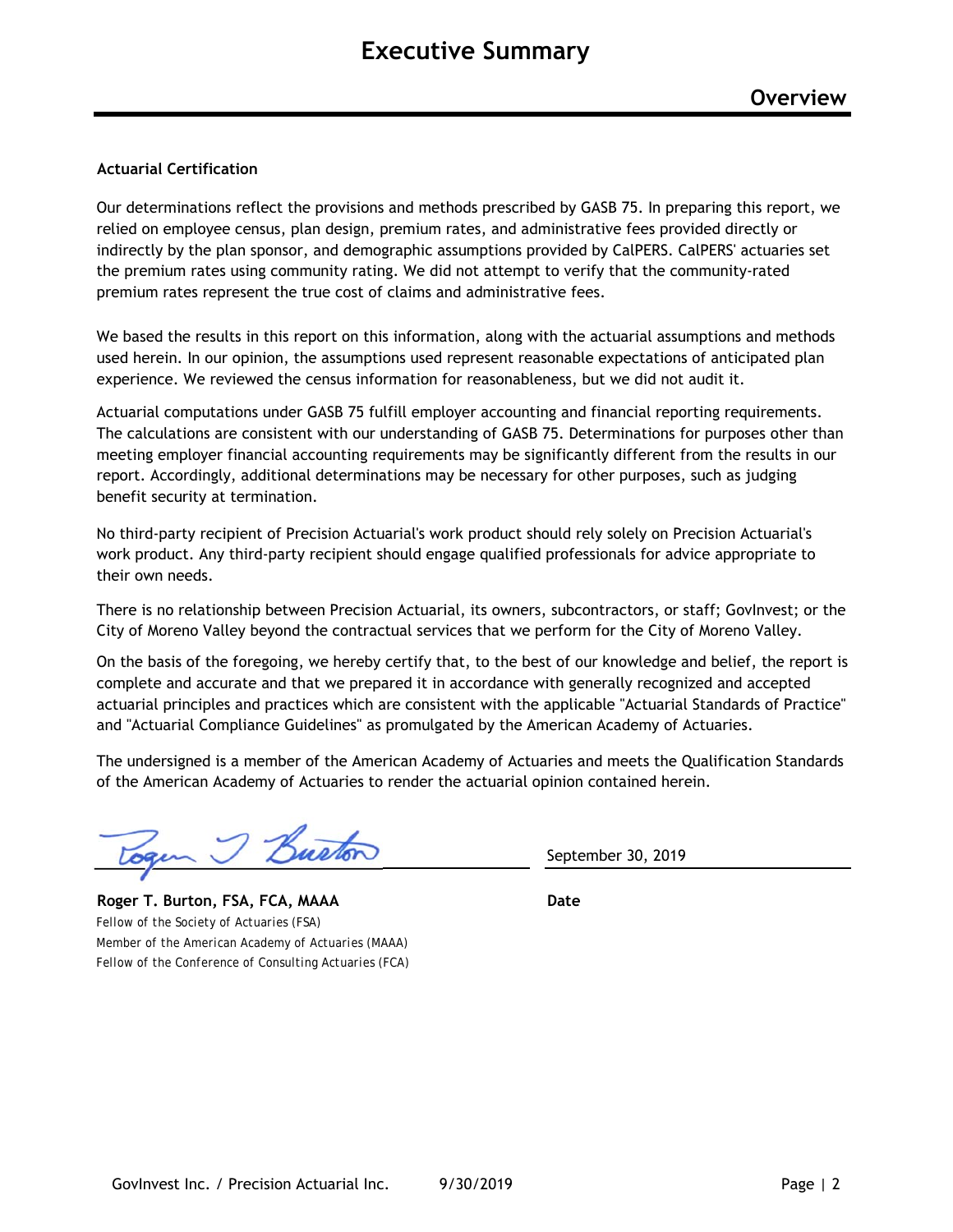# Executive Summary

## Overview

**Actuarial Certification**

Our determinations reflect the provisions and methods prescribed by GASB 75. In preparing this report, we relied on employee census, plan design, premium rates, and administrative fees provided directly or indirectly by the plan sponsor, and demographic assumptions provided by CalPERS. CalPERS' actuaries set the premium rates using community rating. We did not attempt to verify that the community-rated premium rates represent the true cost of claims and administrative fees.

We based the results in this report on this information, along with the actuarial assumptions and methods used herein. In our opinion, the assumptions used represent reasonable expectations of anticipated plan experience. We reviewed the census information for reasonableness, but we did not audit it.

Actuarial computations under GASB 75 fulfill employer accounting and financial reporting requirements. The calculations are consistent with our understanding of GASB 75. Determinations for purposes other than meeting employer financial accounting requirements may be significantly different from the results in our report. Accordingly, additional determinations may be necessary for other purposes, such as judging benefit security at termination.

No third-party recipient of Precision Actuarial's work product should rely solely on Precision Actuarial's work product. Any third-party recipient should engage qualified professionals for advice appropriate to their own needs.

There is no relationship between Precision Actuarial, its owners, subcontractors, or staff; GovInvest; or the City of Moreno Valley beyond the contractual services that we perform for the City of Moreno Valley.

On the basis of the foregoing, we hereby certify that, to the best of our knowledge and belief, the report is complete and accurate and that we prepared it in accordance with generally recognized and accepted actuarial principles and practices which are consistent with the applicable "Actuarial Standards of Practice" and "Actuarial Compliance Guidelines" as promulgated by the American Academy of Actuaries.

The undersigned is a member of the American Academy of Actuaries and meets the Qualification Standards of the American Academy of Actuaries to render the actuarial opinion contained herein.

| Roger T. Burton (signature) | September 30, 2019 |
|---|---|
| **Roger T. Burton, FSA, FCA, MAAA** | **Date** |

*Fellow of the Society of Actuaries (FSA)*
*Member of the American Academy of Actuaries (MAAA)*
*Fellow of the Conference of Consulting Actuaries (FCA)*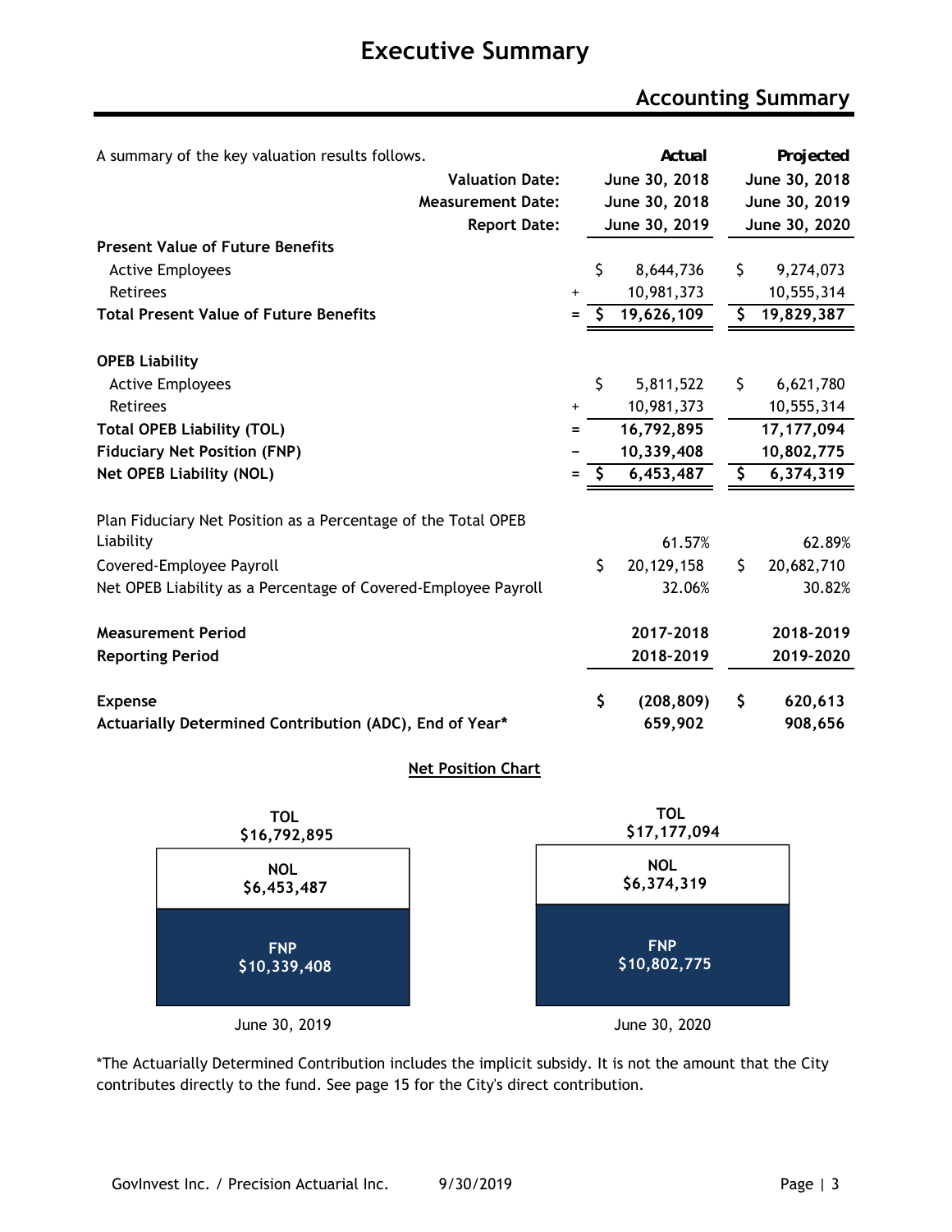# Executive Summary

## Accounting Summary

A summary of the key valuation results follows.

| | | Actual | Projected |
|---|---|---|---|
| **Valuation Date:** | | June 30, 2018 | June 30, 2018 |
| **Measurement Date:** | | June 30, 2018 | June 30, 2019 |
| **Report Date:** | | June 30, 2019 | June 30, 2020 |
| **Present Value of Future Benefits** | | | |
| Active Employees | | $ 8,644,736 | $ 9,274,073 |
| Retirees | + | 10,981,373 | 10,555,314 |
| **Total Present Value of Future Benefits** | = | **$ 19,626,109** | **$ 19,829,387** |
| **OPEB Liability** | | | |
| Active Employees | | $ 5,811,522 | $ 6,621,780 |
| Retirees | + | 10,981,373 | 10,555,314 |
| **Total OPEB Liability (TOL)** | = | **16,792,895** | **17,177,094** |
| **Fiduciary Net Position (FNP)** | − | **10,339,408** | **10,802,775** |
| **Net OPEB Liability (NOL)** | = | **$ 6,453,487** | **$ 6,374,319** |
| Plan Fiduciary Net Position as a Percentage of the Total OPEB Liability | | 61.57% | 62.89% |
| Covered-Employee Payroll | | $ 20,129,158 | $ 20,682,710 |
| Net OPEB Liability as a Percentage of Covered-Employee Payroll | | 32.06% | 30.82% |
| **Measurement Period** | | **2017-2018** | **2018-2019** |
| **Reporting Period** | | **2018-2019** | **2019-2020** |
| **Expense** | | **$ (208,809)** | **$ 620,613** |
| **Actuarially Determined Contribution (ADC), End of Year*** | | **659,902** | **908,656** |

**Net Position Chart**

| | June 30, 2019 | June 30, 2020 |
|---|---|---|
| TOL | $16,792,895 | $17,177,094 |
| NOL | $6,453,487 | $6,374,319 |
| FNP | $10,339,408 | $10,802,775 |

*The Actuarially Determined Contribution includes the implicit subsidy. It is not the amount that the City contributes directly to the fund. See page 15 for the City's direct contribution.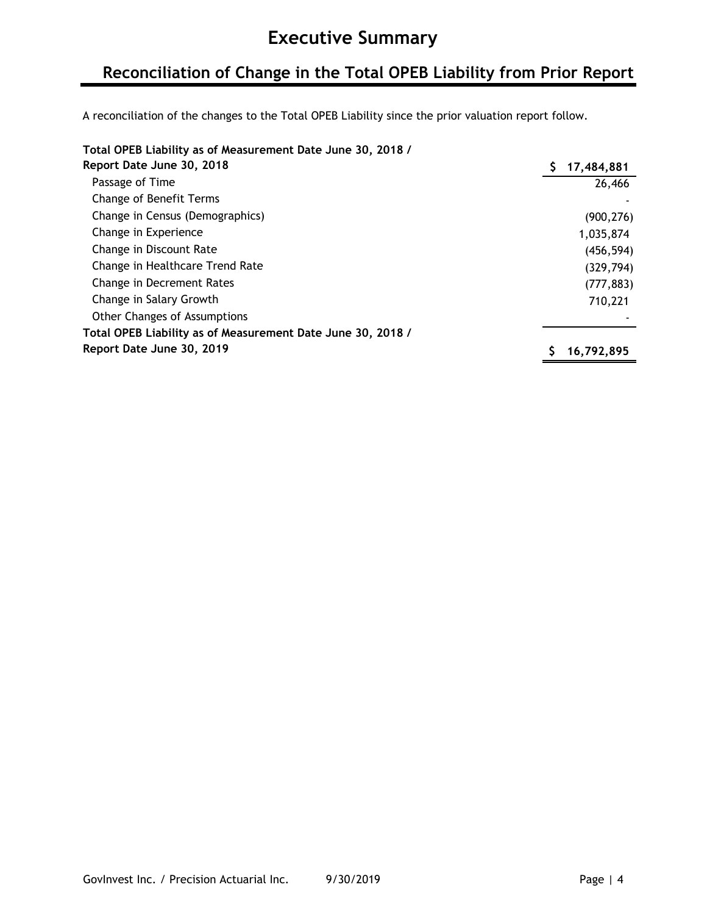# Executive Summary

## Reconciliation of Change in the Total OPEB Liability from Prior Report

A reconciliation of the changes to the Total OPEB Liability since the prior valuation report follow.

| | |
|---|---|
| **Total OPEB Liability as of Measurement Date June 30, 2018 / Report Date June 30, 2018** | **$ 17,484,881** |
| Passage of Time | 26,466 |
| Change of Benefit Terms | - |
| Change in Census (Demographics) | (900,276) |
| Change in Experience | 1,035,874 |
| Change in Discount Rate | (456,594) |
| Change in Healthcare Trend Rate | (329,794) |
| Change in Decrement Rates | (777,883) |
| Change in Salary Growth | 710,221 |
| Other Changes of Assumptions | - |
| **Total OPEB Liability as of Measurement Date June 30, 2018 / Report Date June 30, 2019** | **$ 16,792,895** |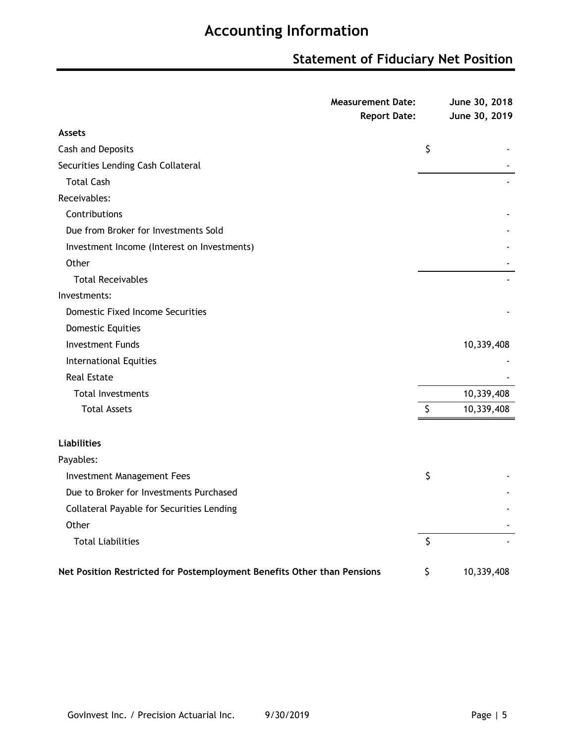# Accounting Information

## Statement of Fiduciary Net Position

| | Measurement Date: | June 30, 2018 |
|---|---|---|
| | Report Date: | June 30, 2019 |
| **Assets** | | |
| Cash and Deposits | $ | - |
| Securities Lending Cash Collateral | | - |
| Total Cash | | - |
| Receivables: | | |
| Contributions | | - |
| Due from Broker for Investments Sold | | - |
| Investment Income (Interest on Investments) | | - |
| Other | | - |
| Total Receivables | | - |
| Investments: | | |
| Domestic Fixed Income Securities | | - |
| Domestic Equities | | |
| Investment Funds | | 10,339,408 |
| International Equities | | - |
| Real Estate | | - |
| Total Investments | | 10,339,408 |
| Total Assets | $ | 10,339,408 |
| **Liabilities** | | |
| Payables: | | |
| Investment Management Fees | $ | - |
| Due to Broker for Investments Purchased | | - |
| Collateral Payable for Securities Lending | | - |
| Other | | - |
| Total Liabilities | $ | - |
| **Net Position Restricted for Postemployment Benefits Other than Pensions** | $ | 10,339,408 |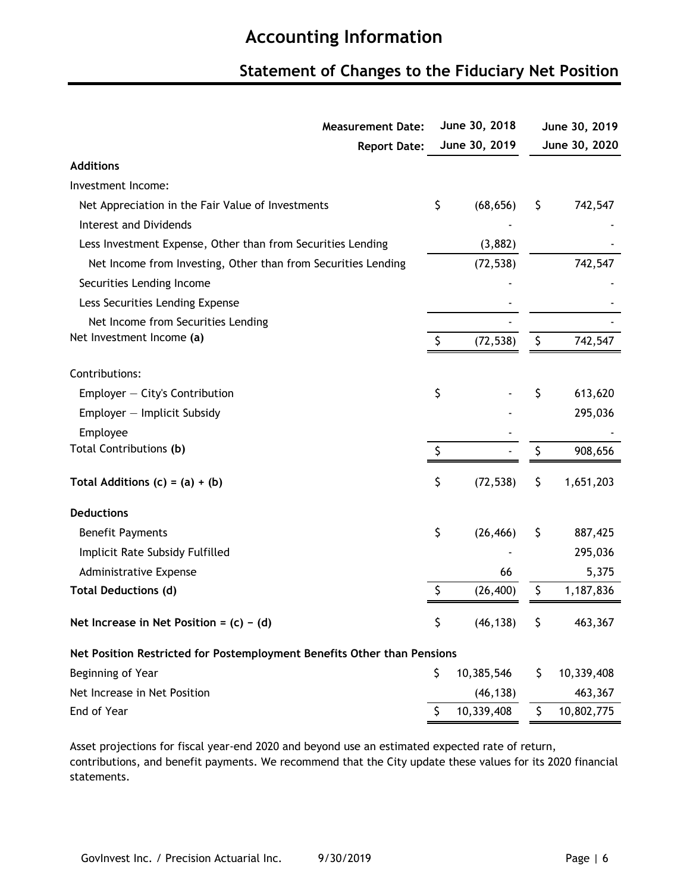# Accounting Information

## Statement of Changes to the Fiduciary Net Position

| Measurement Date: | June 30, 2018 | June 30, 2019 |
|---|---|---|
| Report Date: | June 30, 2019 | June 30, 2020 |
| **Additions** | | |
| Investment Income: | | |
| Net Appreciation in the Fair Value of Investments | $ (68,656) | $ 742,547 |
| Interest and Dividends | - | - |
| Less Investment Expense, Other than from Securities Lending | (3,882) | - |
| Net Income from Investing, Other than from Securities Lending | (72,538) | 742,547 |
| Securities Lending Income | - | - |
| Less Securities Lending Expense | - | - |
| Net Income from Securities Lending | - | - |
| Net Investment Income **(a)** | $ (72,538) | $ 742,547 |
| Contributions: | | |
| Employer — City's Contribution | $ - | $ 613,620 |
| Employer — Implicit Subsidy | - | 295,036 |
| Employee | - | - |
| Total Contributions **(b)** | $ - | $ 908,656 |
| **Total Additions (c) = (a) + (b)** | $ (72,538) | $ 1,651,203 |
| **Deductions** | | |
| Benefit Payments | $ (26,466) | $ 887,425 |
| Implicit Rate Subsidy Fulfilled | - | 295,036 |
| Administrative Expense | 66 | 5,375 |
| **Total Deductions (d)** | $ (26,400) | $ 1,187,836 |
| **Net Increase in Net Position = (c) − (d)** | $ (46,138) | $ 463,367 |
| **Net Position Restricted for Postemployment Benefits Other than Pensions** | | |
| Beginning of Year | $ 10,385,546 | $ 10,339,408 |
| Net Increase in Net Position | (46,138) | 463,367 |
| End of Year | $ 10,339,408 | $ 10,802,775 |

Asset projections for fiscal year-end 2020 and beyond use an estimated expected rate of return, contributions, and benefit payments. We recommend that the City update these values for its 2020 financial statements.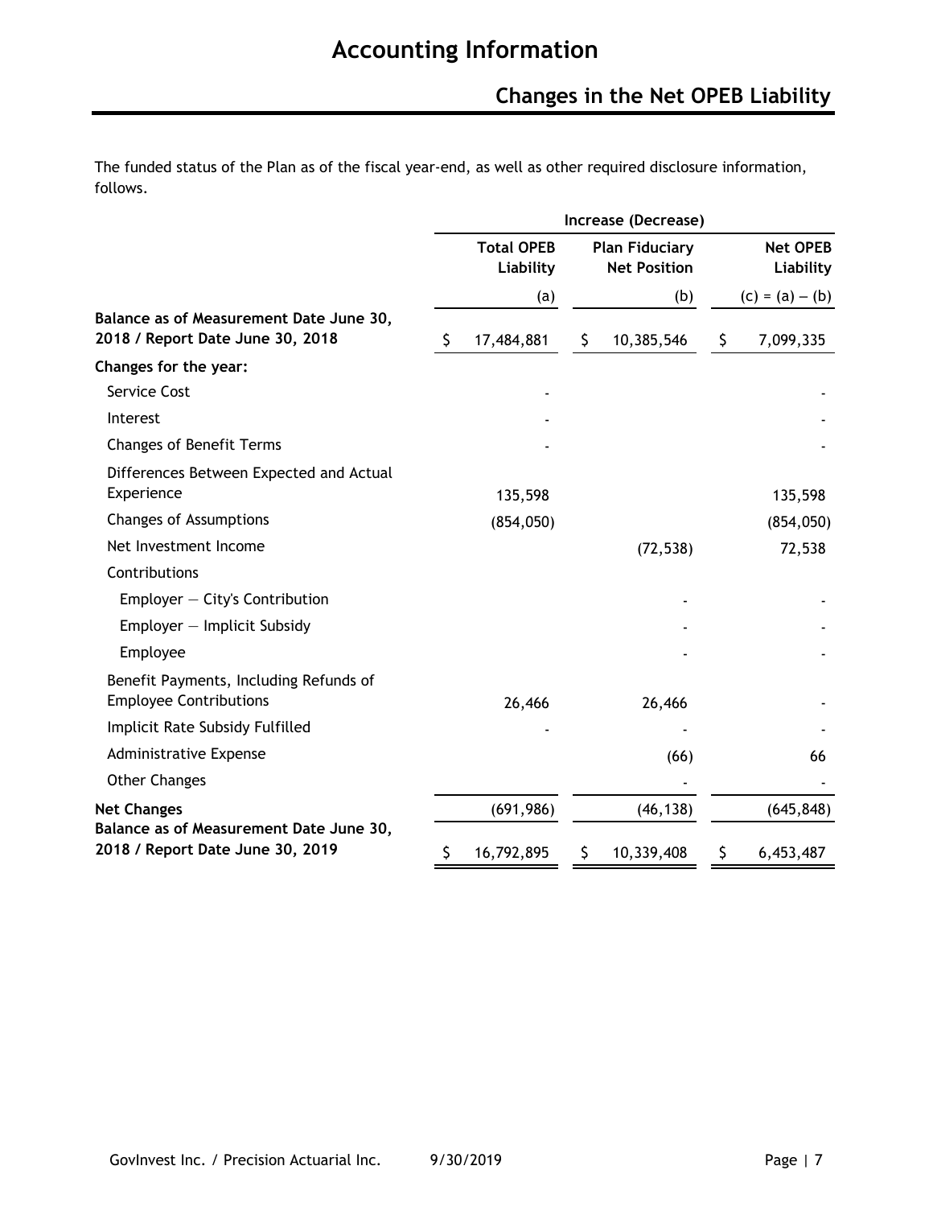# Accounting Information

## Changes in the Net OPEB Liability

The funded status of the Plan as of the fiscal year-end, as well as other required disclosure information, follows.

| | Increase (Decrease) | | |
|---|---|---|---|
| | Total OPEB Liability | Plan Fiduciary Net Position | Net OPEB Liability |
| | (a) | (b) | (c) = (a) – (b) |
| **Balance as of Measurement Date June 30, 2018 / Report Date June 30, 2018** | $ 17,484,881 | $ 10,385,546 | $ 7,099,335 |
| **Changes for the year:** | | | |
| Service Cost | - | | - |
| Interest | - | | - |
| Changes of Benefit Terms | - | | - |
| Differences Between Expected and Actual Experience | 135,598 | | 135,598 |
| Changes of Assumptions | (854,050) | | (854,050) |
| Net Investment Income | | (72,538) | 72,538 |
| Contributions | | | |
| Employer — City's Contribution | | - | - |
| Employer — Implicit Subsidy | | - | - |
| Employee | | - | - |
| Benefit Payments, Including Refunds of Employee Contributions | 26,466 | 26,466 | - |
| Implicit Rate Subsidy Fulfilled | - | - | - |
| Administrative Expense | | (66) | 66 |
| Other Changes | | - | - |
| **Net Changes** | (691,986) | (46,138) | (645,848) |
| **Balance as of Measurement Date June 30, 2018 / Report Date June 30, 2019** | $ 16,792,895 | $ 10,339,408 | $ 6,453,487 |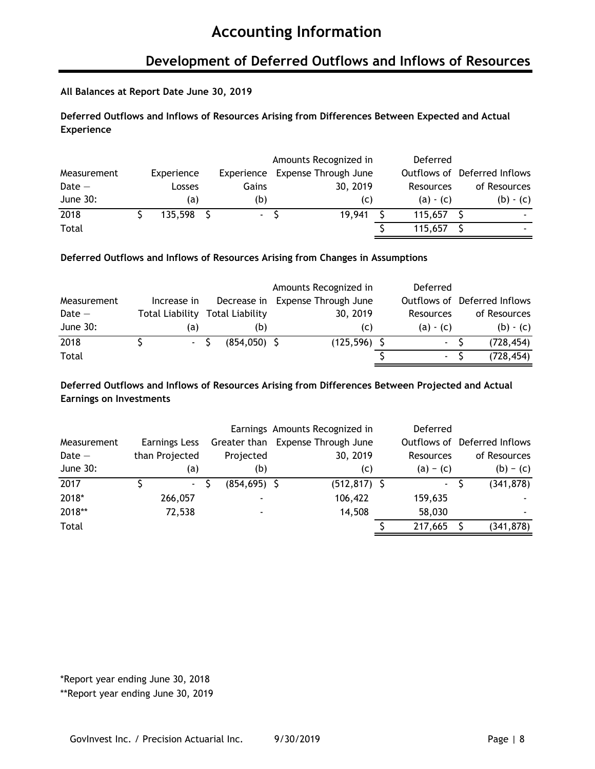# Accounting Information

## Development of Deferred Outflows and Inflows of Resources

**All Balances at Report Date June 30, 2019**

**Deferred Outflows and Inflows of Resources Arising from Differences Between Expected and Actual Experience**

| Measurement Date — June 30: | Experience Losses (a) | Experience Gains (b) | Amounts Recognized in Expense Through June 30, 2019 (c) | Deferred Outflows of Resources (a) - (c) | Deferred Inflows of Resources (b) - (c) |
|---|---|---|---|---|---|
| 2018 | $ 135,598 | $ - | $ 19,941 | $ 115,657 | $ - |
| Total | | | | $ 115,657 | $ - |

**Deferred Outflows and Inflows of Resources Arising from Changes in Assumptions**

| Measurement Date — June 30: | Increase in Total Liability (a) | Decrease in Total Liability (b) | Amounts Recognized in Expense Through June 30, 2019 (c) | Deferred Outflows of Resources (a) - (c) | Deferred Inflows of Resources (b) - (c) |
|---|---|---|---|---|---|
| 2018 | $ - | $ (854,050) | $ (125,596) | $ - | $ (728,454) |
| Total | | | | $ - | $ (728,454) |

**Deferred Outflows and Inflows of Resources Arising from Differences Between Projected and Actual Earnings on Investments**

| Measurement Date — June 30: | Earnings Less than Projected (a) | Earnings Greater than Projected (b) | Amounts Recognized in Expense Through June 30, 2019 (c) | Deferred Outflows of Resources (a) − (c) | Deferred Inflows of Resources (b) − (c) |
|---|---|---|---|---|---|
| 2017 | $ - | $ (854,695) | $ (512,817) | $ - | $ (341,878) |
| 2018* | 266,057 | - | 106,422 | 159,635 | - |
| 2018** | 72,538 | - | 14,508 | 58,030 | - |
| Total | | | | $ 217,665 | $ (341,878) |

*Report year ending June 30, 2018

**Report year ending June 30, 2019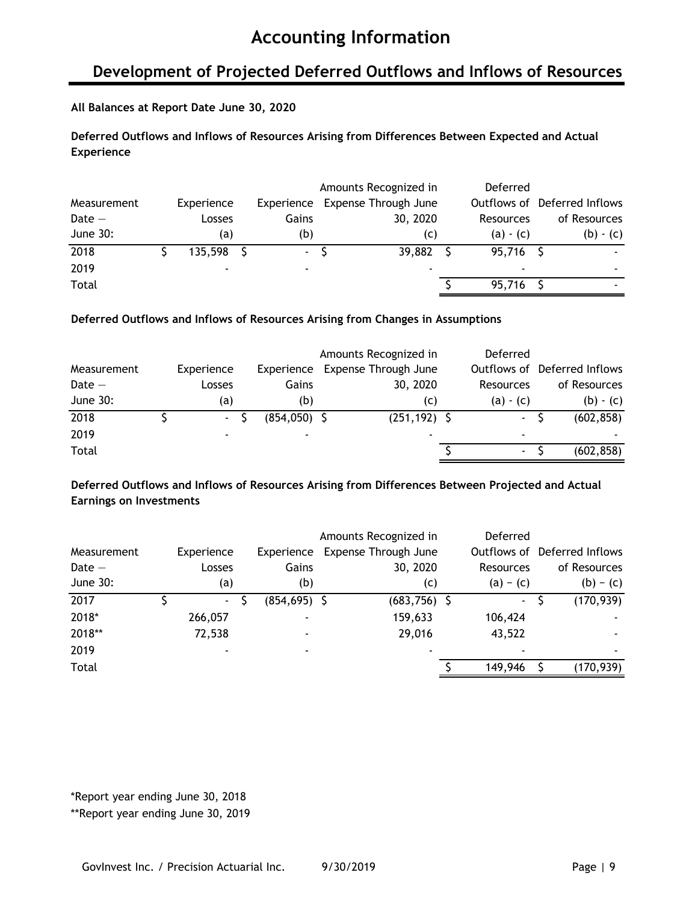# Accounting Information

## Development of Projected Deferred Outflows and Inflows of Resources

**All Balances at Report Date June 30, 2020**

**Deferred Outflows and Inflows of Resources Arising from Differences Between Expected and Actual Experience**

| Measurement Date — June 30: | Experience Losses (a) | Experience Gains (b) | Amounts Recognized in Expense Through June 30, 2020 (c) | Deferred Outflows of Resources (a) - (c) | Deferred Inflows of Resources (b) - (c) |
|---|---|---|---|---|---|
| 2018 | $ 135,598 | $ - | $ 39,882 | $ 95,716 | $ - |
| 2019 | - | - | - | - | - |
| Total | | | | $ 95,716 | $ - |

**Deferred Outflows and Inflows of Resources Arising from Changes in Assumptions**

| Measurement Date — June 30: | Experience Losses (a) | Experience Gains (b) | Amounts Recognized in Expense Through June 30, 2020 (c) | Deferred Outflows of Resources (a) - (c) | Deferred Inflows of Resources (b) - (c) |
|---|---|---|---|---|---|
| 2018 | $ - | $ (854,050) | $ (251,192) | $ - | $ (602,858) |
| 2019 | - | - | - | - | - |
| Total | | | | $ - | $ (602,858) |

**Deferred Outflows and Inflows of Resources Arising from Differences Between Projected and Actual Earnings on Investments**

| Measurement Date — June 30: | Experience Losses (a) | Experience Gains (b) | Amounts Recognized in Expense Through June 30, 2020 (c) | Deferred Outflows of Resources (a) − (c) | Deferred Inflows of Resources (b) − (c) |
|---|---|---|---|---|---|
| 2017 | $ - | $ (854,695) | $ (683,756) | $ - | $ (170,939) |
| 2018* | 266,057 | - | 159,633 | 106,424 | - |
| 2018** | 72,538 | - | 29,016 | 43,522 | - |
| 2019 | - | - | - | - | - |
| Total | | | | $ 149,946 | $ (170,939) |

*Report year ending June 30, 2018

**Report year ending June 30, 2019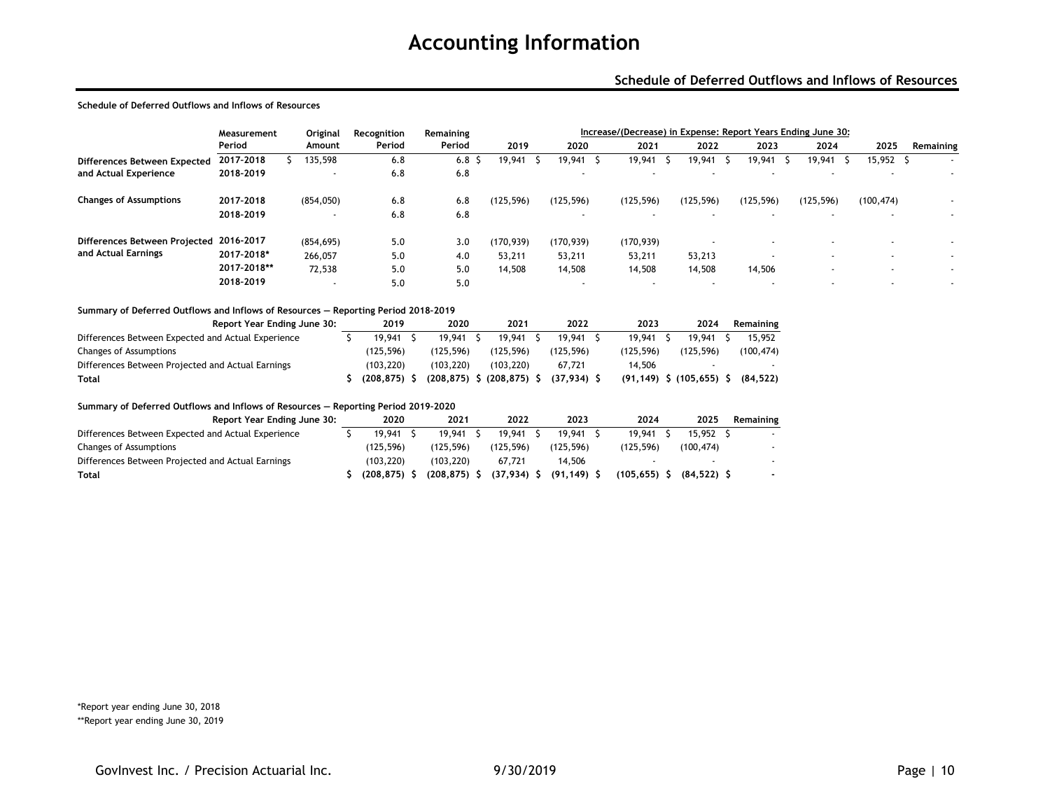# Accounting Information

## Schedule of Deferred Outflows and Inflows of Resources

**Schedule of Deferred Outflows and Inflows of Resources**

| | Measurement Period | Original Amount | Recognition Period | Remaining Period | Increase/(Decrease) in Expense: Report Years Ending June 30: 2019 | 2020 | 2021 | 2022 | 2023 | 2024 | 2025 | Remaining |
|---|---|---|---|---|---|---|---|---|---|---|---|---|
| Differences Between Expected and Actual Experience | 2017-2018 | $ 135,598 | 6.8 | 6.8 | $ 19,941 | $ 19,941 | $ 19,941 | $ 19,941 | $ 19,941 | $ 19,941 | $ 15,952 | $ - |
| | 2018-2019 | - | 6.8 | 6.8 | | - | - | - | - | - | - | - |
| Changes of Assumptions | 2017-2018 | (854,050) | 6.8 | 6.8 | (125,596) | (125,596) | (125,596) | (125,596) | (125,596) | (125,596) | (100,474) | - |
| | 2018-2019 | - | 6.8 | 6.8 | | - | - | - | - | - | - | - |
| Differences Between Projected and Actual Earnings | 2016-2017 | (854,695) | 5.0 | 3.0 | (170,939) | (170,939) | (170,939) | - | - | - | - | - |
| | 2017-2018* | 266,057 | 5.0 | 4.0 | 53,211 | 53,211 | 53,211 | 53,213 | - | - | - | - |
| | 2017-2018** | 72,538 | 5.0 | 5.0 | 14,508 | 14,508 | 14,508 | 14,508 | 14,506 | - | - | - |
| | 2018-2019 | - | 5.0 | 5.0 | | - | - | - | - | - | - | - |

**Summary of Deferred Outflows and Inflows of Resources — Reporting Period 2018-2019**

| Report Year Ending June 30: | 2019 | 2020 | 2021 | 2022 | 2023 | 2024 | Remaining |
|---|---|---|---|---|---|---|---|
| Differences Between Expected and Actual Experience | $ 19,941 | $ 19,941 | $ 19,941 | $ 19,941 | $ 19,941 | $ 19,941 | $ 15,952 |
| Changes of Assumptions | (125,596) | (125,596) | (125,596) | (125,596) | (125,596) | (125,596) | (100,474) |
| Differences Between Projected and Actual Earnings | (103,220) | (103,220) | (103,220) | 67,721 | 14,506 | - | - |
| **Total** | **$ (208,875)** | **$ (208,875)** | **$ (208,875)** | **$ (37,934)** | **$ (91,149)** | **$ (105,655)** | **$ (84,522)** |

**Summary of Deferred Outflows and Inflows of Resources — Reporting Period 2019-2020**

| Report Year Ending June 30: | 2020 | 2021 | 2022 | 2023 | 2024 | 2025 | Remaining |
|---|---|---|---|---|---|---|---|
| Differences Between Expected and Actual Experience | $ 19,941 | $ 19,941 | $ 19,941 | $ 19,941 | $ 19,941 | $ 15,952 | $ - |
| Changes of Assumptions | (125,596) | (125,596) | (125,596) | (125,596) | (125,596) | (100,474) | - |
| Differences Between Projected and Actual Earnings | (103,220) | (103,220) | 67,721 | 14,506 | - | - | - |
| **Total** | **$ (208,875)** | **$ (208,875)** | **$ (37,934)** | **$ (91,149)** | **$ (105,655)** | **$ (84,522)** | **$ -** |

*Report year ending June 30, 2018

**Report year ending June 30, 2019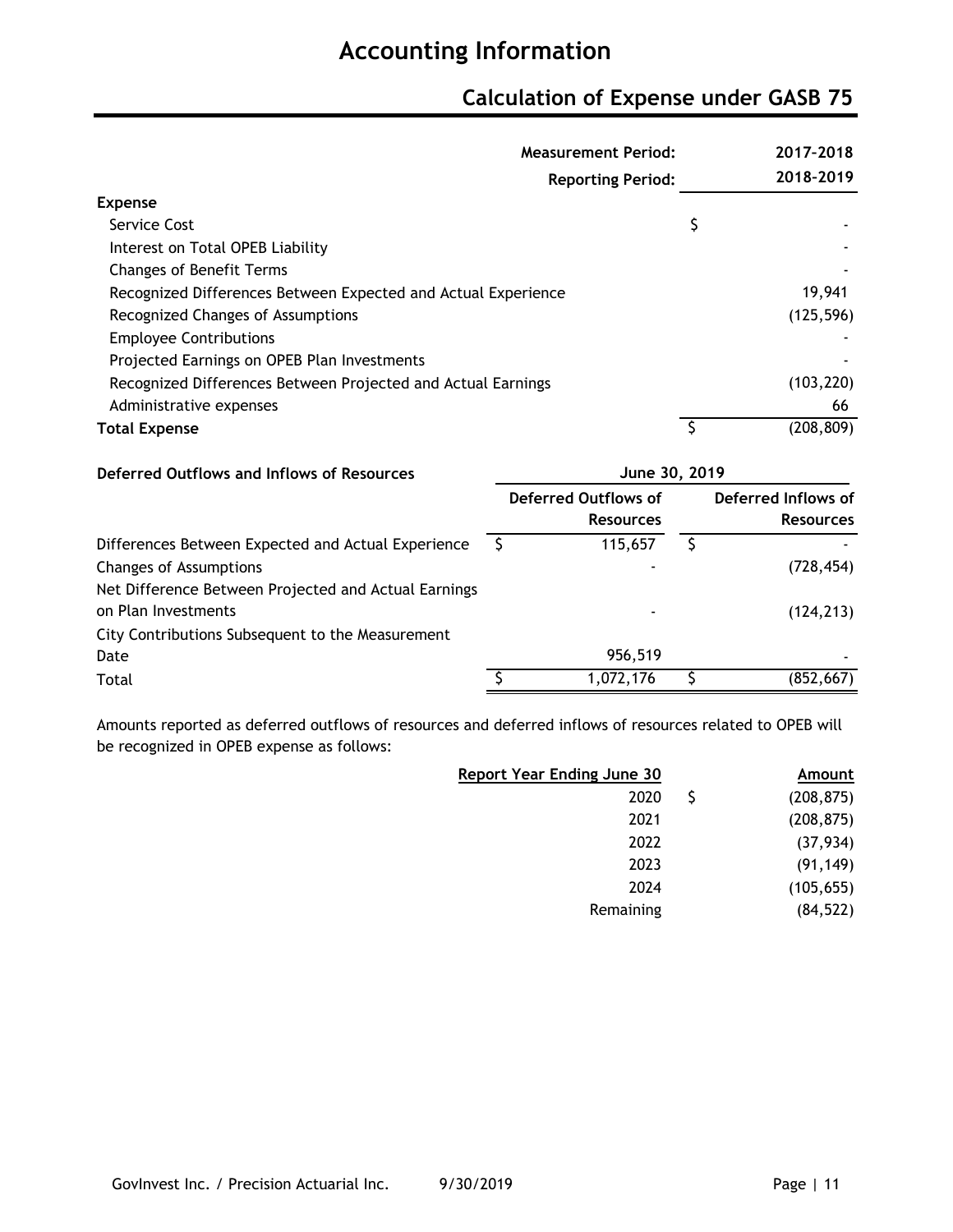# Accounting Information

## Calculation of Expense under GASB 75

| | Measurement Period: 2017-2018 |
|---|---|
| | **Reporting Period: 2018-2019** |
| **Expense** | |
| Service Cost | $ - |
| Interest on Total OPEB Liability | - |
| Changes of Benefit Terms | - |
| Recognized Differences Between Expected and Actual Experience | 19,941 |
| Recognized Changes of Assumptions | (125,596) |
| Employee Contributions | - |
| Projected Earnings on OPEB Plan Investments | - |
| Recognized Differences Between Projected and Actual Earnings | (103,220) |
| Administrative expenses | 66 |
| **Total Expense** | $ (208,809) |

| **Deferred Outflows and Inflows of Resources** | June 30, 2019 | |
|---|---|---|
| | **Deferred Outflows of Resources** | **Deferred Inflows of Resources** |
| Differences Between Expected and Actual Experience | $ 115,657 | $ - |
| Changes of Assumptions | - | (728,454) |
| Net Difference Between Projected and Actual Earnings on Plan Investments | - | (124,213) |
| City Contributions Subsequent to the Measurement Date | 956,519 | - |
| Total | $ 1,072,176 | $ (852,667) |

Amounts reported as deferred outflows of resources and deferred inflows of resources related to OPEB will be recognized in OPEB expense as follows:

| Report Year Ending June 30 | Amount |
|---|---|
| 2020 | $ (208,875) |
| 2021 | (208,875) |
| 2022 | (37,934) |
| 2023 | (91,149) |
| 2024 | (105,655) |
| Remaining | (84,522) |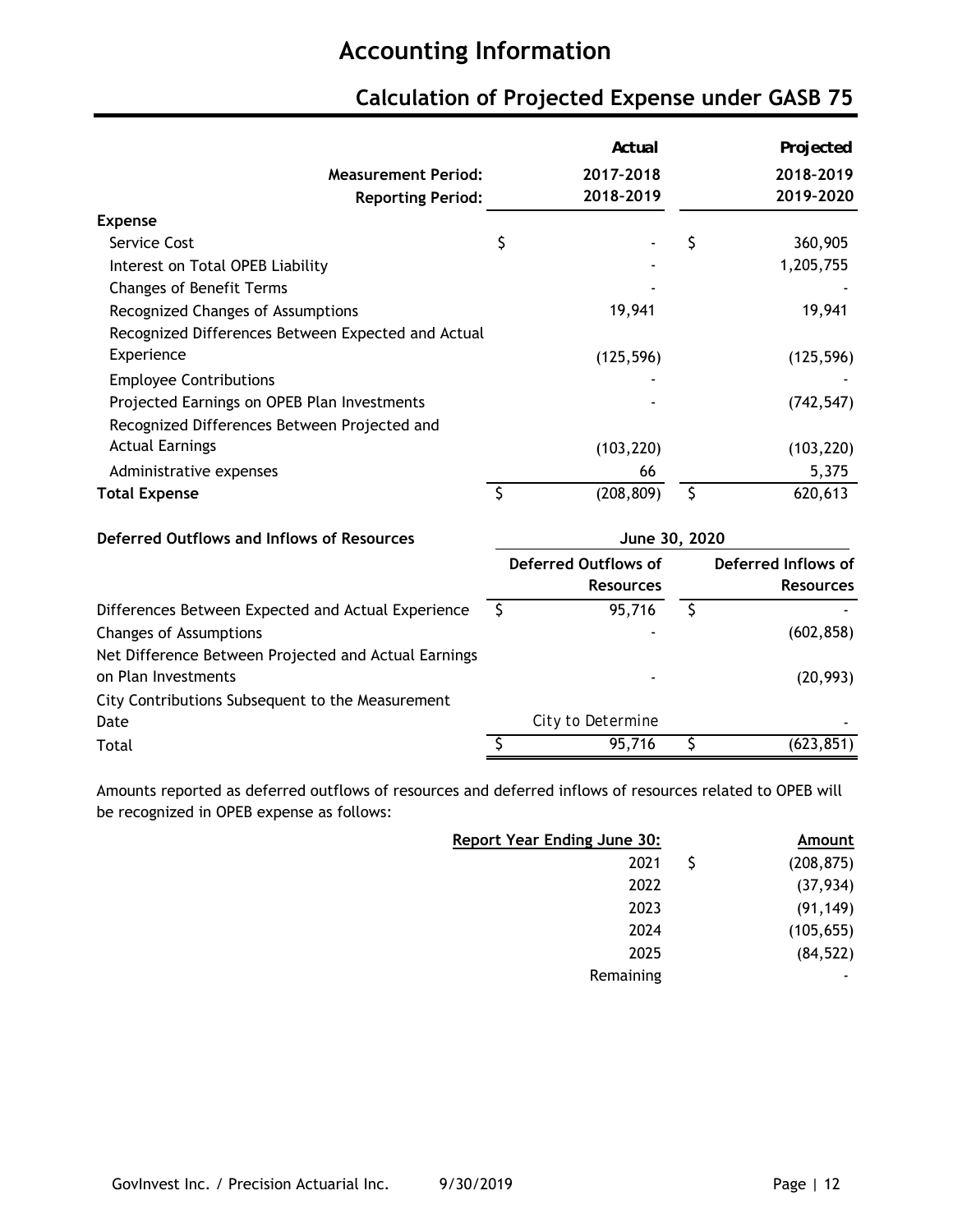# Accounting Information

## Calculation of Projected Expense under GASB 75

| | Actual | Projected |
|---|---|---|
| **Measurement Period:** | 2017-2018 | 2018-2019 |
| **Reporting Period:** | 2018-2019 | 2019-2020 |
| **Expense** | | |
| Service Cost | $ - | $ 360,905 |
| Interest on Total OPEB Liability | - | 1,205,755 |
| Changes of Benefit Terms | - | - |
| Recognized Changes of Assumptions | 19,941 | 19,941 |
| Recognized Differences Between Expected and Actual Experience | (125,596) | (125,596) |
| Employee Contributions | - | - |
| Projected Earnings on OPEB Plan Investments | - | (742,547) |
| Recognized Differences Between Projected and Actual Earnings | (103,220) | (103,220) |
| Administrative expenses | 66 | 5,375 |
| **Total Expense** | $ (208,809) | $ 620,613 |

| Deferred Outflows and Inflows of Resources | June 30, 2020 | |
|---|---|---|
| | Deferred Outflows of Resources | Deferred Inflows of Resources |
| Differences Between Expected and Actual Experience | $ 95,716 | $ - |
| Changes of Assumptions | - | (602,858) |
| Net Difference Between Projected and Actual Earnings on Plan Investments | - | (20,993) |
| City Contributions Subsequent to the Measurement Date | City to Determine | - |
| Total | $ 95,716 | $ (623,851) |

Amounts reported as deferred outflows of resources and deferred inflows of resources related to OPEB will be recognized in OPEB expense as follows:

| Report Year Ending June 30: | Amount |
|---|---|
| 2021 | $ (208,875) |
| 2022 | (37,934) |
| 2023 | (91,149) |
| 2024 | (105,655) |
| 2025 | (84,522) |
| Remaining | - |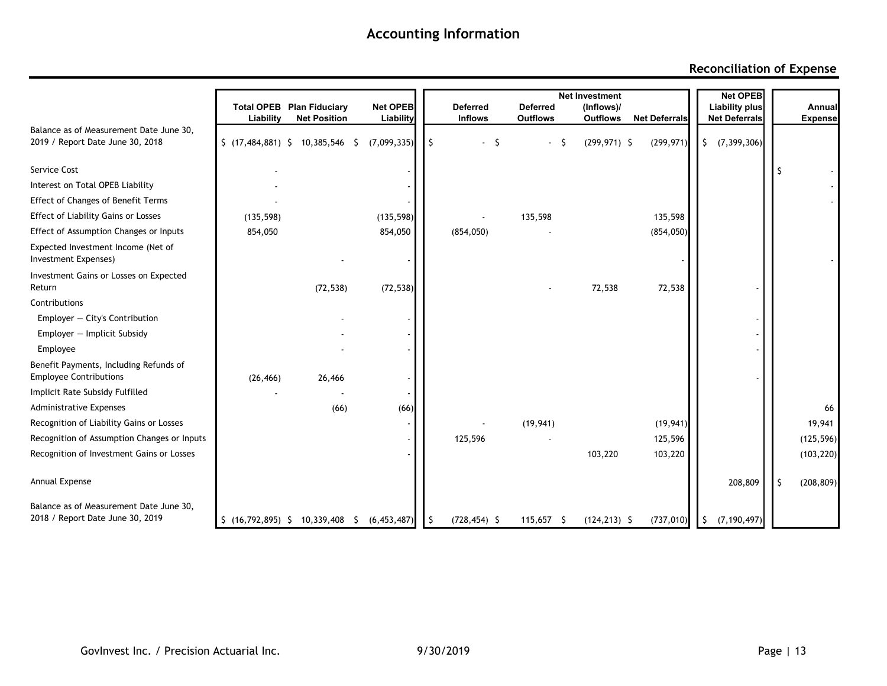# Accounting Information

## Reconciliation of Expense

| | Total OPEB Liability | Plan Fiduciary Net Position | Net OPEB Liability | Deferred Inflows | Deferred Outflows | Net Investment (Inflows)/ Outflows | Net Deferrals | Net OPEB Liability plus Net Deferrals | Annual Expense |
|---|---|---|---|---|---|---|---|---|---|
| Balance as of Measurement Date June 30, 2019 / Report Date June 30, 2018 | $ (17,484,881) | $ 10,385,546 | $ (7,099,335) | $ - | $ - | $ (299,971) | $ (299,971) | $ (7,399,306) | |
| Service Cost | - | | - | | | | | | $ - |
| Interest on Total OPEB Liability | - | | - | | | | | | - |
| Effect of Changes of Benefit Terms | - | | - | | | | | | - |
| Effect of Liability Gains or Losses | (135,598) | | (135,598) | - | 135,598 | | 135,598 | | |
| Effect of Assumption Changes or Inputs | 854,050 | | 854,050 | (854,050) | - | | (854,050) | | |
| Expected Investment Income (Net of Investment Expenses) | | - | - | | | | - | | - |
| Investment Gains or Losses on Expected Return | | (72,538) | (72,538) | | - | 72,538 | 72,538 | - | |
| Contributions | | | | | | | | | |
| Employer — City's Contribution | | - | - | | | | | - | |
| Employer — Implicit Subsidy | | - | - | | | | | - | |
| Employee | | - | - | | | | | - | |
| Benefit Payments, Including Refunds of Employee Contributions | (26,466) | 26,466 | - | | | | | - | |
| Implicit Rate Subsidy Fulfilled | - | - | - | | | | | | |
| Administrative Expenses | | (66) | (66) | | | | | | 66 |
| Recognition of Liability Gains or Losses | | | - | - | (19,941) | | (19,941) | | 19,941 |
| Recognition of Assumption Changes or Inputs | | | - | 125,596 | - | | 125,596 | | (125,596) |
| Recognition of Investment Gains or Losses | | | - | | | 103,220 | 103,220 | | (103,220) |
| Annual Expense | | | | | | | | 208,809 | $ (208,809) |
| Balance as of Measurement Date June 30, 2018 / Report Date June 30, 2019 | $ (16,792,895) | $ 10,339,408 | $ (6,453,487) | $ (728,454) | $ 115,657 | $ (124,213) | $ (737,010) | $ (7,190,497) | |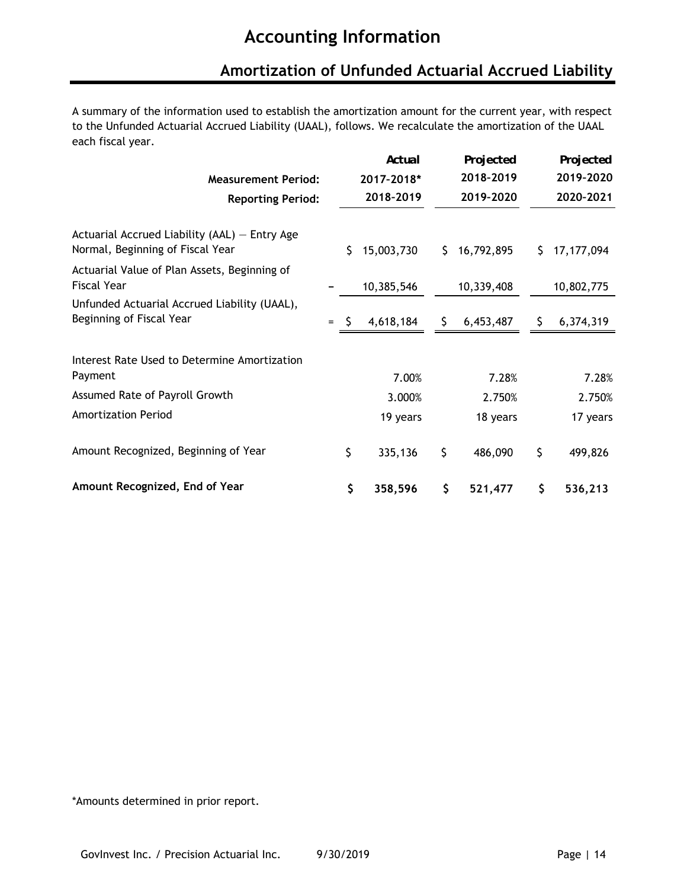# Accounting Information

## Amortization of Unfunded Actuarial Accrued Liability

A summary of the information used to establish the amortization amount for the current year, with respect to the Unfunded Actuarial Accrued Liability (UAAL), follows. We recalculate the amortization of the UAAL each fiscal year.

| | | Actual | Projected | Projected |
|---|---|---|---|---|
| **Measurement Period:** | | 2017-2018* | 2018-2019 | 2019-2020 |
| **Reporting Period:** | | 2018-2019 | 2019-2020 | 2020-2021 |
| Actuarial Accrued Liability (AAL) — Entry Age Normal, Beginning of Fiscal Year | | $ 15,003,730 | $ 16,792,895 | $ 17,177,094 |
| Actuarial Value of Plan Assets, Beginning of Fiscal Year | − | 10,385,546 | 10,339,408 | 10,802,775 |
| Unfunded Actuarial Accrued Liability (UAAL), Beginning of Fiscal Year | = | $ 4,618,184 | $ 6,453,487 | $ 6,374,319 |
| Interest Rate Used to Determine Amortization Payment | | 7.00% | 7.28% | 7.28% |
| Assumed Rate of Payroll Growth | | 3.000% | 2.750% | 2.750% |
| Amortization Period | | 19 years | 18 years | 17 years |
| Amount Recognized, Beginning of Year | | $ 335,136 | $ 486,090 | $ 499,826 |
| **Amount Recognized, End of Year** | | **$ 358,596** | **$ 521,477** | **$ 536,213** |

*Amounts determined in prior report.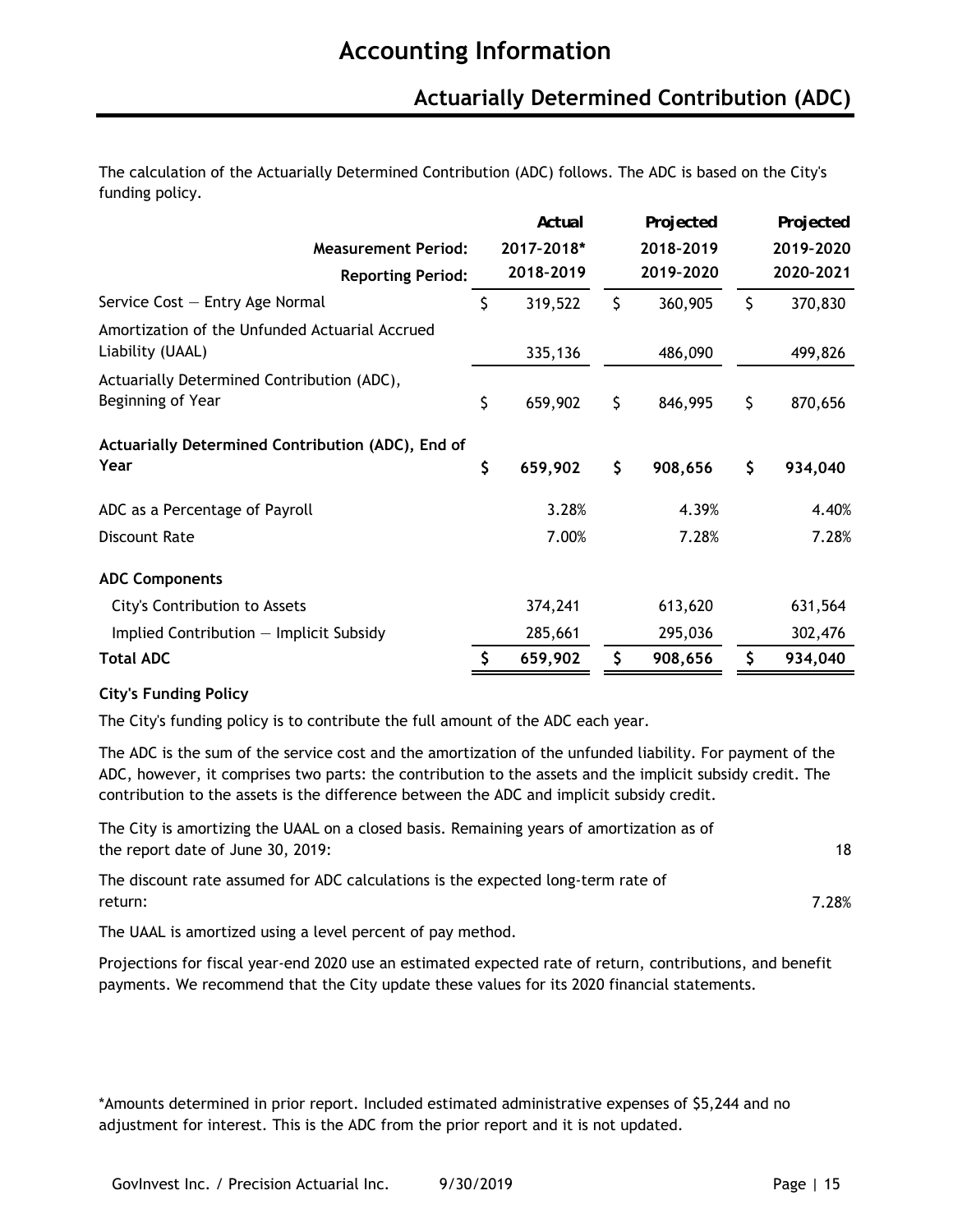# Accounting Information

## Actuarially Determined Contribution (ADC)

The calculation of the Actuarially Determined Contribution (ADC) follows. The ADC is based on the City's funding policy.

| | Actual | Projected | Projected |
|---|---|---|---|
| **Measurement Period:** | 2017-2018* | 2018-2019 | 2019-2020 |
| **Reporting Period:** | 2018-2019 | 2019-2020 | 2020-2021 |
| Service Cost — Entry Age Normal | $ 319,522 | $ 360,905 | $ 370,830 |
| Amortization of the Unfunded Actuarial Accrued Liability (UAAL) | 335,136 | 486,090 | 499,826 |
| Actuarially Determined Contribution (ADC), Beginning of Year | $ 659,902 | $ 846,995 | $ 870,656 |
| **Actuarially Determined Contribution (ADC), End of Year** | **$ 659,902** | **$ 908,656** | **$ 934,040** |
| ADC as a Percentage of Payroll | 3.28% | 4.39% | 4.40% |
| Discount Rate | 7.00% | 7.28% | 7.28% |
| **ADC Components** | | | |
| City's Contribution to Assets | 374,241 | 613,620 | 631,564 |
| Implied Contribution — Implicit Subsidy | 285,661 | 295,036 | 302,476 |
| **Total ADC** | **$ 659,902** | **$ 908,656** | **$ 934,040** |

**City's Funding Policy**

The City's funding policy is to contribute the full amount of the ADC each year.

The ADC is the sum of the service cost and the amortization of the unfunded liability. For payment of the ADC, however, it comprises two parts: the contribution to the assets and the implicit subsidy credit. The contribution to the assets is the difference between the ADC and implicit subsidy credit.

The City is amortizing the UAAL on a closed basis. Remaining years of amortization as of the report date of June 30, 2019: 18

The discount rate assumed for ADC calculations is the expected long-term rate of return: 7.28%

The UAAL is amortized using a level percent of pay method.

Projections for fiscal year-end 2020 use an estimated expected rate of return, contributions, and benefit payments. We recommend that the City update these values for its 2020 financial statements.

*Amounts determined in prior report. Included estimated administrative expenses of $5,244 and no adjustment for interest. This is the ADC from the prior report and it is not updated.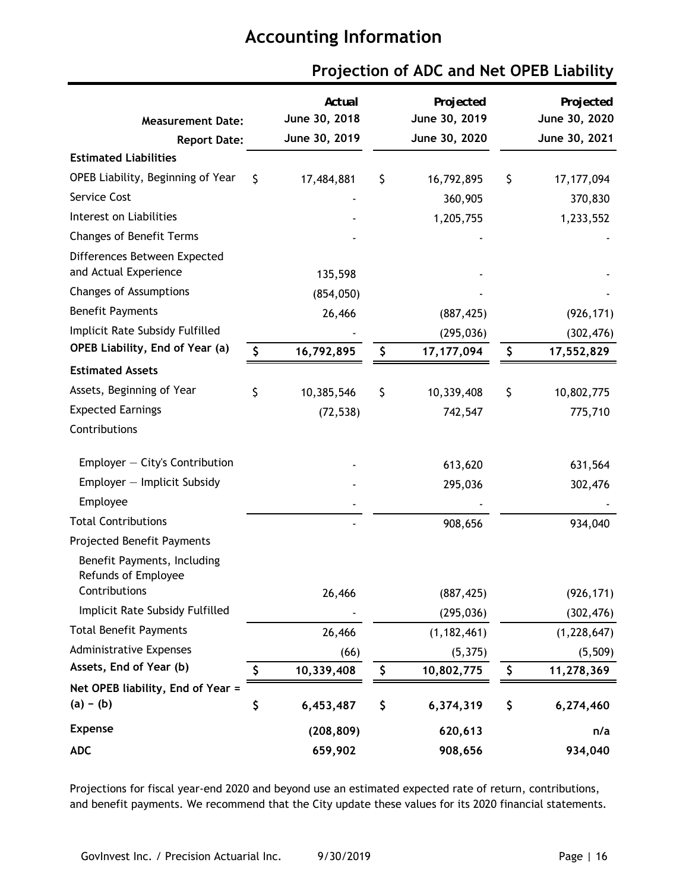# Accounting Information

## Projection of ADC and Net OPEB Liability

| Measurement Date: | Actual June 30, 2018 | Projected June 30, 2019 | Projected June 30, 2020 |
|---|---|---|---|
| **Report Date:** | **June 30, 2019** | **June 30, 2020** | **June 30, 2021** |
| **Estimated Liabilities** | | | |
| OPEB Liability, Beginning of Year | $ 17,484,881 | $ 16,792,895 | $ 17,177,094 |
| Service Cost | - | 360,905 | 370,830 |
| Interest on Liabilities | - | 1,205,755 | 1,233,552 |
| Changes of Benefit Terms | - | - | - |
| Differences Between Expected and Actual Experience | 135,598 | - | - |
| Changes of Assumptions | (854,050) | - | - |
| Benefit Payments | 26,466 | (887,425) | (926,171) |
| Implicit Rate Subsidy Fulfilled | - | (295,036) | (302,476) |
| **OPEB Liability, End of Year (a)** | **$ 16,792,895** | **$ 17,177,094** | **$ 17,552,829** |
| **Estimated Assets** | | | |
| Assets, Beginning of Year | $ 10,385,546 | $ 10,339,408 | $ 10,802,775 |
| Expected Earnings | (72,538) | 742,547 | 775,710 |
| Contributions | | | |
| Employer — City's Contribution | - | 613,620 | 631,564 |
| Employer — Implicit Subsidy | - | 295,036 | 302,476 |
| Employee | - | - | - |
| Total Contributions | - | 908,656 | 934,040 |
| Projected Benefit Payments | | | |
| Benefit Payments, Including Refunds of Employee Contributions | 26,466 | (887,425) | (926,171) |
| Implicit Rate Subsidy Fulfilled | - | (295,036) | (302,476) |
| Total Benefit Payments | 26,466 | (1,182,461) | (1,228,647) |
| Administrative Expenses | (66) | (5,375) | (5,509) |
| **Assets, End of Year (b)** | **$ 10,339,408** | **$ 10,802,775** | **$ 11,278,369** |
| **Net OPEB liability, End of Year = (a) − (b)** | **$ 6,453,487** | **$ 6,374,319** | **$ 6,274,460** |
| **Expense** | **(208,809)** | **620,613** | **n/a** |
| **ADC** | **659,902** | **908,656** | **934,040** |

Projections for fiscal year-end 2020 and beyond use an estimated expected rate of return, contributions, and benefit payments. We recommend that the City update these values for its 2020 financial statements.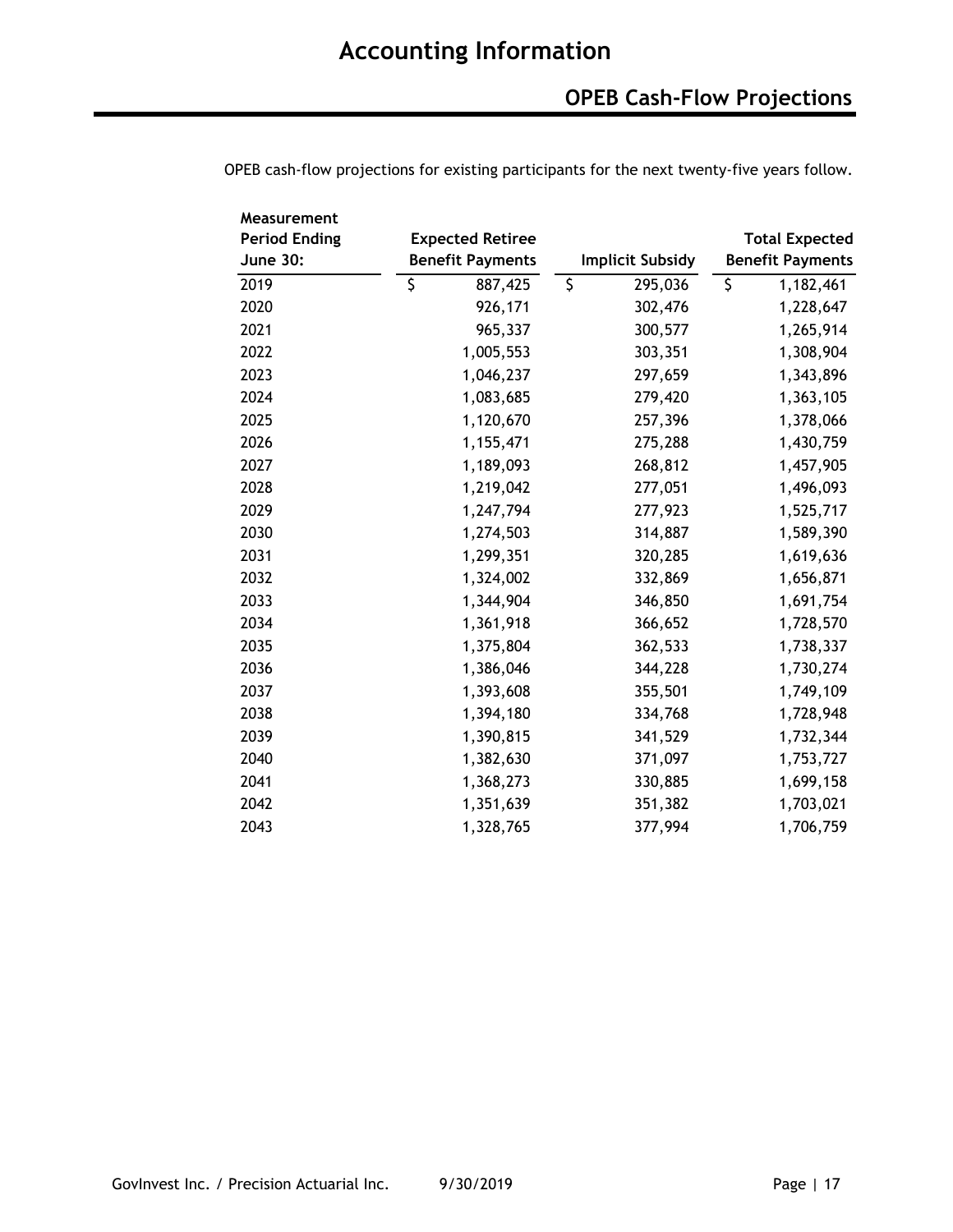# Accounting Information

## OPEB Cash-Flow Projections

OPEB cash-flow projections for existing participants for the next twenty-five years follow.

| Measurement Period Ending June 30: | Expected Retiree Benefit Payments | Implicit Subsidy | Total Expected Benefit Payments |
|---|---|---|---|
| 2019 | $ 887,425 | $ 295,036 | $ 1,182,461 |
| 2020 | 926,171 | 302,476 | 1,228,647 |
| 2021 | 965,337 | 300,577 | 1,265,914 |
| 2022 | 1,005,553 | 303,351 | 1,308,904 |
| 2023 | 1,046,237 | 297,659 | 1,343,896 |
| 2024 | 1,083,685 | 279,420 | 1,363,105 |
| 2025 | 1,120,670 | 257,396 | 1,378,066 |
| 2026 | 1,155,471 | 275,288 | 1,430,759 |
| 2027 | 1,189,093 | 268,812 | 1,457,905 |
| 2028 | 1,219,042 | 277,051 | 1,496,093 |
| 2029 | 1,247,794 | 277,923 | 1,525,717 |
| 2030 | 1,274,503 | 314,887 | 1,589,390 |
| 2031 | 1,299,351 | 320,285 | 1,619,636 |
| 2032 | 1,324,002 | 332,869 | 1,656,871 |
| 2033 | 1,344,904 | 346,850 | 1,691,754 |
| 2034 | 1,361,918 | 366,652 | 1,728,570 |
| 2035 | 1,375,804 | 362,533 | 1,738,337 |
| 2036 | 1,386,046 | 344,228 | 1,730,274 |
| 2037 | 1,393,608 | 355,501 | 1,749,109 |
| 2038 | 1,394,180 | 334,768 | 1,728,948 |
| 2039 | 1,390,815 | 341,529 | 1,732,344 |
| 2040 | 1,382,630 | 371,097 | 1,753,727 |
| 2041 | 1,368,273 | 330,885 | 1,699,158 |
| 2042 | 1,351,639 | 351,382 | 1,703,021 |
| 2043 | 1,328,765 | 377,994 | 1,706,759 |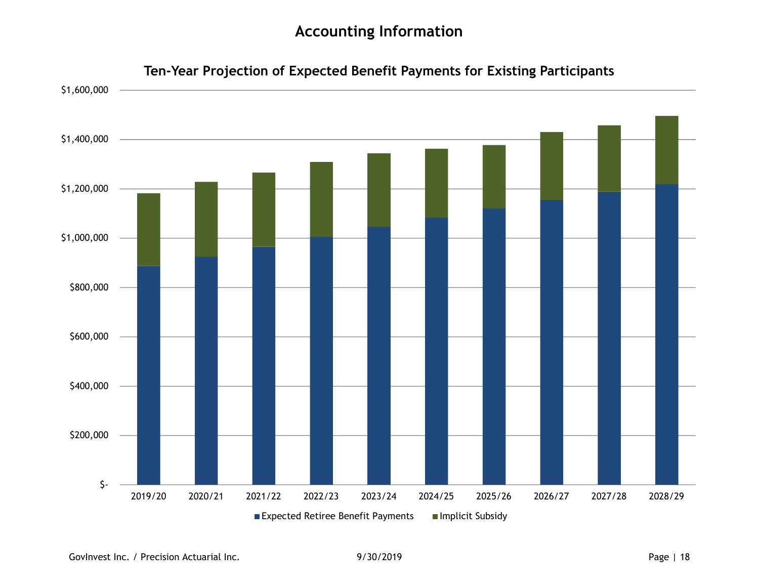# Accounting Information

## Ten-Year Projection of Expected Benefit Payments for Existing Participants

$1,600,000
$1,400,000
$1,200,000
$1,000,000
$800,000
$600,000
$400,000
$200,000
$-

2019/20 2020/21 2021/22 2022/23 2023/24 2024/25 2025/26 2026/27 2027/28 2028/29

■ Expected Retiree Benefit Payments ■ Implicit Subsidy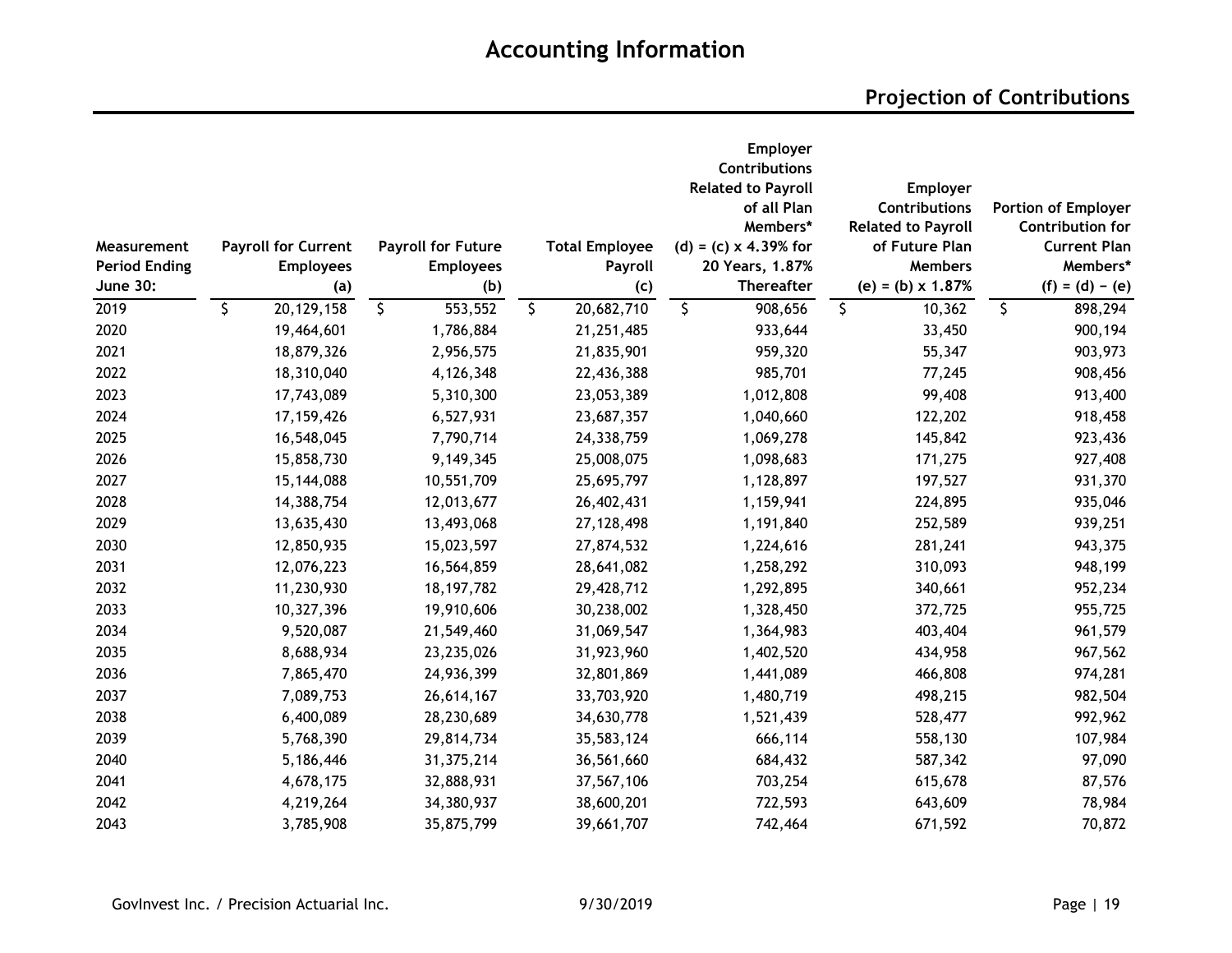# Accounting Information

## Projection of Contributions

| Measurement Period Ending June 30: | Payroll for Current Employees (a) | Payroll for Future Employees (b) | Total Employee Payroll (c) | Employer Contributions Related to Payroll of all Plan Members* (d) = (c) x 4.39% for 20 Years, 1.87% Thereafter | Employer Contributions Related to Payroll of Future Plan Members (e) = (b) x 1.87% | Portion of Employer Contribution for Current Plan Members* (f) = (d) − (e) |
|---|---|---|---|---|---|---|
| 2019 | $ 20,129,158 | $ 553,552 | $ 20,682,710 | $ 908,656 | $ 10,362 | $ 898,294 |
| 2020 | 19,464,601 | 1,786,884 | 21,251,485 | 933,644 | 33,450 | 900,194 |
| 2021 | 18,879,326 | 2,956,575 | 21,835,901 | 959,320 | 55,347 | 903,973 |
| 2022 | 18,310,040 | 4,126,348 | 22,436,388 | 985,701 | 77,245 | 908,456 |
| 2023 | 17,743,089 | 5,310,300 | 23,053,389 | 1,012,808 | 99,408 | 913,400 |
| 2024 | 17,159,426 | 6,527,931 | 23,687,357 | 1,040,660 | 122,202 | 918,458 |
| 2025 | 16,548,045 | 7,790,714 | 24,338,759 | 1,069,278 | 145,842 | 923,436 |
| 2026 | 15,858,730 | 9,149,345 | 25,008,075 | 1,098,683 | 171,275 | 927,408 |
| 2027 | 15,144,088 | 10,551,709 | 25,695,797 | 1,128,897 | 197,527 | 931,370 |
| 2028 | 14,388,754 | 12,013,677 | 26,402,431 | 1,159,941 | 224,895 | 935,046 |
| 2029 | 13,635,430 | 13,493,068 | 27,128,498 | 1,191,840 | 252,589 | 939,251 |
| 2030 | 12,850,935 | 15,023,597 | 27,874,532 | 1,224,616 | 281,241 | 943,375 |
| 2031 | 12,076,223 | 16,564,859 | 28,641,082 | 1,258,292 | 310,093 | 948,199 |
| 2032 | 11,230,930 | 18,197,782 | 29,428,712 | 1,292,895 | 340,661 | 952,234 |
| 2033 | 10,327,396 | 19,910,606 | 30,238,002 | 1,328,450 | 372,725 | 955,725 |
| 2034 | 9,520,087 | 21,549,460 | 31,069,547 | 1,364,983 | 403,404 | 961,579 |
| 2035 | 8,688,934 | 23,235,026 | 31,923,960 | 1,402,520 | 434,958 | 967,562 |
| 2036 | 7,865,470 | 24,936,399 | 32,801,869 | 1,441,089 | 466,808 | 974,281 |
| 2037 | 7,089,753 | 26,614,167 | 33,703,920 | 1,480,719 | 498,215 | 982,504 |
| 2038 | 6,400,089 | 28,230,689 | 34,630,778 | 1,521,439 | 528,477 | 992,962 |
| 2039 | 5,768,390 | 29,814,734 | 35,583,124 | 666,114 | 558,130 | 107,984 |
| 2040 | 5,186,446 | 31,375,214 | 36,561,660 | 684,432 | 587,342 | 97,090 |
| 2041 | 4,678,175 | 32,888,931 | 37,567,106 | 703,254 | 615,678 | 87,576 |
| 2042 | 4,219,264 | 34,380,937 | 38,600,201 | 722,593 | 643,609 | 78,984 |
| 2043 | 3,785,908 | 35,875,799 | 39,661,707 | 742,464 | 671,592 | 70,872 |

GovInvest Inc. / Precision Actuarial Inc. 9/30/2019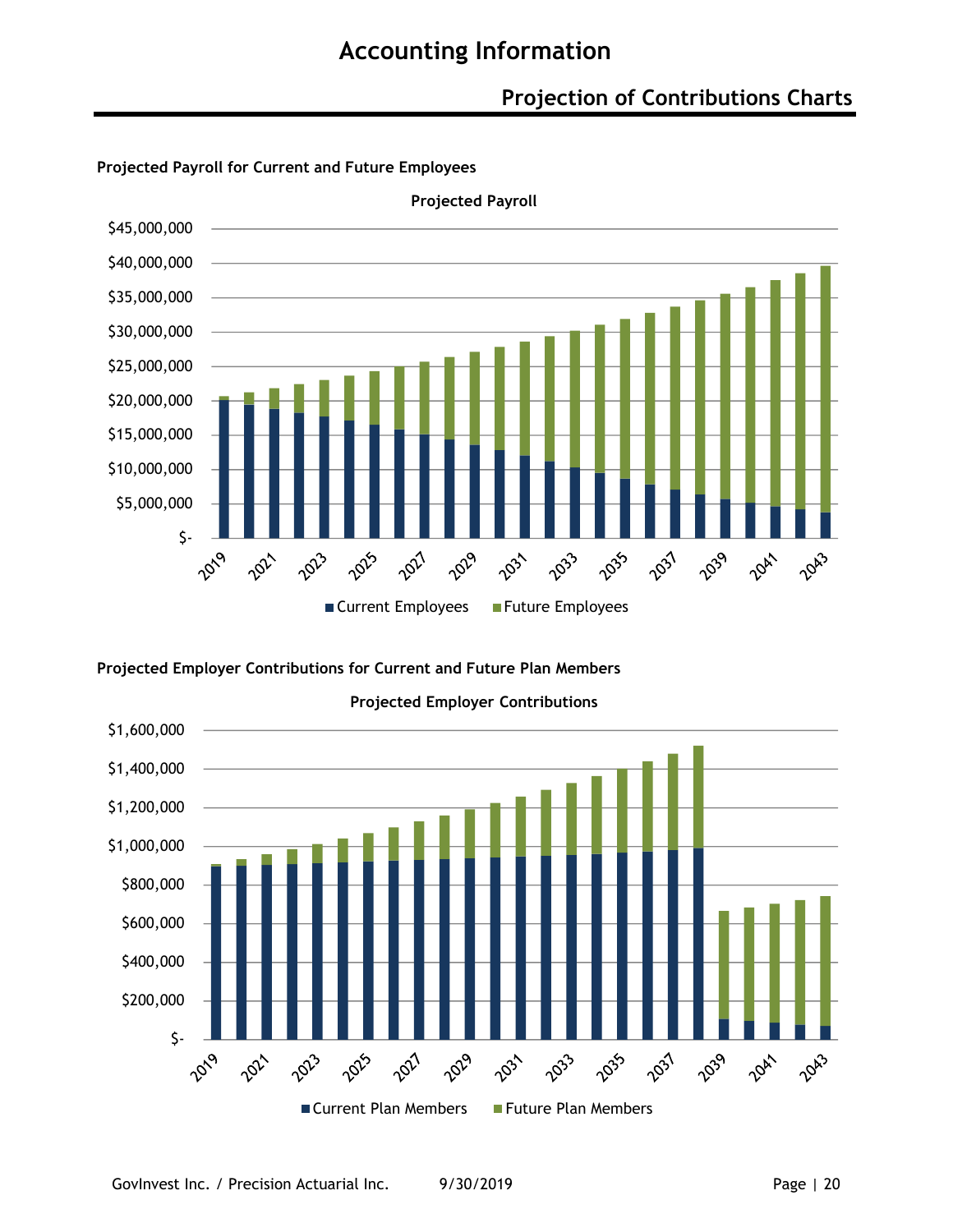# Accounting Information

## Projection of Contributions Charts

**Projected Payroll for Current and Future Employees**

**Projected Payroll**

$45,000,000
$40,000,000
$35,000,000
$30,000,000
$25,000,000
$20,000,000
$15,000,000
$10,000,000
$5,000,000
$-

2019 2021 2023 2025 2027 2029 2031 2033 2035 2037 2039 2041 2043

■ Current Employees ■ Future Employees

**Projected Employer Contributions for Current and Future Plan Members**

**Projected Employer Contributions**

$1,600,000
$1,400,000
$1,200,000
$1,000,000
$800,000
$600,000
$400,000
$200,000
$-

2019 2021 2023 2025 2027 2029 2031 2033 2035 2037 2039 2041 2043

■ Current Plan Members ■ Future Plan Members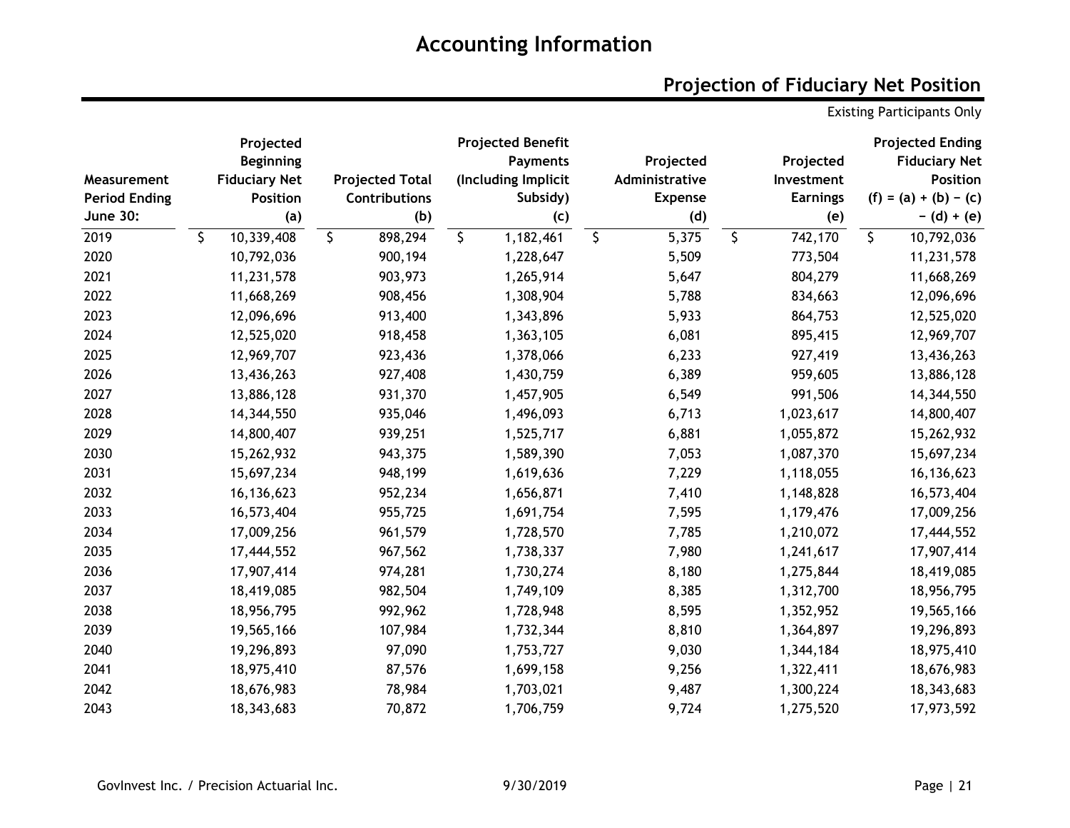# Accounting Information

## Projection of Fiduciary Net Position

Existing Participants Only

| Measurement Period Ending June 30: | Projected Beginning Fiduciary Net Position (a) | Projected Total Contributions (b) | Projected Benefit Payments (Including Implicit Subsidy) (c) | Projected Administrative Expense (d) | Projected Investment Earnings (e) | Projected Ending Fiduciary Net Position (f) = (a) + (b) − (c) − (d) + (e) |
|---|---|---|---|---|---|---|
| 2019 | $ 10,339,408 | $ 898,294 | $ 1,182,461 | $ 5,375 | $ 742,170 | $ 10,792,036 |
| 2020 | 10,792,036 | 900,194 | 1,228,647 | 5,509 | 773,504 | 11,231,578 |
| 2021 | 11,231,578 | 903,973 | 1,265,914 | 5,647 | 804,279 | 11,668,269 |
| 2022 | 11,668,269 | 908,456 | 1,308,904 | 5,788 | 834,663 | 12,096,696 |
| 2023 | 12,096,696 | 913,400 | 1,343,896 | 5,933 | 864,753 | 12,525,020 |
| 2024 | 12,525,020 | 918,458 | 1,363,105 | 6,081 | 895,415 | 12,969,707 |
| 2025 | 12,969,707 | 923,436 | 1,378,066 | 6,233 | 927,419 | 13,436,263 |
| 2026 | 13,436,263 | 927,408 | 1,430,759 | 6,389 | 959,605 | 13,886,128 |
| 2027 | 13,886,128 | 931,370 | 1,457,905 | 6,549 | 991,506 | 14,344,550 |
| 2028 | 14,344,550 | 935,046 | 1,496,093 | 6,713 | 1,023,617 | 14,800,407 |
| 2029 | 14,800,407 | 939,251 | 1,525,717 | 6,881 | 1,055,872 | 15,262,932 |
| 2030 | 15,262,932 | 943,375 | 1,589,390 | 7,053 | 1,087,370 | 15,697,234 |
| 2031 | 15,697,234 | 948,199 | 1,619,636 | 7,229 | 1,118,055 | 16,136,623 |
| 2032 | 16,136,623 | 952,234 | 1,656,871 | 7,410 | 1,148,828 | 16,573,404 |
| 2033 | 16,573,404 | 955,725 | 1,691,754 | 7,595 | 1,179,476 | 17,009,256 |
| 2034 | 17,009,256 | 961,579 | 1,728,570 | 7,785 | 1,210,072 | 17,444,552 |
| 2035 | 17,444,552 | 967,562 | 1,738,337 | 7,980 | 1,241,617 | 17,907,414 |
| 2036 | 17,907,414 | 974,281 | 1,730,274 | 8,180 | 1,275,844 | 18,419,085 |
| 2037 | 18,419,085 | 982,504 | 1,749,109 | 8,385 | 1,312,700 | 18,956,795 |
| 2038 | 18,956,795 | 992,962 | 1,728,948 | 8,595 | 1,352,952 | 19,565,166 |
| 2039 | 19,565,166 | 107,984 | 1,732,344 | 8,810 | 1,364,897 | 19,296,893 |
| 2040 | 19,296,893 | 97,090 | 1,753,727 | 9,030 | 1,344,184 | 18,975,410 |
| 2041 | 18,975,410 | 87,576 | 1,699,158 | 9,256 | 1,322,411 | 18,676,983 |
| 2042 | 18,676,983 | 78,984 | 1,703,021 | 9,487 | 1,300,224 | 18,343,683 |
| 2043 | 18,343,683 | 70,872 | 1,706,759 | 9,724 | 1,275,520 | 17,973,592 |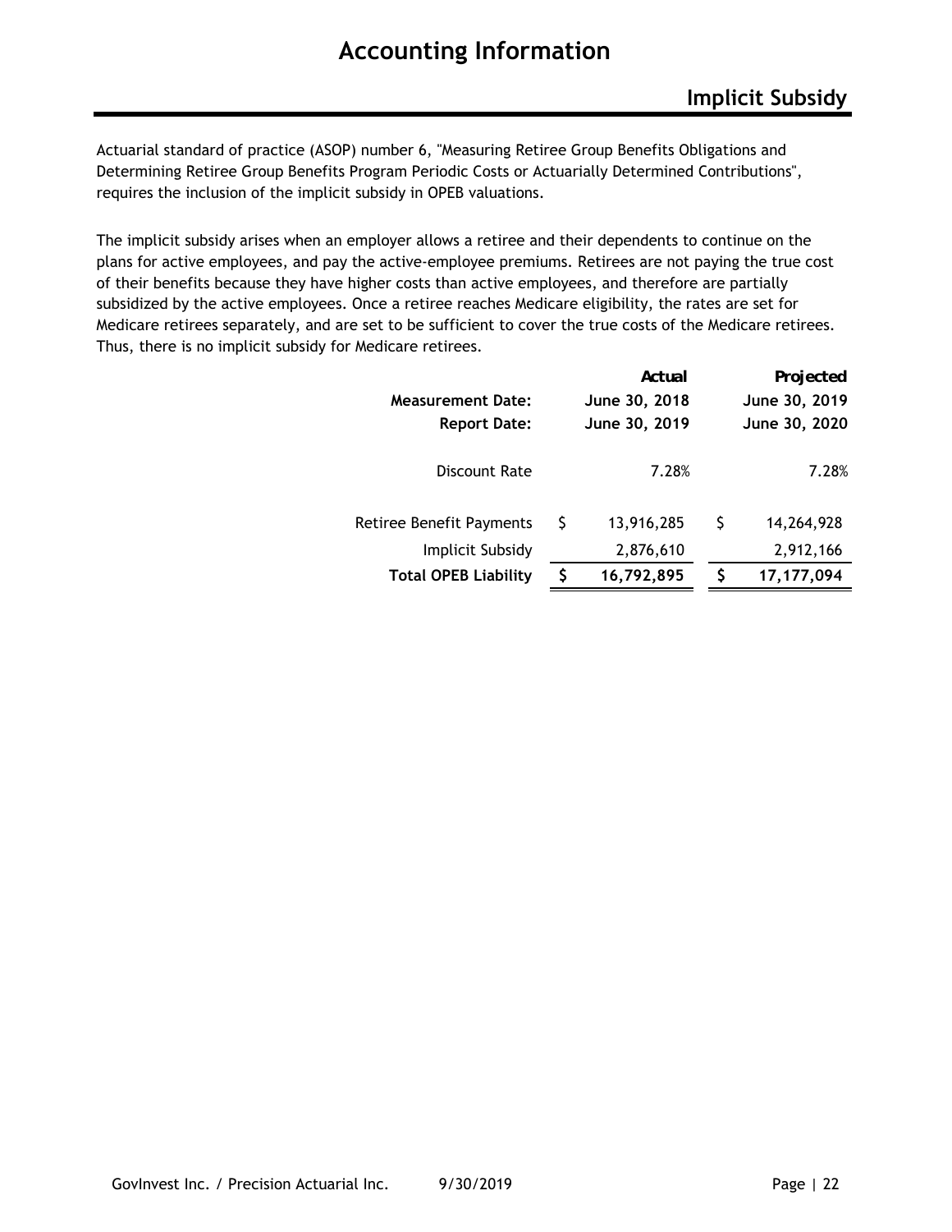# Accounting Information

## Implicit Subsidy

Actuarial standard of practice (ASOP) number 6, "Measuring Retiree Group Benefits Obligations and Determining Retiree Group Benefits Program Periodic Costs or Actuarially Determined Contributions", requires the inclusion of the implicit subsidy in OPEB valuations.

The implicit subsidy arises when an employer allows a retiree and their dependents to continue on the plans for active employees, and pay the active-employee premiums. Retirees are not paying the true cost of their benefits because they have higher costs than active employees, and therefore are partially subsidized by the active employees. Once a retiree reaches Medicare eligibility, the rates are set for Medicare retirees separately, and are set to be sufficient to cover the true costs of the Medicare retirees. Thus, there is no implicit subsidy for Medicare retirees.

| | Actual | Projected |
|---|---|---|
| **Measurement Date:** | **June 30, 2018** | **June 30, 2019** |
| **Report Date:** | **June 30, 2019** | **June 30, 2020** |
| Discount Rate | 7.28% | 7.28% |
| Retiree Benefit Payments | $ 13,916,285 | $ 14,264,928 |
| Implicit Subsidy | 2,876,610 | 2,912,166 |
| **Total OPEB Liability** | **$ 16,792,895** | **$ 17,177,094** |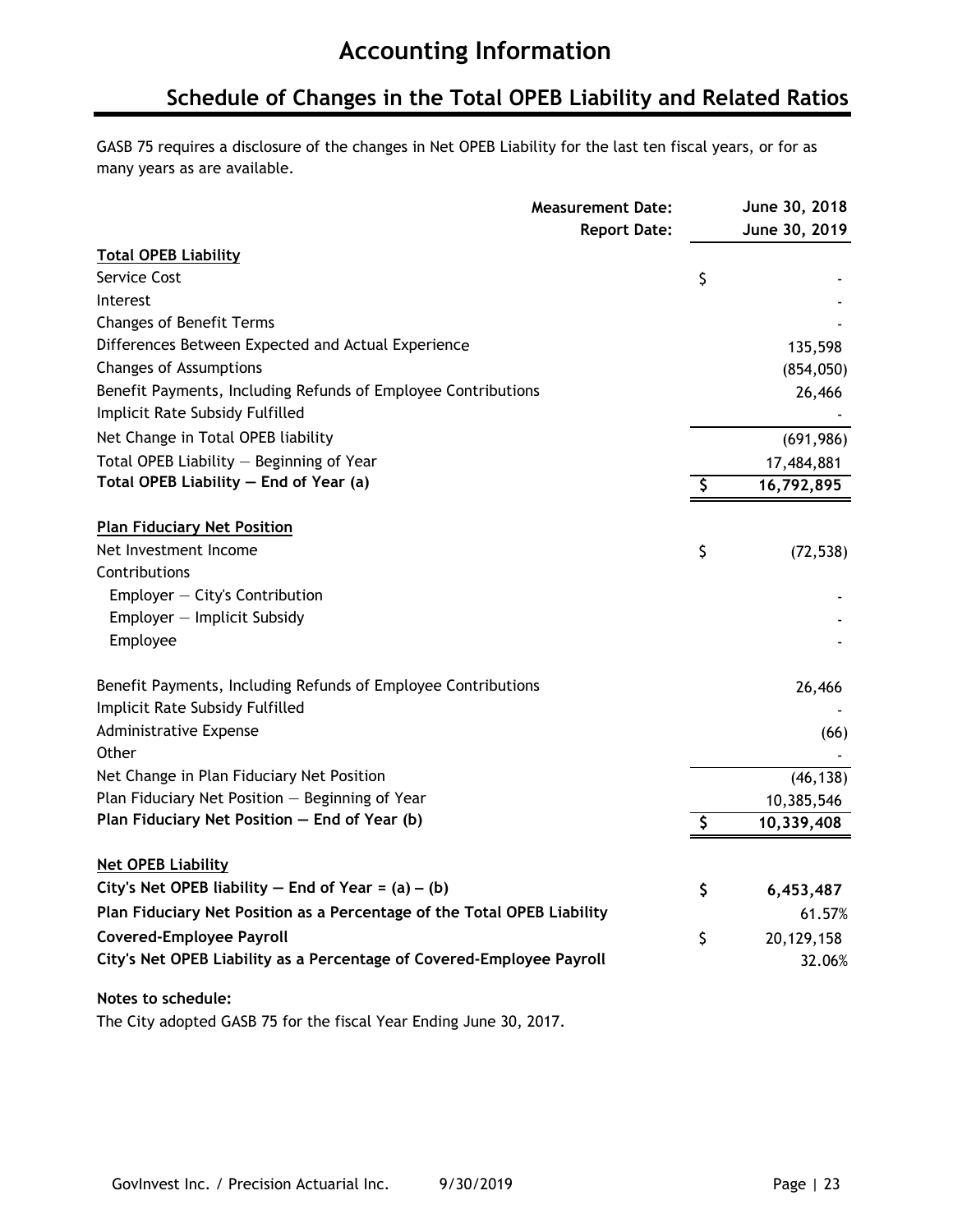# Accounting Information

## Schedule of Changes in the Total OPEB Liability and Related Ratios

GASB 75 requires a disclosure of the changes in Net OPEB Liability for the last ten fiscal years, or for as many years as are available.

| Measurement Date: | | June 30, 2018 |
|---|---|---|
| **Report Date:** | | **June 30, 2019** |
| **Total OPEB Liability** | | |
| Service Cost | $ | - |
| Interest | | - |
| Changes of Benefit Terms | | - |
| Differences Between Expected and Actual Experience | | 135,598 |
| Changes of Assumptions | | (854,050) |
| Benefit Payments, Including Refunds of Employee Contributions | | 26,466 |
| Implicit Rate Subsidy Fulfilled | | - |
| Net Change in Total OPEB liability | | (691,986) |
| Total OPEB Liability — Beginning of Year | | 17,484,881 |
| **Total OPEB Liability — End of Year (a)** | **$** | **16,792,895** |
| **Plan Fiduciary Net Position** | | |
| Net Investment Income | $ | (72,538) |
| Contributions | | |
| Employer — City's Contribution | | - |
| Employer — Implicit Subsidy | | - |
| Employee | | - |
| Benefit Payments, Including Refunds of Employee Contributions | | 26,466 |
| Implicit Rate Subsidy Fulfilled | | - |
| Administrative Expense | | (66) |
| Other | | - |
| Net Change in Plan Fiduciary Net Position | | (46,138) |
| Plan Fiduciary Net Position — Beginning of Year | | 10,385,546 |
| **Plan Fiduciary Net Position — End of Year (b)** | **$** | **10,339,408** |
| **Net OPEB Liability** | | |
| **City's Net OPEB liability — End of Year = (a) – (b)** | **$** | **6,453,487** |
| **Plan Fiduciary Net Position as a Percentage of the Total OPEB Liability** | | 61.57% |
| **Covered-Employee Payroll** | $ | 20,129,158 |
| **City's Net OPEB Liability as a Percentage of Covered-Employee Payroll** | | 32.06% |

**Notes to schedule:**

The City adopted GASB 75 for the fiscal Year Ending June 30, 2017.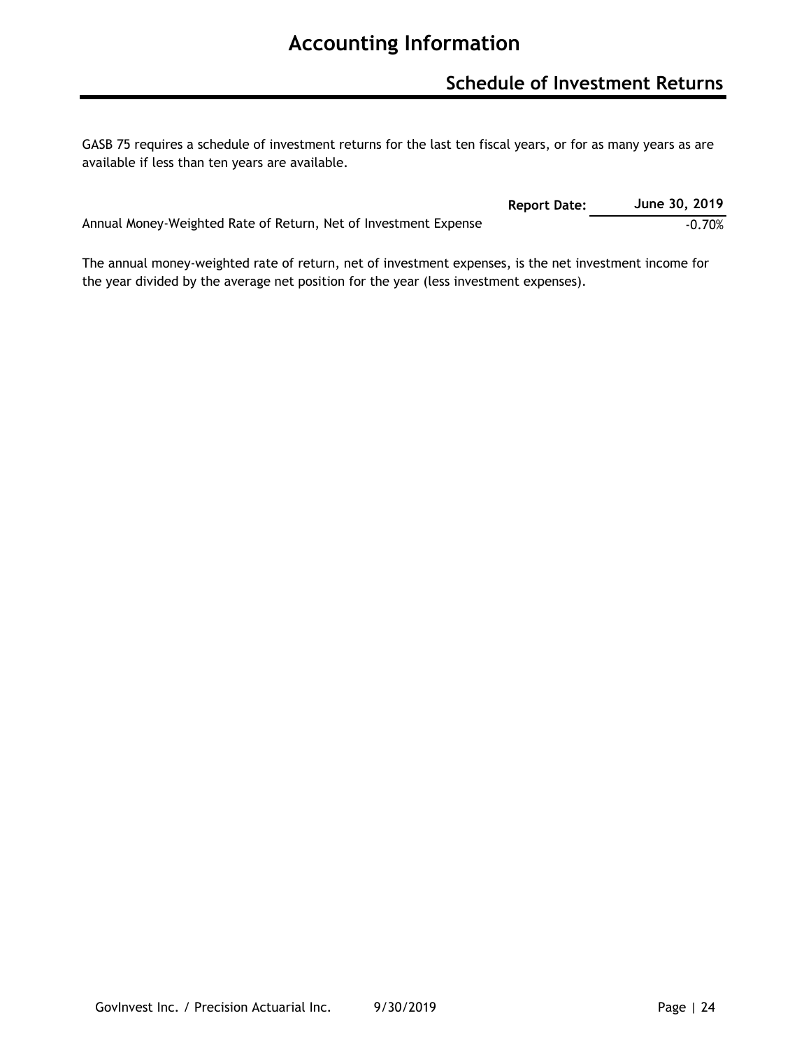# Accounting Information

## Schedule of Investment Returns

GASB 75 requires a schedule of investment returns for the last ten fiscal years, or for as many years as are available if less than ten years are available.

| Report Date: | June 30, 2019 |
|---|---|
| Annual Money-Weighted Rate of Return, Net of Investment Expense | -0.70% |

The annual money-weighted rate of return, net of investment expenses, is the net investment income for the year divided by the average net position for the year (less investment expenses).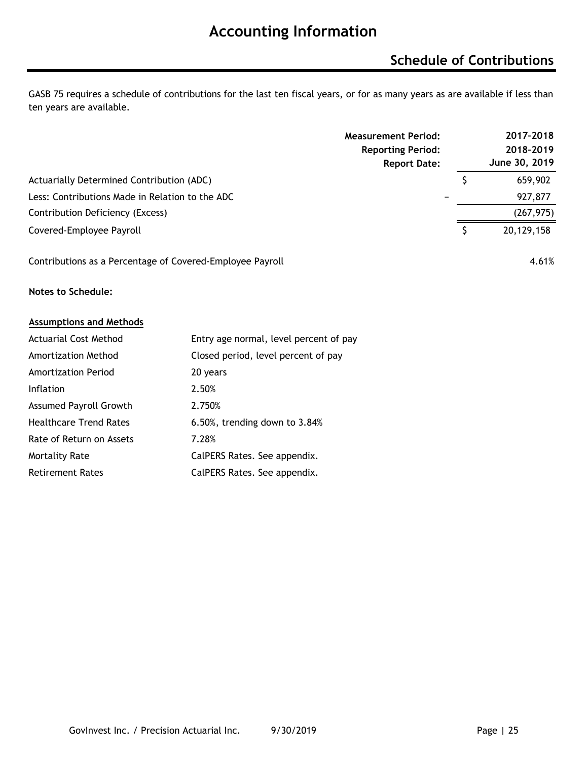# Accounting Information

## Schedule of Contributions

GASB 75 requires a schedule of contributions for the last ten fiscal years, or for as many years as are available if less than ten years are available.

| | **Measurement Period:** | **2017-2018** |
|---|---|---|
| | **Reporting Period:** | **2018-2019** |
| | **Report Date:** | **June 30, 2019** |
| Actuarially Determined Contribution (ADC) | | $ 659,902 |
| Less: Contributions Made in Relation to the ADC | – | 927,877 |
| Contribution Deficiency (Excess) | | (267,975) |
| Covered-Employee Payroll | | $ 20,129,158 |
| | | |
| Contributions as a Percentage of Covered-Employee Payroll | | 4.61% |

**Notes to Schedule:**

**Assumptions and Methods**

| | |
|---|---|
| Actuarial Cost Method | Entry age normal, level percent of pay |
| Amortization Method | Closed period, level percent of pay |
| Amortization Period | 20 years |
| Inflation | 2.50% |
| Assumed Payroll Growth | 2.750% |
| Healthcare Trend Rates | 6.50%, trending down to 3.84% |
| Rate of Return on Assets | 7.28% |
| Mortality Rate | CalPERS Rates. See appendix. |
| Retirement Rates | CalPERS Rates. See appendix. |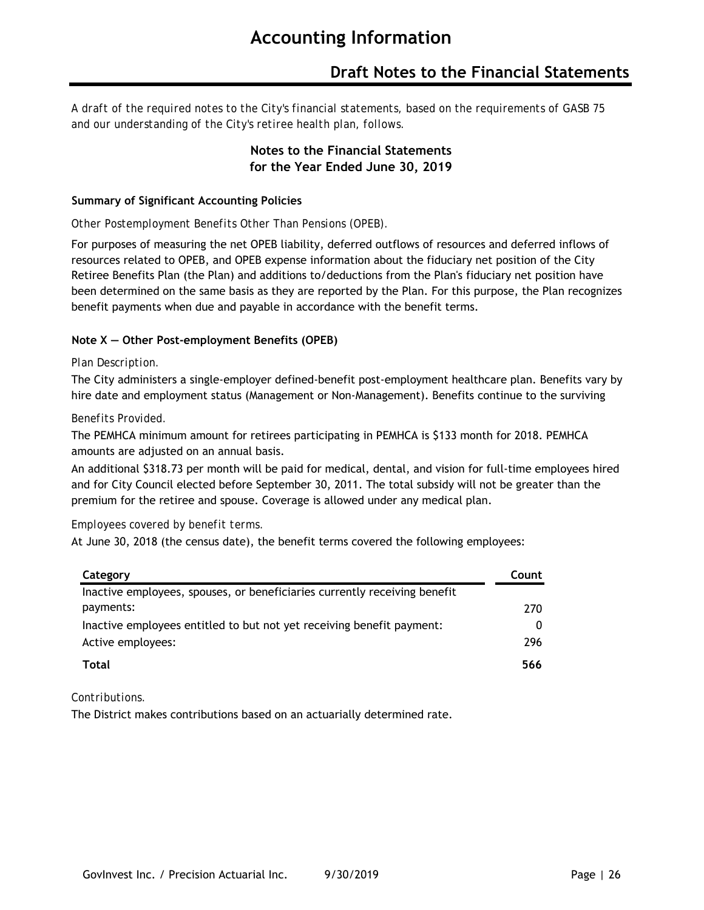# Accounting Information

## Draft Notes to the Financial Statements

*A draft of the required notes to the City's financial statements, based on the requirements of GASB 75 and our understanding of the City's retiree health plan, follows.*

### Notes to the Financial Statements for the Year Ended June 30, 2019

**Summary of Significant Accounting Policies**

*Other Postemployment Benefits Other Than Pensions (OPEB).*

For purposes of measuring the net OPEB liability, deferred outflows of resources and deferred inflows of resources related to OPEB, and OPEB expense information about the fiduciary net position of the City Retiree Benefits Plan (the Plan) and additions to/deductions from the Plan's fiduciary net position have been determined on the same basis as they are reported by the Plan. For this purpose, the Plan recognizes benefit payments when due and payable in accordance with the benefit terms.

**Note X — Other Post-employment Benefits (OPEB)**

*Plan Description.*

The City administers a single-employer defined-benefit post-employment healthcare plan. Benefits vary by hire date and employment status (Management or Non-Management). Benefits continue to the surviving

*Benefits Provided.*

The PEMHCA minimum amount for retirees participating in PEMHCA is $133 month for 2018. PEMHCA amounts are adjusted on an annual basis.

An additional $318.73 per month will be paid for medical, dental, and vision for full-time employees hired and for City Council elected before September 30, 2011. The total subsidy will not be greater than the premium for the retiree and spouse. Coverage is allowed under any medical plan.

*Employees covered by benefit terms.*

At June 30, 2018 (the census date), the benefit terms covered the following employees:

| Category | Count |
|---|---|
| Inactive employees, spouses, or beneficiaries currently receiving benefit payments: | 270 |
| Inactive employees entitled to but not yet receiving benefit payment: | 0 |
| Active employees: | 296 |
| **Total** | **566** |

*Contributions.*

The District makes contributions based on an actuarially determined rate.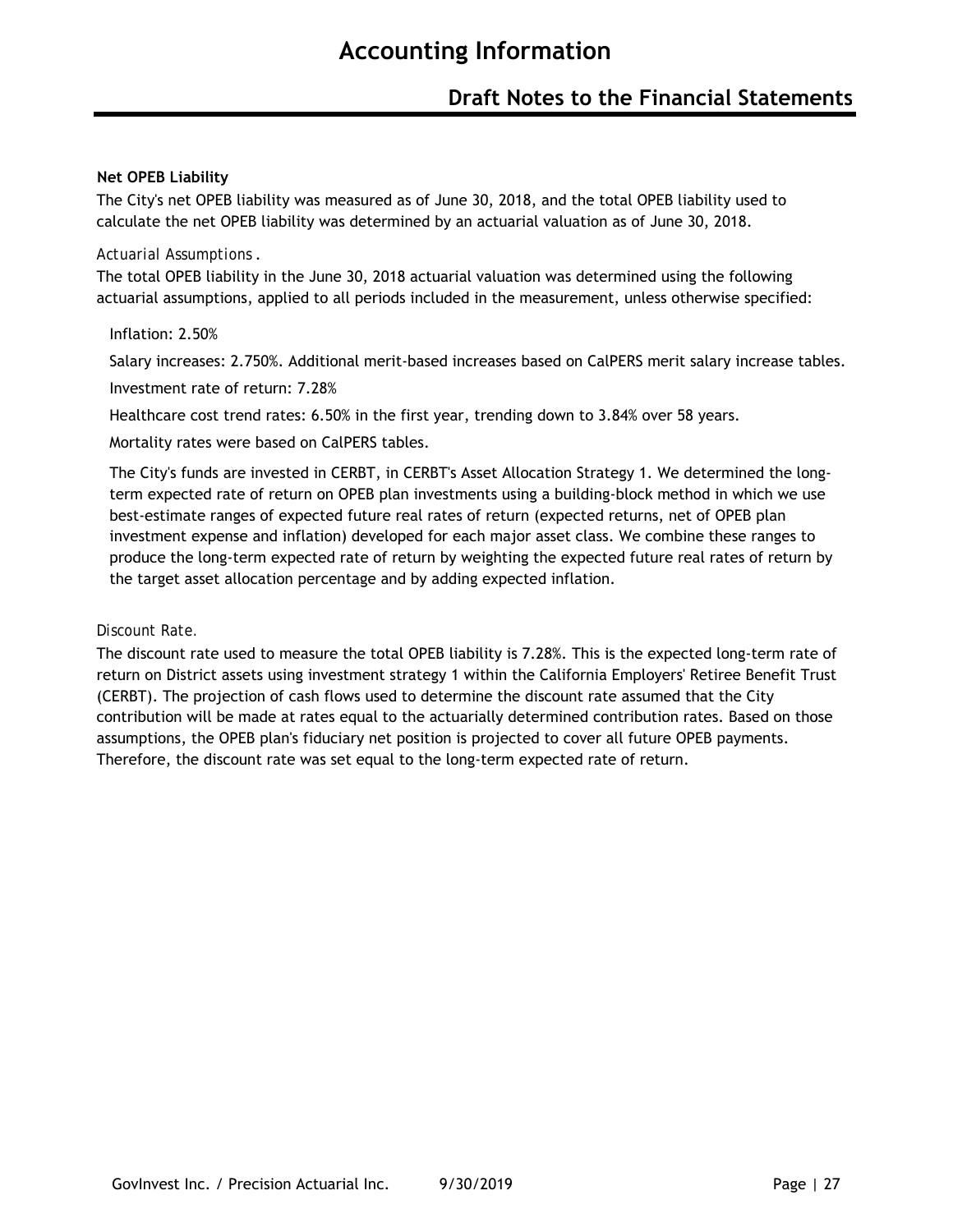**Net OPEB Liability**

The City's net OPEB liability was measured as of June 30, 2018, and the total OPEB liability used to calculate the net OPEB liability was determined by an actuarial valuation as of June 30, 2018.

*Actuarial Assumptions*.

The total OPEB liability in the June 30, 2018 actuarial valuation was determined using the following actuarial assumptions, applied to all periods included in the measurement, unless otherwise specified:

Inflation: 2.50%

Salary increases: 2.750%. Additional merit-based increases based on CalPERS merit salary increase tables.

Investment rate of return: 7.28%

Healthcare cost trend rates: 6.50% in the first year, trending down to 3.84% over 58 years.

Mortality rates were based on CalPERS tables.

The City's funds are invested in CERBT, in CERBT's Asset Allocation Strategy 1. We determined the long-term expected rate of return on OPEB plan investments using a building-block method in which we use best-estimate ranges of expected future real rates of return (expected returns, net of OPEB plan investment expense and inflation) developed for each major asset class. We combine these ranges to produce the long-term expected rate of return by weighting the expected future real rates of return by the target asset allocation percentage and by adding expected inflation.

*Discount Rate.*

The discount rate used to measure the total OPEB liability is 7.28%. This is the expected long-term rate of return on District assets using investment strategy 1 within the California Employers' Retiree Benefit Trust (CERBT). The projection of cash flows used to determine the discount rate assumed that the City contribution will be made at rates equal to the actuarially determined contribution rates. Based on those assumptions, the OPEB plan's fiduciary net position is projected to cover all future OPEB payments. Therefore, the discount rate was set equal to the long-term expected rate of return.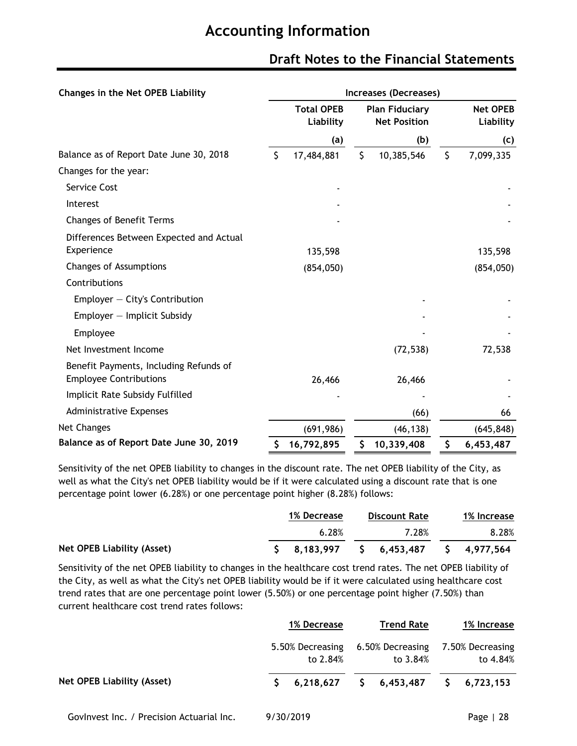# Accounting Information

## Draft Notes to the Financial Statements

| Changes in the Net OPEB Liability | Increases (Decreases) | | |
|---|---|---|---|
| | Total OPEB Liability | Plan Fiduciary Net Position | Net OPEB Liability |
| | (a) | (b) | (c) |
| Balance as of Report Date June 30, 2018 | $ 17,484,881 | $ 10,385,546 | $ 7,099,335 |
| Changes for the year: | | | |
| Service Cost | - | | - |
| Interest | - | | - |
| Changes of Benefit Terms | - | | - |
| Differences Between Expected and Actual Experience | 135,598 | | 135,598 |
| Changes of Assumptions | (854,050) | | (854,050) |
| Contributions | | | |
| Employer — City's Contribution | | - | - |
| Employer — Implicit Subsidy | | - | - |
| Employee | | - | - |
| Net Investment Income | | (72,538) | 72,538 |
| Benefit Payments, Including Refunds of Employee Contributions | 26,466 | 26,466 | - |
| Implicit Rate Subsidy Fulfilled | - | - | - |
| Administrative Expenses | | (66) | 66 |
| Net Changes | (691,986) | (46,138) | (645,848) |
| **Balance as of Report Date June 30, 2019** | **$ 16,792,895** | **$ 10,339,408** | **$ 6,453,487** |

Sensitivity of the net OPEB liability to changes in the discount rate. The net OPEB liability of the City, as well as what the City's net OPEB liability would be if it were calculated using a discount rate that is one percentage point lower (6.28%) or one percentage point higher (8.28%) follows:

| | 1% Decrease | Discount Rate | 1% Increase |
|---|---|---|---|
| | 6.28% | 7.28% | 8.28% |
| **Net OPEB Liability (Asset)** | **$ 8,183,997** | **$ 6,453,487** | **$ 4,977,564** |

Sensitivity of the net OPEB liability to changes in the healthcare cost trend rates. The net OPEB liability of the City, as well as what the City's net OPEB liability would be if it were calculated using healthcare cost trend rates that are one percentage point lower (5.50%) or one percentage point higher (7.50%) than current healthcare cost trend rates follows:

| | 1% Decrease | Trend Rate | 1% Increase |
|---|---|---|---|
| | 5.50% Decreasing to 2.84% | 6.50% Decreasing to 3.84% | 7.50% Decreasing to 4.84% |
| **Net OPEB Liability (Asset)** | **$ 6,218,627** | **$ 6,453,487** | **$ 6,723,153** |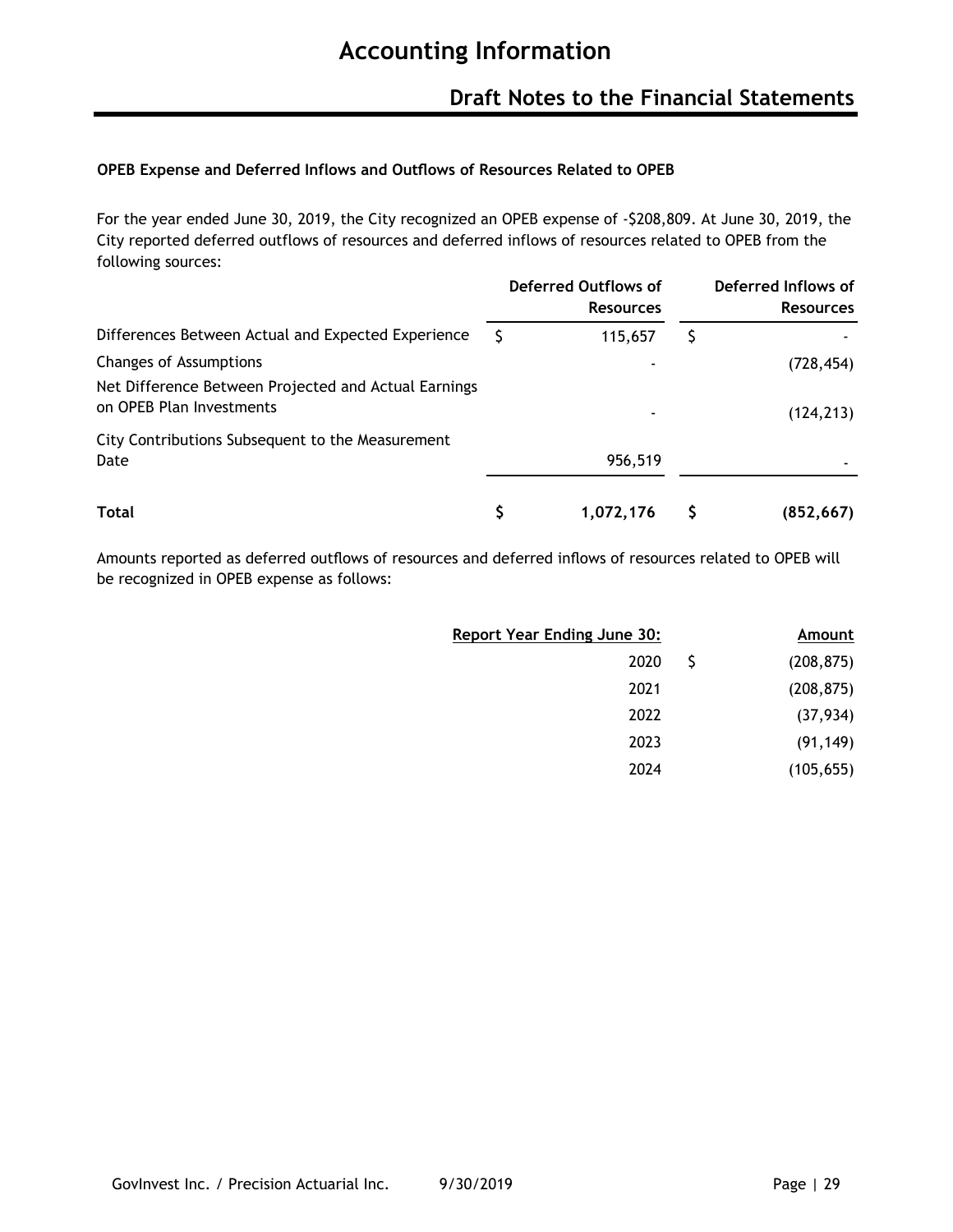# Accounting Information

## Draft Notes to the Financial Statements

**OPEB Expense and Deferred Inflows and Outflows of Resources Related to OPEB**

For the year ended June 30, 2019, the City recognized an OPEB expense of -$208,809. At June 30, 2019, the City reported deferred outflows of resources and deferred inflows of resources related to OPEB from the following sources:

| | Deferred Outflows of Resources | Deferred Inflows of Resources |
|---|---|---|
| Differences Between Actual and Expected Experience | $ 115,657 | $ - |
| Changes of Assumptions | - | (728,454) |
| Net Difference Between Projected and Actual Earnings on OPEB Plan Investments | - | (124,213) |
| City Contributions Subsequent to the Measurement Date | 956,519 | - |
| **Total** | **$ 1,072,176** | **$ (852,667)** |

Amounts reported as deferred outflows of resources and deferred inflows of resources related to OPEB will be recognized in OPEB expense as follows:

| Report Year Ending June 30: | Amount |
|---|---|
| 2020 | $ (208,875) |
| 2021 | (208,875) |
| 2022 | (37,934) |
| 2023 | (91,149) |
| 2024 | (105,655) |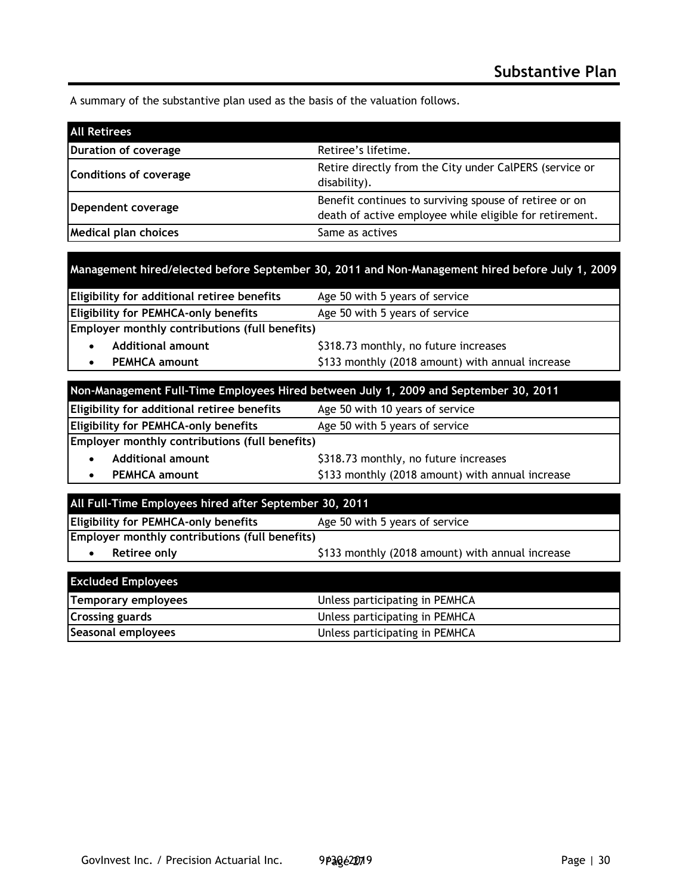# Substantive Plan

A summary of the substantive plan used as the basis of the valuation follows.

| **All Retirees** | |
|---|---|
| **Duration of coverage** | Retiree's lifetime. |
| **Conditions of coverage** | Retire directly from the City under CalPERS (service or disability). |
| **Dependent coverage** | Benefit continues to surviving spouse of retiree or on death of active employee while eligible for retirement. |
| **Medical plan choices** | Same as actives |

| **Management hired/elected before September 30, 2011 and Non-Management hired before July 1, 2009** | |
|---|---|
| **Eligibility for additional retiree benefits** | Age 50 with 5 years of service |
| **Eligibility for PEMHCA-only benefits** | Age 50 with 5 years of service |
| **Employer monthly contributions (full benefits)** | |
| • **Additional amount** | $318.73 monthly, no future increases |
| • **PEMHCA amount** | $133 monthly (2018 amount) with annual increase |

| **Non-Management Full-Time Employees Hired between July 1, 2009 and September 30, 2011** | |
|---|---|
| **Eligibility for additional retiree benefits** | Age 50 with 10 years of service |
| **Eligibility for PEMHCA-only benefits** | Age 50 with 5 years of service |
| **Employer monthly contributions (full benefits)** | |
| • **Additional amount** | $318.73 monthly, no future increases |
| • **PEMHCA amount** | $133 monthly (2018 amount) with annual increase |

| **All Full-Time Employees hired after September 30, 2011** | |
|---|---|
| **Eligibility for PEMHCA-only benefits** | Age 50 with 5 years of service |
| **Employer monthly contributions (full benefits)** | |
| • **Retiree only** | $133 monthly (2018 amount) with annual increase |

| **Excluded Employees** | |
|---|---|
| **Temporary employees** | Unless participating in PEMHCA |
| **Crossing guards** | Unless participating in PEMHCA |
| **Seasonal employees** | Unless participating in PEMHCA |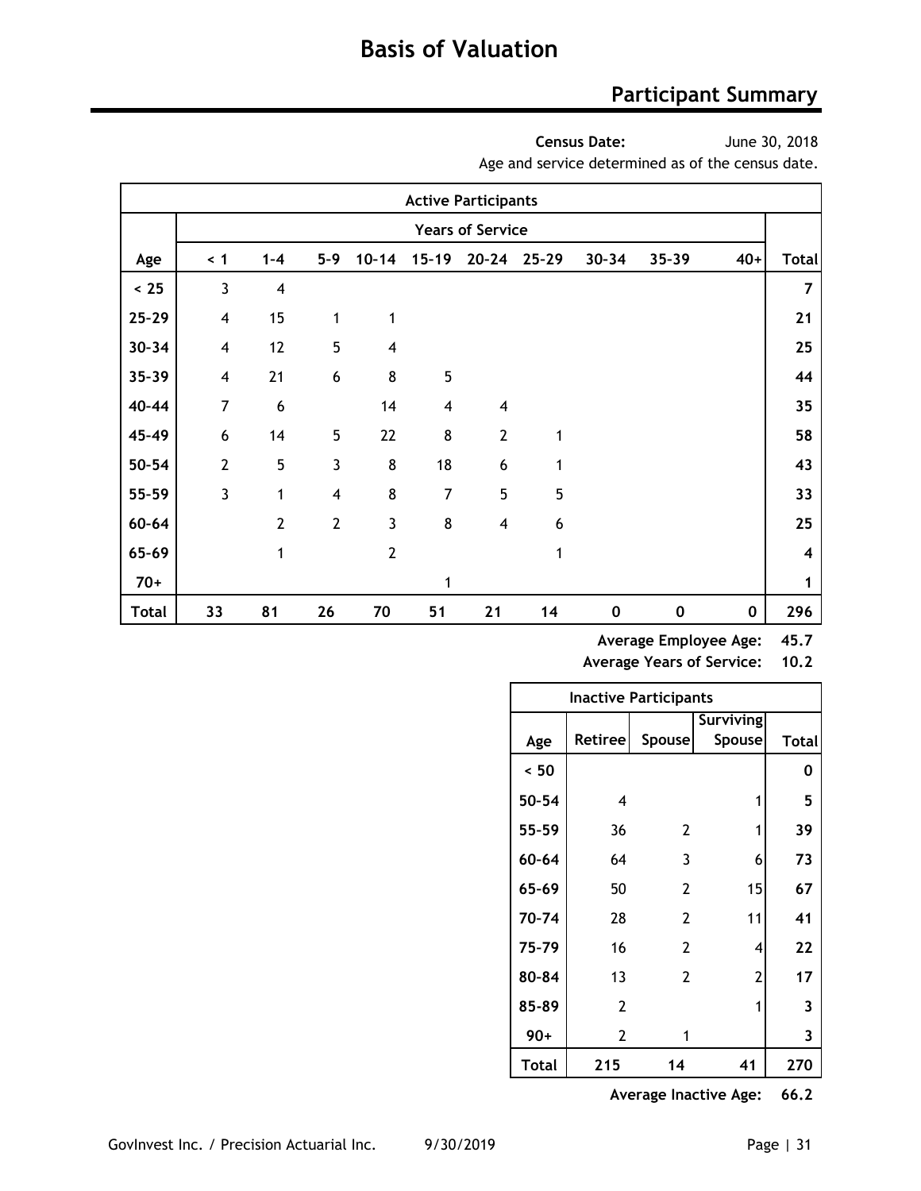# Basis of Valuation

## Participant Summary

**Census Date:** June 30, 2018

Age and service determined as of the census date.

| Active Participants | | | | | | | | | | | |
|---|---|---|---|---|---|---|---|---|---|---|---|
| | Years of Service | | | | | | | | | | |
| Age | < 1 | 1-4 | 5-9 | 10-14 | 15-19 | 20-24 | 25-29 | 30-34 | 35-39 | 40+ | Total |
| < 25 | 3 | 4 | | | | | | | | | 7 |
| 25-29 | 4 | 15 | 1 | 1 | | | | | | | 21 |
| 30-34 | 4 | 12 | 5 | 4 | | | | | | | 25 |
| 35-39 | 4 | 21 | 6 | 8 | 5 | | | | | | 44 |
| 40-44 | 7 | 6 | | 14 | 4 | 4 | | | | | 35 |
| 45-49 | 6 | 14 | 5 | 22 | 8 | 2 | 1 | | | | 58 |
| 50-54 | 2 | 5 | 3 | 8 | 18 | 6 | 1 | | | | 43 |
| 55-59 | 3 | 1 | 4 | 8 | 7 | 5 | 5 | | | | 33 |
| 60-64 | | 2 | 2 | 3 | 8 | 4 | 6 | | | | 25 |
| 65-69 | | 1 | | 2 | | | 1 | | | | 4 |
| 70+ | | | | | 1 | | | | | | 1 |
| **Total** | **33** | **81** | **26** | **70** | **51** | **21** | **14** | **0** | **0** | **0** | **296** |

**Average Employee Age: 45.7**

**Average Years of Service: 10.2**

| Inactive Participants | | | | |
|---|---|---|---|---|
| Age | Retiree | Spouse | Surviving Spouse | Total |
| < 50 | | | | 0 |
| 50-54 | 4 | | 1 | 5 |
| 55-59 | 36 | 2 | 1 | 39 |
| 60-64 | 64 | 3 | 6 | 73 |
| 65-69 | 50 | 2 | 15 | 67 |
| 70-74 | 28 | 2 | 11 | 41 |
| 75-79 | 16 | 2 | 4 | 22 |
| 80-84 | 13 | 2 | 2 | 17 |
| 85-89 | 2 | | 1 | 3 |
| 90+ | 2 | 1 | | 3 |
| **Total** | **215** | **14** | **41** | **270** |

**Average Inactive Age: 66.2**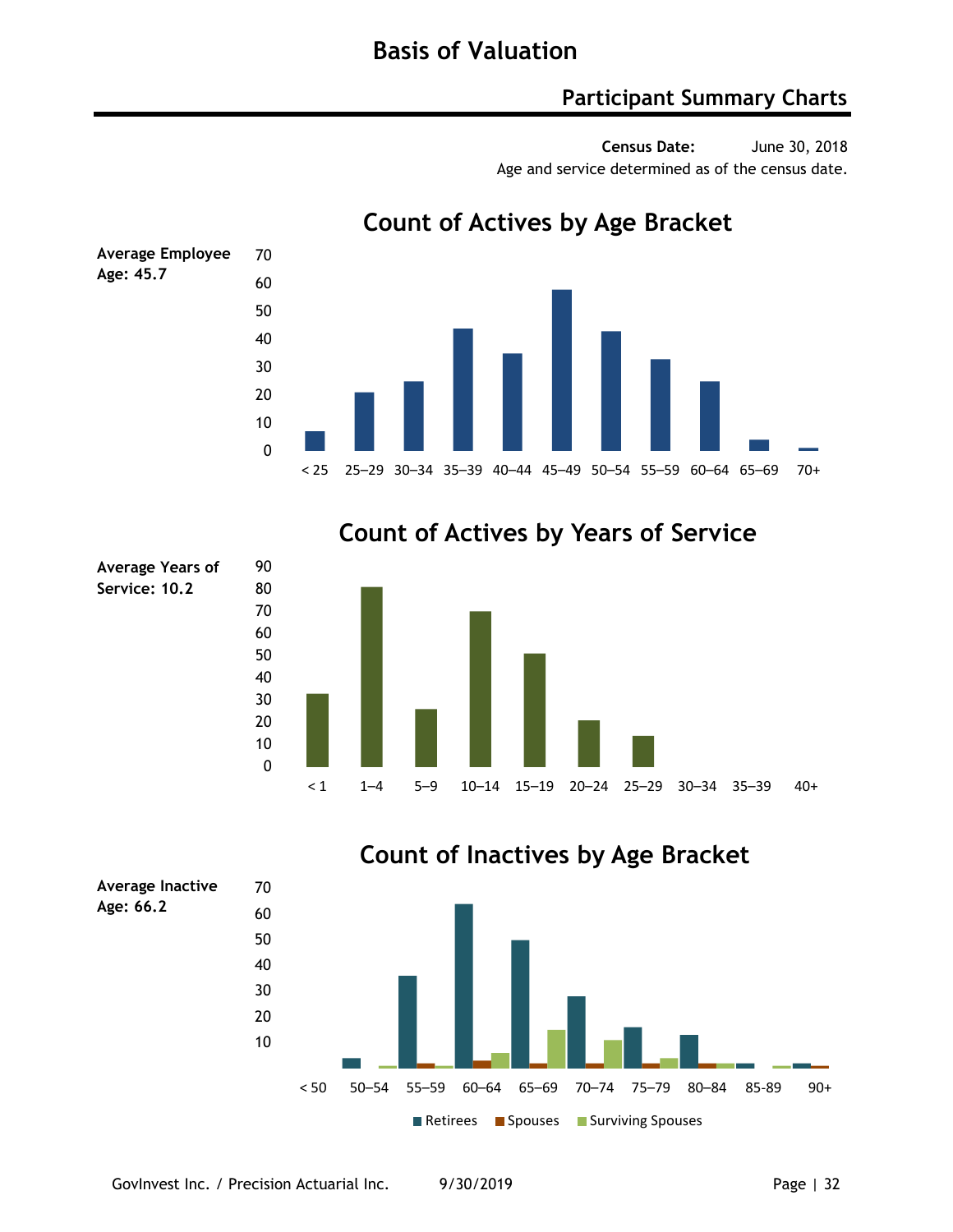# Basis of Valuation

## Participant Summary Charts

**Census Date:** June 30, 2018

Age and service determined as of the census date.

### Count of Actives by Age Bracket

**Average Employee Age: 45.7**

### Count of Actives by Years of Service

**Average Years of Service: 10.2**

### Count of Inactives by Age Bracket

**Average Inactive Age: 66.2**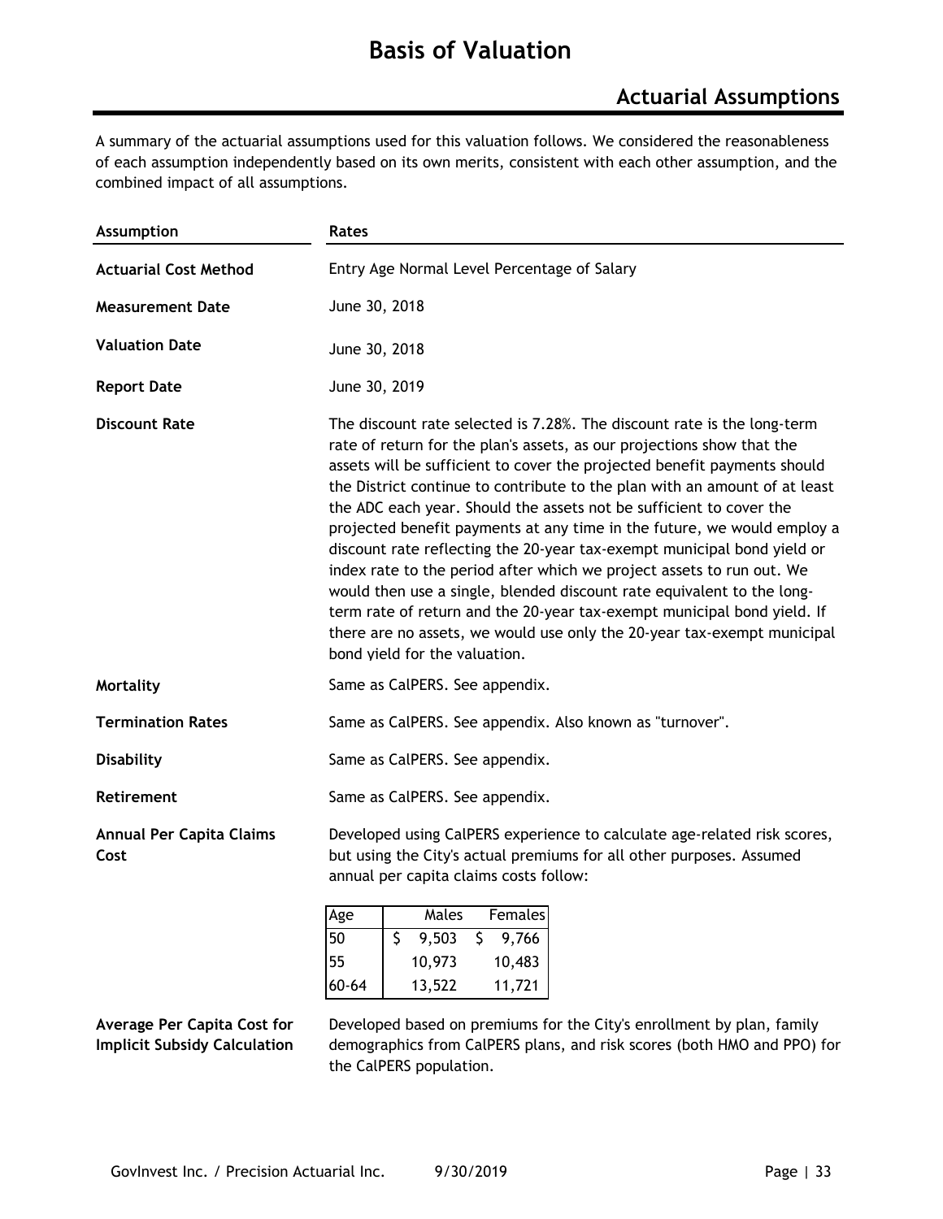# Basis of Valuation

## Actuarial Assumptions

A summary of the actuarial assumptions used for this valuation follows. We considered the reasonableness of each assumption independently based on its own merits, consistent with each other assumption, and the combined impact of all assumptions.

| Assumption | Rates |
|---|---|
| **Actuarial Cost Method** | Entry Age Normal Level Percentage of Salary |
| **Measurement Date** | June 30, 2018 |
| **Valuation Date** | June 30, 2018 |
| **Report Date** | June 30, 2019 |
| **Discount Rate** | The discount rate selected is 7.28%. The discount rate is the long-term rate of return for the plan's assets, as our projections show that the assets will be sufficient to cover the projected benefit payments should the District continue to contribute to the plan with an amount of at least the ADC each year. Should the assets not be sufficient to cover the projected benefit payments at any time in the future, we would employ a discount rate reflecting the 20-year tax-exempt municipal bond yield or index rate to the period after which we project assets to run out. We would then use a single, blended discount rate equivalent to the long-term rate of return and the 20-year tax-exempt municipal bond yield. If there are no assets, we would use only the 20-year tax-exempt municipal bond yield for the valuation. |
| **Mortality** | Same as CalPERS. See appendix. |
| **Termination Rates** | Same as CalPERS. See appendix. Also known as "turnover". |
| **Disability** | Same as CalPERS. See appendix. |
| **Retirement** | Same as CalPERS. See appendix. |
| **Annual Per Capita Claims Cost** | Developed using CalPERS experience to calculate age-related risk scores, but using the City's actual premiums for all other purposes. Assumed annual per capita claims costs follow: |

| Age | Males | Females |
|---|---|---|
| 50 | $ 9,503 | $ 9,766 |
| 55 | 10,973 | 10,483 |
| 60-64 | 13,522 | 11,721 |

**Average Per Capita Cost for Implicit Subsidy Calculation**: Developed based on premiums for the City's enrollment by plan, family demographics from CalPERS plans, and risk scores (both HMO and PPO) for the CalPERS population.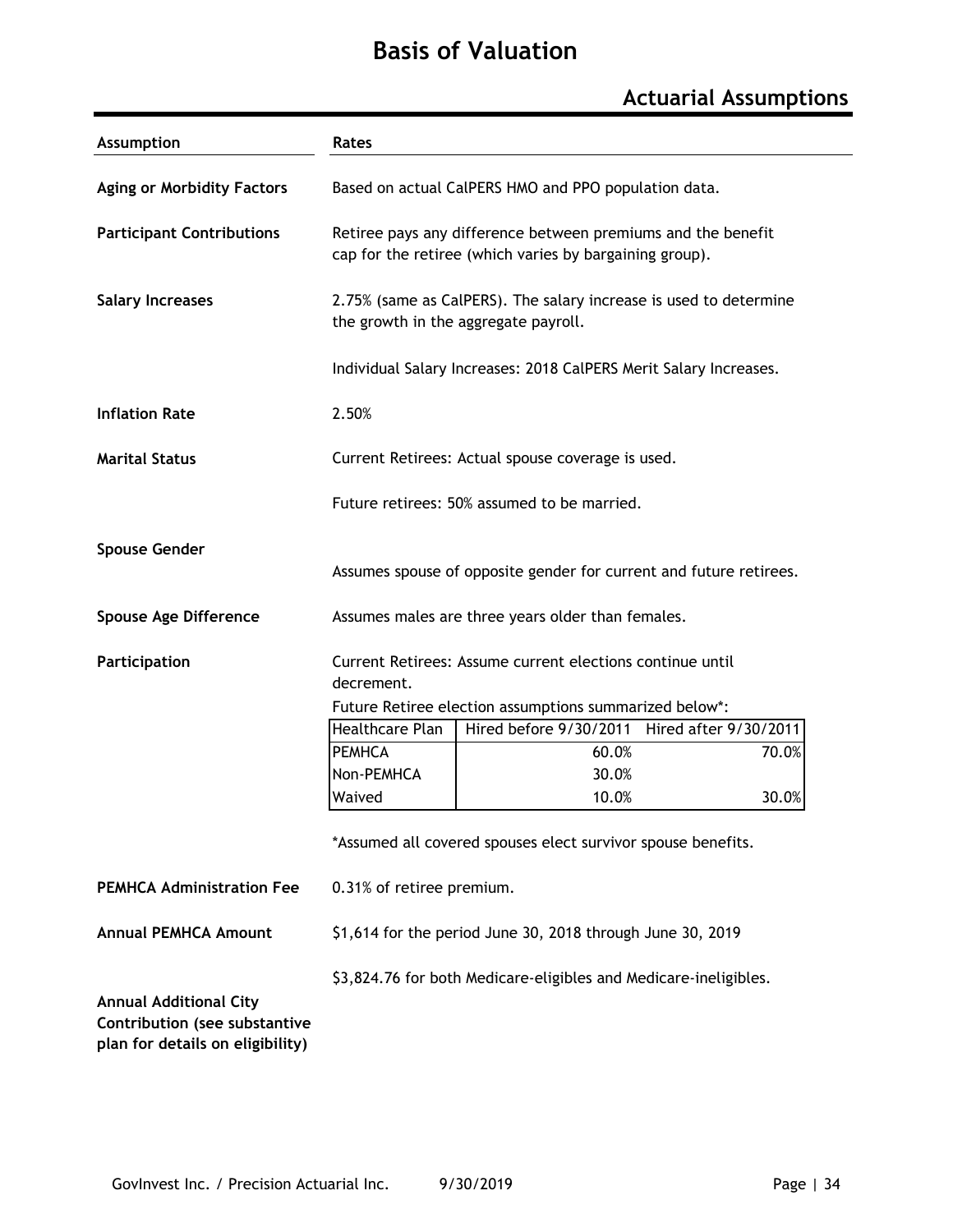# Basis of Valuation

## Actuarial Assumptions

| Assumption | Rates |
|---|---|
| **Aging or Morbidity Factors** | Based on actual CalPERS HMO and PPO population data. |
| **Participant Contributions** | Retiree pays any difference between premiums and the benefit cap for the retiree (which varies by bargaining group). |
| **Salary Increases** | 2.75% (same as CalPERS). The salary increase is used to determine the growth in the aggregate payroll. |
| | Individual Salary Increases: 2018 CalPERS Merit Salary Increases. |
| **Inflation Rate** | 2.50% |
| **Marital Status** | Current Retirees: Actual spouse coverage is used. |
| | Future retirees: 50% assumed to be married. |
| **Spouse Gender** | Assumes spouse of opposite gender for current and future retirees. |
| **Spouse Age Difference** | Assumes males are three years older than females. |
| **Participation** | Current Retirees: Assume current elections continue until decrement. |
| | Future Retiree election assumptions summarized below*: |

| Healthcare Plan | Hired before 9/30/2011 | Hired after 9/30/2011 |
|---|---|---|
| PEMHCA | 60.0% | 70.0% |
| Non-PEMHCA | 30.0% | |
| Waived | 10.0% | 30.0% |

*Assumed all covered spouses elect survivor spouse benefits.

| Assumption | Rates |
|---|---|
| **PEMHCA Administration Fee** | 0.31% of retiree premium. |
| **Annual PEMHCA Amount** | $1,614 for the period June 30, 2018 through June 30, 2019 |
| **Annual Additional City Contribution (see substantive plan for details on eligibility)** | $3,824.76 for both Medicare-eligibles and Medicare-ineligibles. |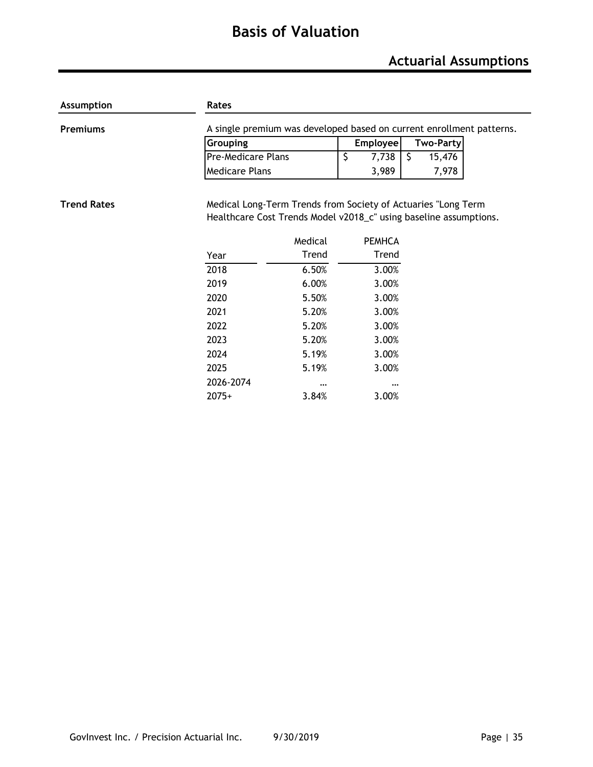# Basis of Valuation

## Actuarial Assumptions

| Assumption | Rates |
|---|---|

**Premiums**

A single premium was developed based on current enrollment patterns.

| Grouping | Employee | Two-Party |
|---|---|---|
| Pre-Medicare Plans | $ 7,738 | $ 15,476 |
| Medicare Plans | 3,989 | 7,978 |

**Trend Rates**

Medical Long-Term Trends from Society of Actuaries "Long Term Healthcare Cost Trends Model v2018_c" using baseline assumptions.

| Year | Medical Trend | PEMHCA Trend |
|---|---|---|
| 2018 | 6.50% | 3.00% |
| 2019 | 6.00% | 3.00% |
| 2020 | 5.50% | 3.00% |
| 2021 | 5.20% | 3.00% |
| 2022 | 5.20% | 3.00% |
| 2023 | 5.20% | 3.00% |
| 2024 | 5.19% | 3.00% |
| 2025 | 5.19% | 3.00% |
| 2026-2074 | ... | ... |
| 2075+ | 3.84% | 3.00% |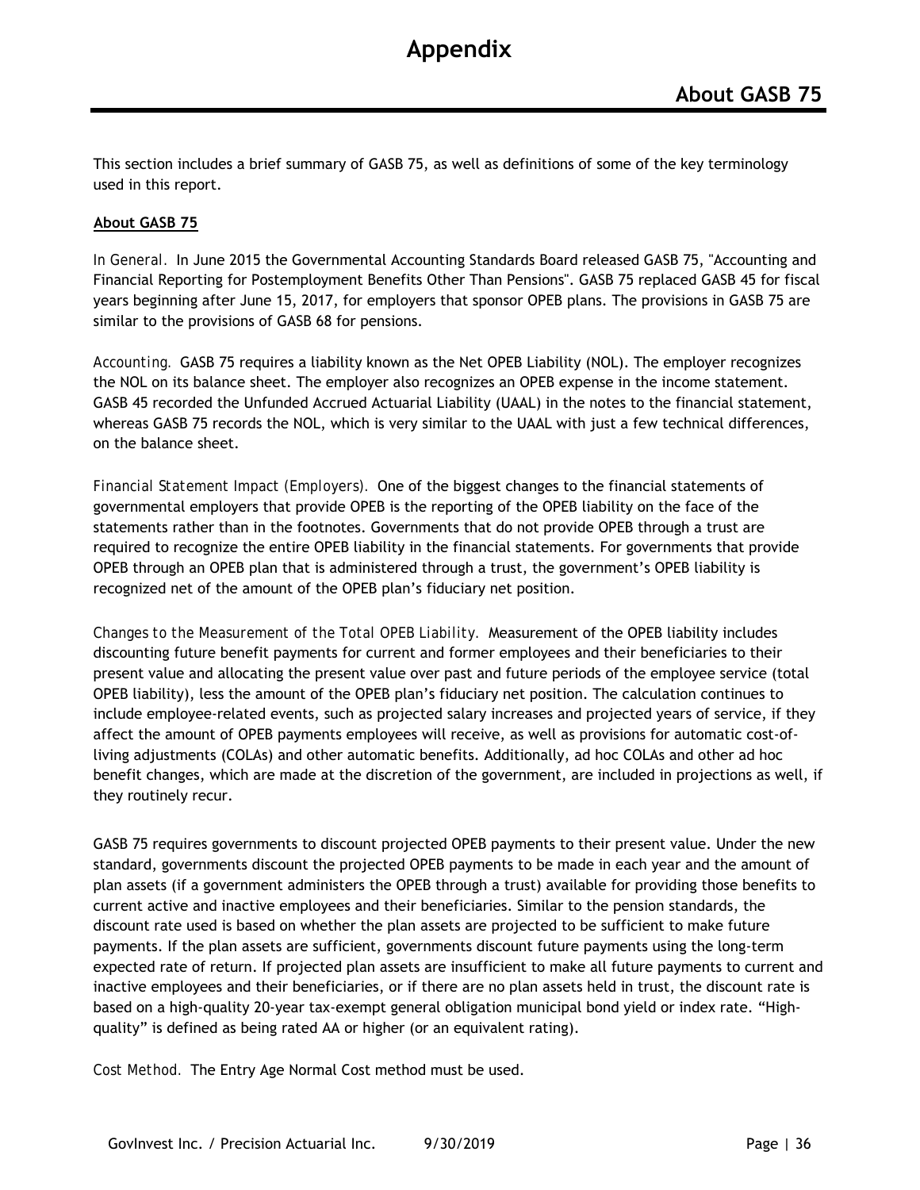# Appendix

## About GASB 75

This section includes a brief summary of GASB 75, as well as definitions of some of the key terminology used in this report.

**About GASB 75**

*In General.* In June 2015 the Governmental Accounting Standards Board released GASB 75, "Accounting and Financial Reporting for Postemployment Benefits Other Than Pensions". GASB 75 replaced GASB 45 for fiscal years beginning after June 15, 2017, for employers that sponsor OPEB plans. The provisions in GASB 75 are similar to the provisions of GASB 68 for pensions.

*Accounting.* GASB 75 requires a liability known as the Net OPEB Liability (NOL). The employer recognizes the NOL on its balance sheet. The employer also recognizes an OPEB expense in the income statement. GASB 45 recorded the Unfunded Accrued Actuarial Liability (UAAL) in the notes to the financial statement, whereas GASB 75 records the NOL, which is very similar to the UAAL with just a few technical differences, on the balance sheet.

*Financial Statement Impact (Employers).* One of the biggest changes to the financial statements of governmental employers that provide OPEB is the reporting of the OPEB liability on the face of the statements rather than in the footnotes. Governments that do not provide OPEB through a trust are required to recognize the entire OPEB liability in the financial statements. For governments that provide OPEB through an OPEB plan that is administered through a trust, the government's OPEB liability is recognized net of the amount of the OPEB plan's fiduciary net position.

*Changes to the Measurement of the Total OPEB Liability.* Measurement of the OPEB liability includes discounting future benefit payments for current and former employees and their beneficiaries to their present value and allocating the present value over past and future periods of the employee service (total OPEB liability), less the amount of the OPEB plan's fiduciary net position. The calculation continues to include employee-related events, such as projected salary increases and projected years of service, if they affect the amount of OPEB payments employees will receive, as well as provisions for automatic cost-of-living adjustments (COLAs) and other automatic benefits. Additionally, ad hoc COLAs and other ad hoc benefit changes, which are made at the discretion of the government, are included in projections as well, if they routinely recur.

GASB 75 requires governments to discount projected OPEB payments to their present value. Under the new standard, governments discount the projected OPEB payments to be made in each year and the amount of plan assets (if a government administers the OPEB through a trust) available for providing those benefits to current active and inactive employees and their beneficiaries. Similar to the pension standards, the discount rate used is based on whether the plan assets are projected to be sufficient to make future payments. If the plan assets are sufficient, governments discount future payments using the long-term expected rate of return. If projected plan assets are insufficient to make all future payments to current and inactive employees and their beneficiaries, or if there are no plan assets held in trust, the discount rate is based on a high-quality 20-year tax-exempt general obligation municipal bond yield or index rate. "High-quality" is defined as being rated AA or higher (or an equivalent rating).

*Cost Method.* The Entry Age Normal Cost method must be used.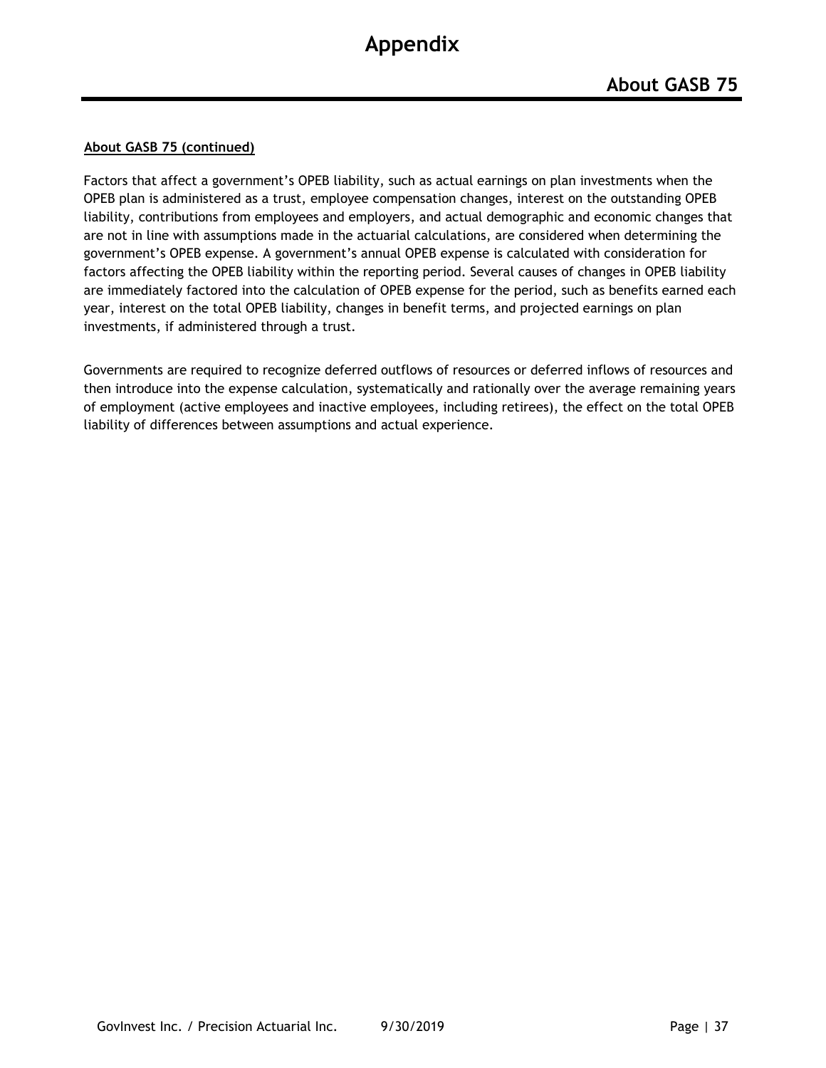**About GASB 75 (continued)**

Factors that affect a government's OPEB liability, such as actual earnings on plan investments when the OPEB plan is administered as a trust, employee compensation changes, interest on the outstanding OPEB liability, contributions from employees and employers, and actual demographic and economic changes that are not in line with assumptions made in the actuarial calculations, are considered when determining the government's OPEB expense. A government's annual OPEB expense is calculated with consideration for factors affecting the OPEB liability within the reporting period. Several causes of changes in OPEB liability are immediately factored into the calculation of OPEB expense for the period, such as benefits earned each year, interest on the total OPEB liability, changes in benefit terms, and projected earnings on plan investments, if administered through a trust.

Governments are required to recognize deferred outflows of resources or deferred inflows of resources and then introduce into the expense calculation, systematically and rationally over the average remaining years of employment (active employees and inactive employees, including retirees), the effect on the total OPEB liability of differences between assumptions and actual experience.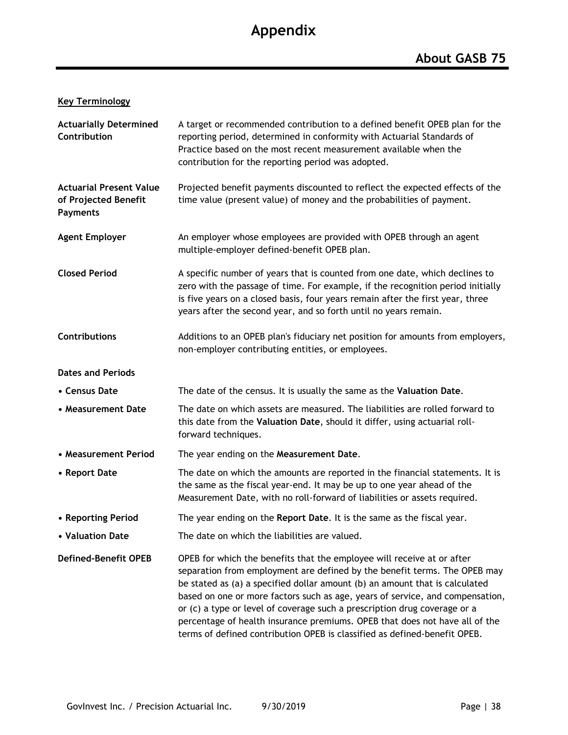# Appendix

## About GASB 75

**Key Terminology**

**Actuarially Determined Contribution**
A target or recommended contribution to a defined benefit OPEB plan for the reporting period, determined in conformity with Actuarial Standards of Practice based on the most recent measurement available when the contribution for the reporting period was adopted.

**Actuarial Present Value of Projected Benefit Payments**
Projected benefit payments discounted to reflect the expected effects of the time value (present value) of money and the probabilities of payment.

**Agent Employer**
An employer whose employees are provided with OPEB through an agent multiple-employer defined-benefit OPEB plan.

**Closed Period**
A specific number of years that is counted from one date, which declines to zero with the passage of time. For example, if the recognition period initially is five years on a closed basis, four years remain after the first year, three years after the second year, and so forth until no years remain.

**Contributions**
Additions to an OPEB plan's fiduciary net position for amounts from employers, non-employer contributing entities, or employees.

**Dates and Periods**

- **Census Date** — The date of the census. It is usually the same as the **Valuation Date**.
- **Measurement Date** — The date on which assets are measured. The liabilities are rolled forward to this date from the **Valuation Date**, should it differ, using actuarial roll-forward techniques.
- **Measurement Period** — The year ending on the **Measurement Date**.
- **Report Date** — The date on which the amounts are reported in the financial statements. It is the same as the fiscal year-end. It may be up to one year ahead of the Measurement Date, with no roll-forward of liabilities or assets required.
- **Reporting Period** — The year ending on the **Report Date**. It is the same as the fiscal year.
- **Valuation Date** — The date on which the liabilities are valued.

**Defined-Benefit OPEB**
OPEB for which the benefits that the employee will receive at or after separation from employment are defined by the benefit terms. The OPEB may be stated as (a) a specified dollar amount (b) an amount that is calculated based on one or more factors such as age, years of service, and compensation, or (c) a type or level of coverage such a prescription drug coverage or a percentage of health insurance premiums. OPEB that does not have all of the terms of defined contribution OPEB is classified as defined-benefit OPEB.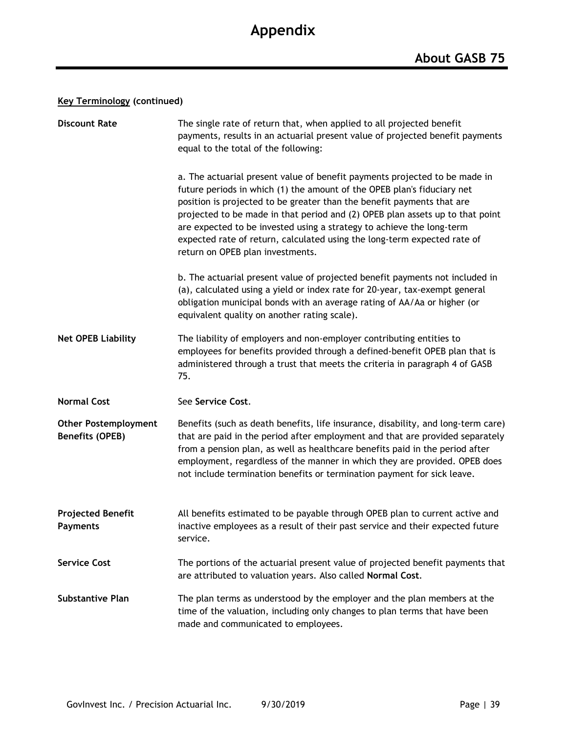# Appendix

## About GASB 75

**Key Terminology (continued)**

**Discount Rate**

The single rate of return that, when applied to all projected benefit payments, results in an actuarial present value of projected benefit payments equal to the total of the following:

a. The actuarial present value of benefit payments projected to be made in future periods in which (1) the amount of the OPEB plan's fiduciary net position is projected to be greater than the benefit payments that are projected to be made in that period and (2) OPEB plan assets up to that point are expected to be invested using a strategy to achieve the long-term expected rate of return, calculated using the long-term expected rate of return on OPEB plan investments.

b. The actuarial present value of projected benefit payments not included in (a), calculated using a yield or index rate for 20-year, tax-exempt general obligation municipal bonds with an average rating of AA/Aa or higher (or equivalent quality on another rating scale).

**Net OPEB Liability**

The liability of employers and non-employer contributing entities to employees for benefits provided through a defined-benefit OPEB plan that is administered through a trust that meets the criteria in paragraph 4 of GASB 75.

**Normal Cost**

See **Service Cost**.

**Other Postemployment Benefits (OPEB)**

Benefits (such as death benefits, life insurance, disability, and long-term care) that are paid in the period after employment and that are provided separately from a pension plan, as well as healthcare benefits paid in the period after employment, regardless of the manner in which they are provided. OPEB does not include termination benefits or termination payment for sick leave.

**Projected Benefit Payments**

All benefits estimated to be payable through OPEB plan to current active and inactive employees as a result of their past service and their expected future service.

**Service Cost**

The portions of the actuarial present value of projected benefit payments that are attributed to valuation years. Also called **Normal Cost**.

**Substantive Plan**

The plan terms as understood by the employer and the plan members at the time of the valuation, including only changes to plan terms that have been made and communicated to employees.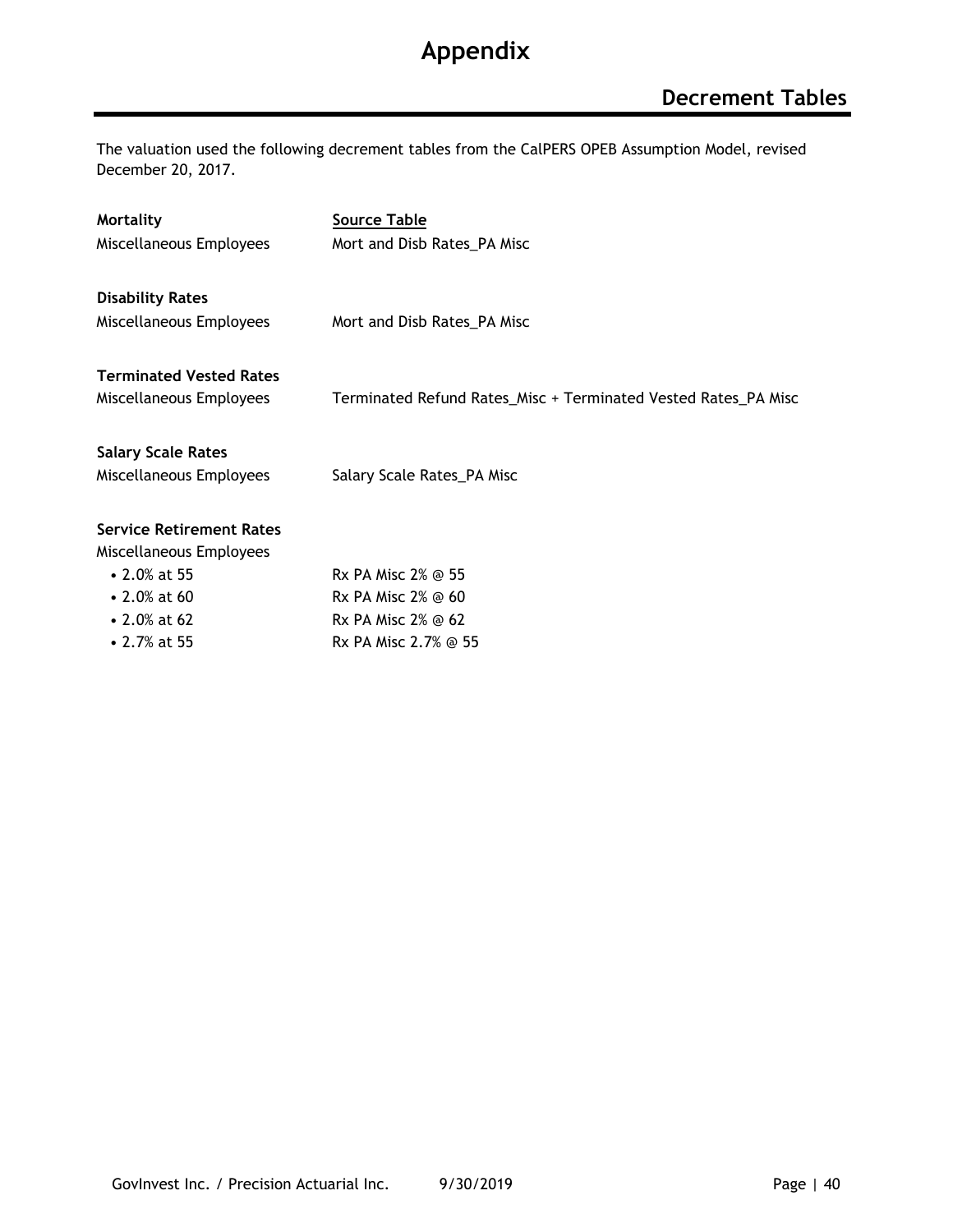# Appendix

## Decrement Tables

The valuation used the following decrement tables from the CalPERS OPEB Assumption Model, revised December 20, 2017.

| **Mortality** | **Source Table** |
|---|---|
| Miscellaneous Employees | Mort and Disb Rates_PA Misc |
| **Disability Rates** | |
| Miscellaneous Employees | Mort and Disb Rates_PA Misc |
| **Terminated Vested Rates** | |
| Miscellaneous Employees | Terminated Refund Rates_Misc + Terminated Vested Rates_PA Misc |
| **Salary Scale Rates** | |
| Miscellaneous Employees | Salary Scale Rates_PA Misc |
| **Service Retirement Rates** | |
| Miscellaneous Employees | |
| • 2.0% at 55 | Rx PA Misc 2% @ 55 |
| • 2.0% at 60 | Rx PA Misc 2% @ 60 |
| • 2.0% at 62 | Rx PA Misc 2% @ 62 |
| • 2.7% at 55 | Rx PA Misc 2.7% @ 55 |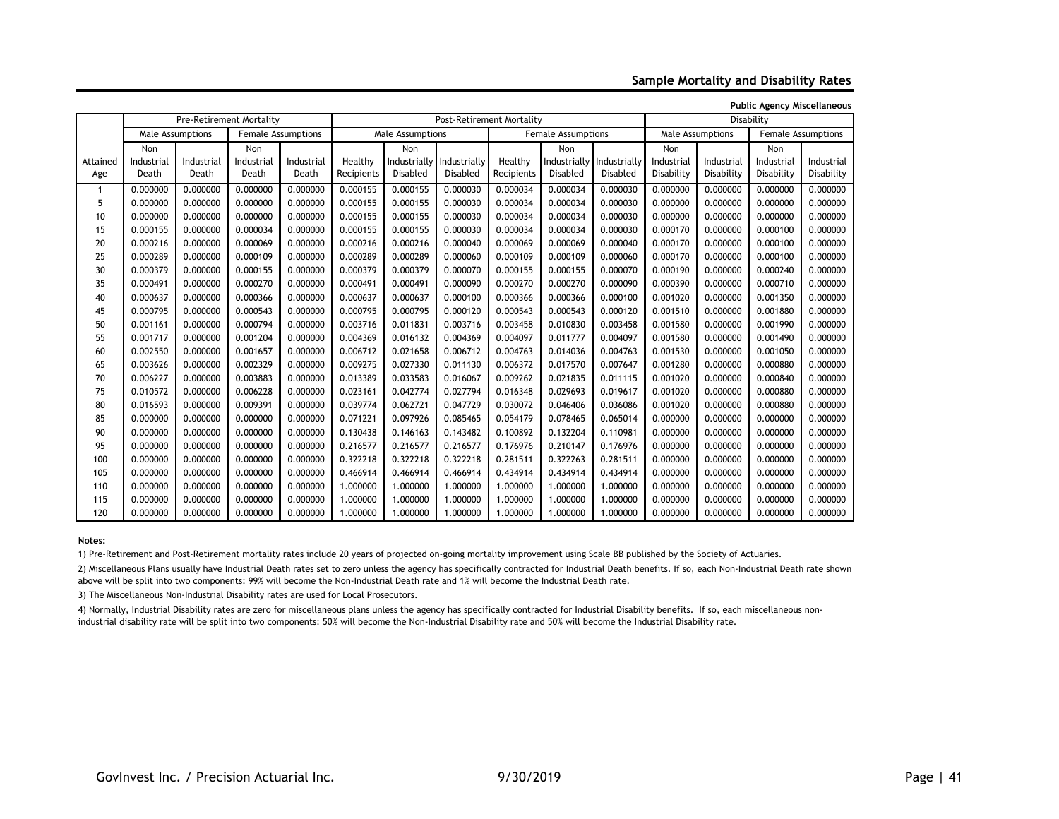## Sample Mortality and Disability Rates

**Public Agency Miscellaneous**

| | Pre-Retirement Mortality | | | | Post-Retirement Mortality | | | | | | Disability | | | |
|---|---|---|---|---|---|---|---|---|---|---|---|---|---|---|
| | Male Assumptions | | Female Assumptions | | Male Assumptions | | | Female Assumptions | | | Male Assumptions | | Female Assumptions | |
| Attained Age | Non Industrial Death | Industrial Death | Non Industrial Death | Industrial Death | Healthy Recipients | Non Industrially Disabled | Industrially Disabled | Healthy Recipients | Non Industrially Disabled | Industrially Disabled | Non Industrial Disability | Industrial Disability | Non Industrial Disability | Industrial Disability |
| 1 | 0.000000 | 0.000000 | 0.000000 | 0.000000 | 0.000155 | 0.000155 | 0.000030 | 0.000034 | 0.000034 | 0.000030 | 0.000000 | 0.000000 | 0.000000 | 0.000000 |
| 5 | 0.000000 | 0.000000 | 0.000000 | 0.000000 | 0.000155 | 0.000155 | 0.000030 | 0.000034 | 0.000034 | 0.000030 | 0.000000 | 0.000000 | 0.000000 | 0.000000 |
| 10 | 0.000000 | 0.000000 | 0.000000 | 0.000000 | 0.000155 | 0.000155 | 0.000030 | 0.000034 | 0.000034 | 0.000030 | 0.000000 | 0.000000 | 0.000000 | 0.000000 |
| 15 | 0.000155 | 0.000000 | 0.000034 | 0.000000 | 0.000155 | 0.000155 | 0.000030 | 0.000034 | 0.000034 | 0.000030 | 0.000170 | 0.000000 | 0.000100 | 0.000000 |
| 20 | 0.000216 | 0.000000 | 0.000069 | 0.000000 | 0.000216 | 0.000216 | 0.000040 | 0.000069 | 0.000069 | 0.000040 | 0.000170 | 0.000000 | 0.000100 | 0.000000 |
| 25 | 0.000289 | 0.000000 | 0.000109 | 0.000000 | 0.000289 | 0.000289 | 0.000060 | 0.000109 | 0.000109 | 0.000060 | 0.000170 | 0.000000 | 0.000100 | 0.000000 |
| 30 | 0.000379 | 0.000000 | 0.000155 | 0.000000 | 0.000379 | 0.000379 | 0.000070 | 0.000155 | 0.000155 | 0.000070 | 0.000190 | 0.000000 | 0.000240 | 0.000000 |
| 35 | 0.000491 | 0.000000 | 0.000270 | 0.000000 | 0.000491 | 0.000491 | 0.000090 | 0.000270 | 0.000270 | 0.000090 | 0.000390 | 0.000000 | 0.000710 | 0.000000 |
| 40 | 0.000637 | 0.000000 | 0.000366 | 0.000000 | 0.000637 | 0.000637 | 0.000100 | 0.000366 | 0.000366 | 0.000100 | 0.001020 | 0.000000 | 0.001350 | 0.000000 |
| 45 | 0.000795 | 0.000000 | 0.000543 | 0.000000 | 0.000795 | 0.000795 | 0.000120 | 0.000543 | 0.000543 | 0.000120 | 0.001510 | 0.000000 | 0.001880 | 0.000000 |
| 50 | 0.001161 | 0.000000 | 0.000794 | 0.000000 | 0.003716 | 0.011831 | 0.003716 | 0.003458 | 0.010830 | 0.003458 | 0.001580 | 0.000000 | 0.001990 | 0.000000 |
| 55 | 0.001717 | 0.000000 | 0.001204 | 0.000000 | 0.004369 | 0.016132 | 0.004369 | 0.004097 | 0.011777 | 0.004097 | 0.001580 | 0.000000 | 0.001490 | 0.000000 |
| 60 | 0.002550 | 0.000000 | 0.001657 | 0.000000 | 0.006712 | 0.021658 | 0.006712 | 0.004763 | 0.014036 | 0.004763 | 0.001530 | 0.000000 | 0.001050 | 0.000000 |
| 65 | 0.003626 | 0.000000 | 0.002329 | 0.000000 | 0.009275 | 0.027330 | 0.011130 | 0.006372 | 0.017570 | 0.007647 | 0.001280 | 0.000000 | 0.000880 | 0.000000 |
| 70 | 0.006227 | 0.000000 | 0.003883 | 0.000000 | 0.013389 | 0.033583 | 0.016067 | 0.009262 | 0.021835 | 0.011115 | 0.001020 | 0.000000 | 0.000840 | 0.000000 |
| 75 | 0.010572 | 0.000000 | 0.006228 | 0.000000 | 0.023161 | 0.042774 | 0.027794 | 0.016348 | 0.029693 | 0.019617 | 0.001020 | 0.000000 | 0.000880 | 0.000000 |
| 80 | 0.016593 | 0.000000 | 0.009391 | 0.000000 | 0.039774 | 0.062721 | 0.047729 | 0.030072 | 0.046406 | 0.036086 | 0.001020 | 0.000000 | 0.000880 | 0.000000 |
| 85 | 0.000000 | 0.000000 | 0.000000 | 0.000000 | 0.071221 | 0.097926 | 0.085465 | 0.054179 | 0.078465 | 0.065014 | 0.000000 | 0.000000 | 0.000000 | 0.000000 |
| 90 | 0.000000 | 0.000000 | 0.000000 | 0.000000 | 0.130438 | 0.146163 | 0.143482 | 0.100892 | 0.132204 | 0.110981 | 0.000000 | 0.000000 | 0.000000 | 0.000000 |
| 95 | 0.000000 | 0.000000 | 0.000000 | 0.000000 | 0.216577 | 0.216577 | 0.216577 | 0.176976 | 0.210147 | 0.176976 | 0.000000 | 0.000000 | 0.000000 | 0.000000 |
| 100 | 0.000000 | 0.000000 | 0.000000 | 0.000000 | 0.322218 | 0.322218 | 0.322218 | 0.281511 | 0.322263 | 0.281511 | 0.000000 | 0.000000 | 0.000000 | 0.000000 |
| 105 | 0.000000 | 0.000000 | 0.000000 | 0.000000 | 0.466914 | 0.466914 | 0.466914 | 0.434914 | 0.434914 | 0.434914 | 0.000000 | 0.000000 | 0.000000 | 0.000000 |
| 110 | 0.000000 | 0.000000 | 0.000000 | 0.000000 | 1.000000 | 1.000000 | 1.000000 | 1.000000 | 1.000000 | 1.000000 | 0.000000 | 0.000000 | 0.000000 | 0.000000 |
| 115 | 0.000000 | 0.000000 | 0.000000 | 0.000000 | 1.000000 | 1.000000 | 1.000000 | 1.000000 | 1.000000 | 1.000000 | 0.000000 | 0.000000 | 0.000000 | 0.000000 |
| 120 | 0.000000 | 0.000000 | 0.000000 | 0.000000 | 1.000000 | 1.000000 | 1.000000 | 1.000000 | 1.000000 | 1.000000 | 0.000000 | 0.000000 | 0.000000 | 0.000000 |

**Notes:**

1) Pre-Retirement and Post-Retirement mortality rates include 20 years of projected on-going mortality improvement using Scale BB published by the Society of Actuaries.

2) Miscellaneous Plans usually have Industrial Death rates set to zero unless the agency has specifically contracted for Industrial Death benefits. If so, each Non-Industrial Death rate shown above will be split into two components: 99% will become the Non-Industrial Death rate and 1% will become the Industrial Death rate.

3) The Miscellaneous Non-Industrial Disability rates are used for Local Prosecutors.

4) Normally, Industrial Disability rates are zero for miscellaneous plans unless the agency has specifically contracted for Industrial Disability benefits. If so, each miscellaneous non-industrial disability rate will be split into two components: 50% will become the Non-Industrial Disability rate and 50% will become the Industrial Disability rate.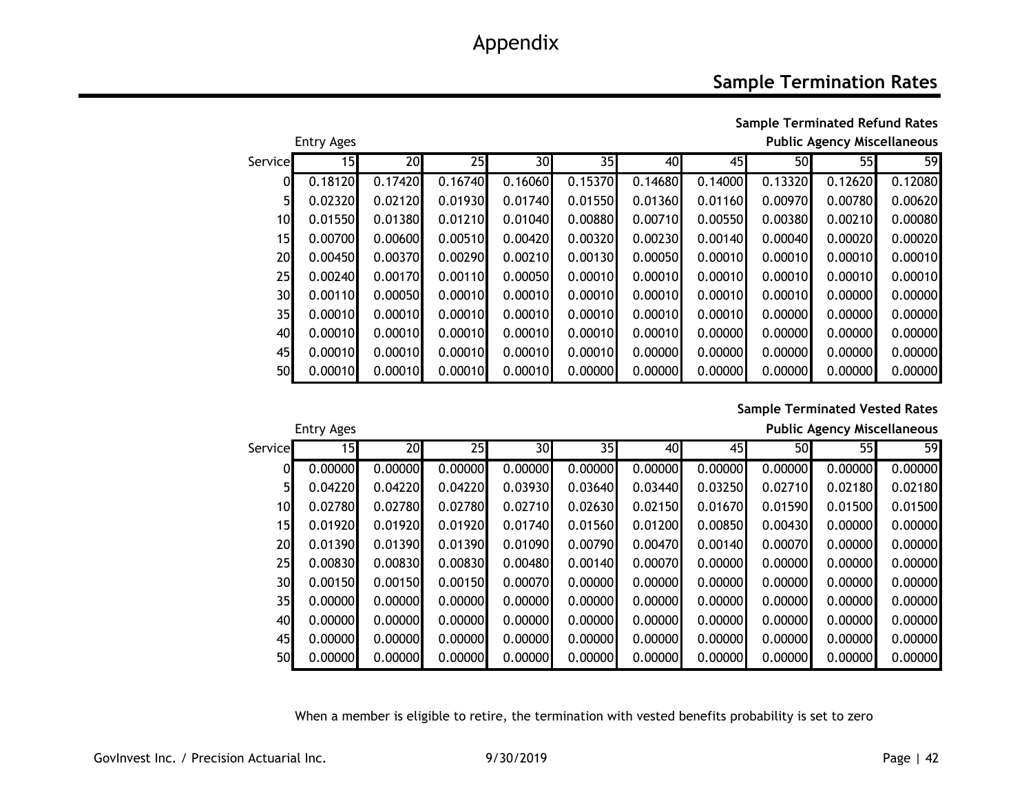# Appendix

## Sample Termination Rates

### Sample Terminated Refund Rates

**Public Agency Miscellaneous**

| Service | Entry Ages 15 | 20 | 25 | 30 | 35 | 40 | 45 | 50 | 55 | 59 |
|---|---|---|---|---|---|---|---|---|---|---|
| 0 | 0.18120 | 0.17420 | 0.16740 | 0.16060 | 0.15370 | 0.14680 | 0.14000 | 0.13320 | 0.12620 | 0.12080 |
| 5 | 0.02320 | 0.02120 | 0.01930 | 0.01740 | 0.01550 | 0.01360 | 0.01160 | 0.00970 | 0.00780 | 0.00620 |
| 10 | 0.01550 | 0.01380 | 0.01210 | 0.01040 | 0.00880 | 0.00710 | 0.00550 | 0.00380 | 0.00210 | 0.00080 |
| 15 | 0.00700 | 0.00600 | 0.00510 | 0.00420 | 0.00320 | 0.00230 | 0.00140 | 0.00040 | 0.00020 | 0.00020 |
| 20 | 0.00450 | 0.00370 | 0.00290 | 0.00210 | 0.00130 | 0.00050 | 0.00010 | 0.00010 | 0.00010 | 0.00010 |
| 25 | 0.00240 | 0.00170 | 0.00110 | 0.00050 | 0.00010 | 0.00010 | 0.00010 | 0.00010 | 0.00010 | 0.00010 |
| 30 | 0.00110 | 0.00050 | 0.00010 | 0.00010 | 0.00010 | 0.00010 | 0.00010 | 0.00010 | 0.00000 | 0.00000 |
| 35 | 0.00010 | 0.00010 | 0.00010 | 0.00010 | 0.00010 | 0.00010 | 0.00010 | 0.00000 | 0.00000 | 0.00000 |
| 40 | 0.00010 | 0.00010 | 0.00010 | 0.00010 | 0.00010 | 0.00010 | 0.00000 | 0.00000 | 0.00000 | 0.00000 |
| 45 | 0.00010 | 0.00010 | 0.00010 | 0.00010 | 0.00010 | 0.00000 | 0.00000 | 0.00000 | 0.00000 | 0.00000 |
| 50 | 0.00010 | 0.00010 | 0.00010 | 0.00010 | 0.00000 | 0.00000 | 0.00000 | 0.00000 | 0.00000 | 0.00000 |

### Sample Terminated Vested Rates

**Public Agency Miscellaneous**

| Service | Entry Ages 15 | 20 | 25 | 30 | 35 | 40 | 45 | 50 | 55 | 59 |
|---|---|---|---|---|---|---|---|---|---|---|
| 0 | 0.00000 | 0.00000 | 0.00000 | 0.00000 | 0.00000 | 0.00000 | 0.00000 | 0.00000 | 0.00000 | 0.00000 |
| 5 | 0.04220 | 0.04220 | 0.04220 | 0.03930 | 0.03640 | 0.03440 | 0.03250 | 0.02710 | 0.02180 | 0.02180 |
| 10 | 0.02780 | 0.02780 | 0.02780 | 0.02710 | 0.02630 | 0.02150 | 0.01670 | 0.01590 | 0.01500 | 0.01500 |
| 15 | 0.01920 | 0.01920 | 0.01920 | 0.01740 | 0.01560 | 0.01200 | 0.00850 | 0.00430 | 0.00000 | 0.00000 |
| 20 | 0.01390 | 0.01390 | 0.01390 | 0.01090 | 0.00790 | 0.00470 | 0.00140 | 0.00070 | 0.00000 | 0.00000 |
| 25 | 0.00830 | 0.00830 | 0.00830 | 0.00480 | 0.00140 | 0.00070 | 0.00000 | 0.00000 | 0.00000 | 0.00000 |
| 30 | 0.00150 | 0.00150 | 0.00150 | 0.00070 | 0.00000 | 0.00000 | 0.00000 | 0.00000 | 0.00000 | 0.00000 |
| 35 | 0.00000 | 0.00000 | 0.00000 | 0.00000 | 0.00000 | 0.00000 | 0.00000 | 0.00000 | 0.00000 | 0.00000 |
| 40 | 0.00000 | 0.00000 | 0.00000 | 0.00000 | 0.00000 | 0.00000 | 0.00000 | 0.00000 | 0.00000 | 0.00000 |
| 45 | 0.00000 | 0.00000 | 0.00000 | 0.00000 | 0.00000 | 0.00000 | 0.00000 | 0.00000 | 0.00000 | 0.00000 |
| 50 | 0.00000 | 0.00000 | 0.00000 | 0.00000 | 0.00000 | 0.00000 | 0.00000 | 0.00000 | 0.00000 | 0.00000 |

When a member is eligible to retire, the termination with vested benefits probability is set to zero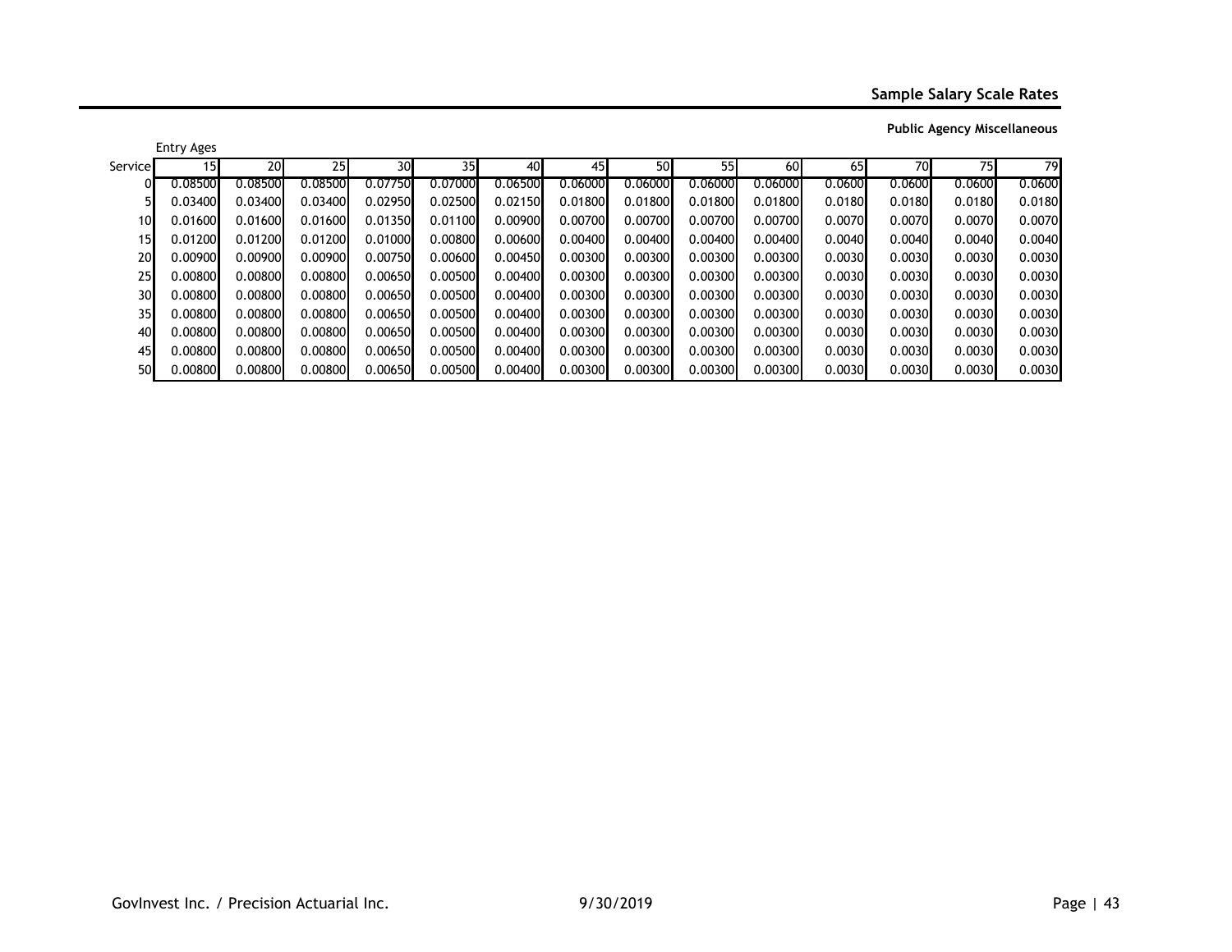## Sample Salary Scale Rates

### Public Agency Miscellaneous

| Service | Entry Ages 15 | 20 | 25 | 30 | 35 | 40 | 45 | 50 | 55 | 60 | 65 | 70 | 75 | 79 |
|---|---|---|---|---|---|---|---|---|---|---|---|---|---|---|
| 0 | 0.08500 | 0.08500 | 0.08500 | 0.07750 | 0.07000 | 0.06500 | 0.06000 | 0.06000 | 0.06000 | 0.06000 | 0.0600 | 0.0600 | 0.0600 | 0.0600 |
| 5 | 0.03400 | 0.03400 | 0.03400 | 0.02950 | 0.02500 | 0.02150 | 0.01800 | 0.01800 | 0.01800 | 0.01800 | 0.0180 | 0.0180 | 0.0180 | 0.0180 |
| 10 | 0.01600 | 0.01600 | 0.01600 | 0.01350 | 0.01100 | 0.00900 | 0.00700 | 0.00700 | 0.00700 | 0.00700 | 0.0070 | 0.0070 | 0.0070 | 0.0070 |
| 15 | 0.01200 | 0.01200 | 0.01200 | 0.01000 | 0.00800 | 0.00600 | 0.00400 | 0.00400 | 0.00400 | 0.00400 | 0.0040 | 0.0040 | 0.0040 | 0.0040 |
| 20 | 0.00900 | 0.00900 | 0.00900 | 0.00750 | 0.00600 | 0.00450 | 0.00300 | 0.00300 | 0.00300 | 0.00300 | 0.0030 | 0.0030 | 0.0030 | 0.0030 |
| 25 | 0.00800 | 0.00800 | 0.00800 | 0.00650 | 0.00500 | 0.00400 | 0.00300 | 0.00300 | 0.00300 | 0.00300 | 0.0030 | 0.0030 | 0.0030 | 0.0030 |
| 30 | 0.00800 | 0.00800 | 0.00800 | 0.00650 | 0.00500 | 0.00400 | 0.00300 | 0.00300 | 0.00300 | 0.00300 | 0.0030 | 0.0030 | 0.0030 | 0.0030 |
| 35 | 0.00800 | 0.00800 | 0.00800 | 0.00650 | 0.00500 | 0.00400 | 0.00300 | 0.00300 | 0.00300 | 0.00300 | 0.0030 | 0.0030 | 0.0030 | 0.0030 |
| 40 | 0.00800 | 0.00800 | 0.00800 | 0.00650 | 0.00500 | 0.00400 | 0.00300 | 0.00300 | 0.00300 | 0.00300 | 0.0030 | 0.0030 | 0.0030 | 0.0030 |
| 45 | 0.00800 | 0.00800 | 0.00800 | 0.00650 | 0.00500 | 0.00400 | 0.00300 | 0.00300 | 0.00300 | 0.00300 | 0.0030 | 0.0030 | 0.0030 | 0.0030 |
| 50 | 0.00800 | 0.00800 | 0.00800 | 0.00650 | 0.00500 | 0.00400 | 0.00300 | 0.00300 | 0.00300 | 0.00300 | 0.0030 | 0.0030 | 0.0030 | 0.0030 |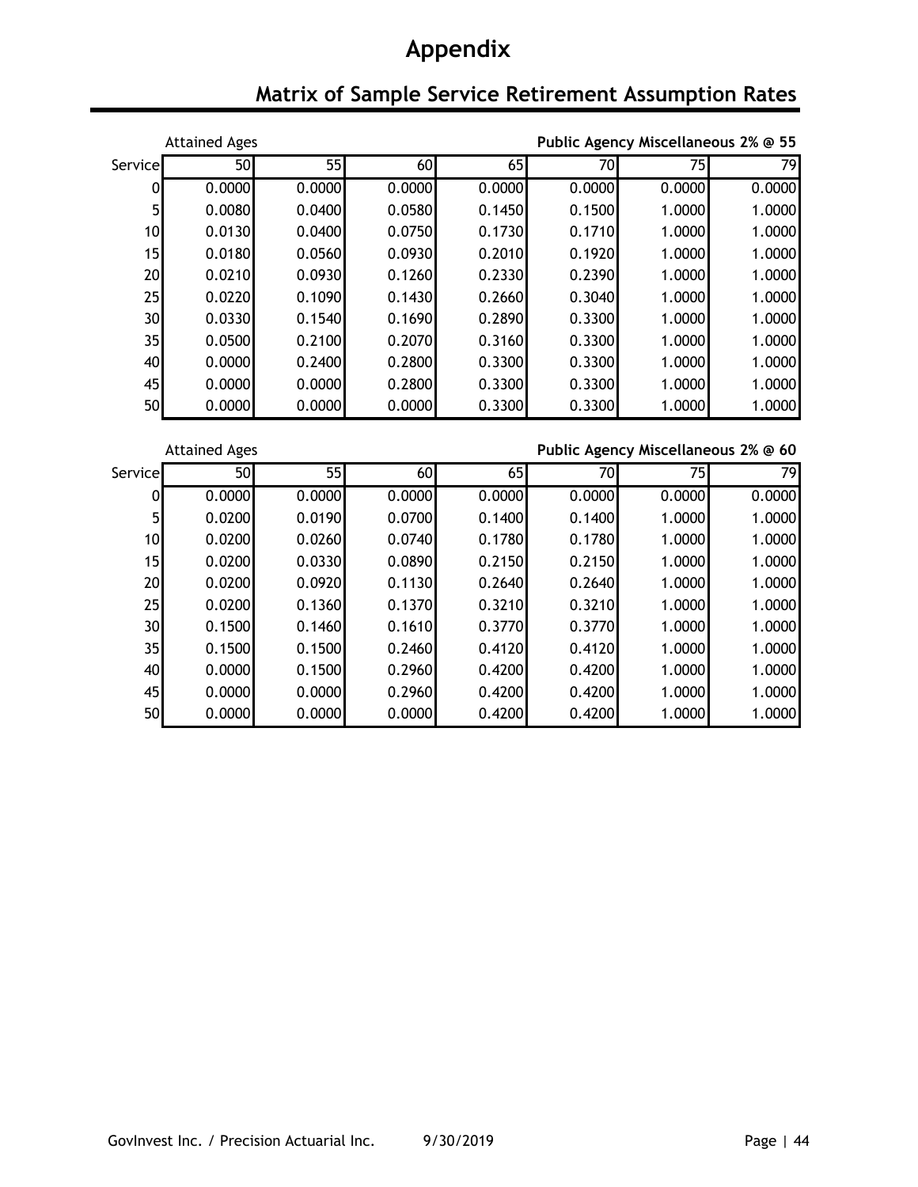# Appendix

## Matrix of Sample Service Retirement Assumption Rates

**Public Agency Miscellaneous 2% @ 55**

| Service | Attained Ages 50 | 55 | 60 | 65 | 70 | 75 | 79 |
|---|---|---|---|---|---|---|---|
| 0 | 0.0000 | 0.0000 | 0.0000 | 0.0000 | 0.0000 | 0.0000 | 0.0000 |
| 5 | 0.0080 | 0.0400 | 0.0580 | 0.1450 | 0.1500 | 1.0000 | 1.0000 |
| 10 | 0.0130 | 0.0400 | 0.0750 | 0.1730 | 0.1710 | 1.0000 | 1.0000 |
| 15 | 0.0180 | 0.0560 | 0.0930 | 0.2010 | 0.1920 | 1.0000 | 1.0000 |
| 20 | 0.0210 | 0.0930 | 0.1260 | 0.2330 | 0.2390 | 1.0000 | 1.0000 |
| 25 | 0.0220 | 0.1090 | 0.1430 | 0.2660 | 0.3040 | 1.0000 | 1.0000 |
| 30 | 0.0330 | 0.1540 | 0.1690 | 0.2890 | 0.3300 | 1.0000 | 1.0000 |
| 35 | 0.0500 | 0.2100 | 0.2070 | 0.3160 | 0.3300 | 1.0000 | 1.0000 |
| 40 | 0.0000 | 0.2400 | 0.2800 | 0.3300 | 0.3300 | 1.0000 | 1.0000 |
| 45 | 0.0000 | 0.0000 | 0.2800 | 0.3300 | 0.3300 | 1.0000 | 1.0000 |
| 50 | 0.0000 | 0.0000 | 0.0000 | 0.3300 | 0.3300 | 1.0000 | 1.0000 |

**Public Agency Miscellaneous 2% @ 60**

| Service | Attained Ages 50 | 55 | 60 | 65 | 70 | 75 | 79 |
|---|---|---|---|---|---|---|---|
| 0 | 0.0000 | 0.0000 | 0.0000 | 0.0000 | 0.0000 | 0.0000 | 0.0000 |
| 5 | 0.0200 | 0.0190 | 0.0700 | 0.1400 | 0.1400 | 1.0000 | 1.0000 |
| 10 | 0.0200 | 0.0260 | 0.0740 | 0.1780 | 0.1780 | 1.0000 | 1.0000 |
| 15 | 0.0200 | 0.0330 | 0.0890 | 0.2150 | 0.2150 | 1.0000 | 1.0000 |
| 20 | 0.0200 | 0.0920 | 0.1130 | 0.2640 | 0.2640 | 1.0000 | 1.0000 |
| 25 | 0.0200 | 0.1360 | 0.1370 | 0.3210 | 0.3210 | 1.0000 | 1.0000 |
| 30 | 0.1500 | 0.1460 | 0.1610 | 0.3770 | 0.3770 | 1.0000 | 1.0000 |
| 35 | 0.1500 | 0.1500 | 0.2460 | 0.4120 | 0.4120 | 1.0000 | 1.0000 |
| 40 | 0.0000 | 0.1500 | 0.2960 | 0.4200 | 0.4200 | 1.0000 | 1.0000 |
| 45 | 0.0000 | 0.0000 | 0.2960 | 0.4200 | 0.4200 | 1.0000 | 1.0000 |
| 50 | 0.0000 | 0.0000 | 0.0000 | 0.4200 | 0.4200 | 1.0000 | 1.0000 |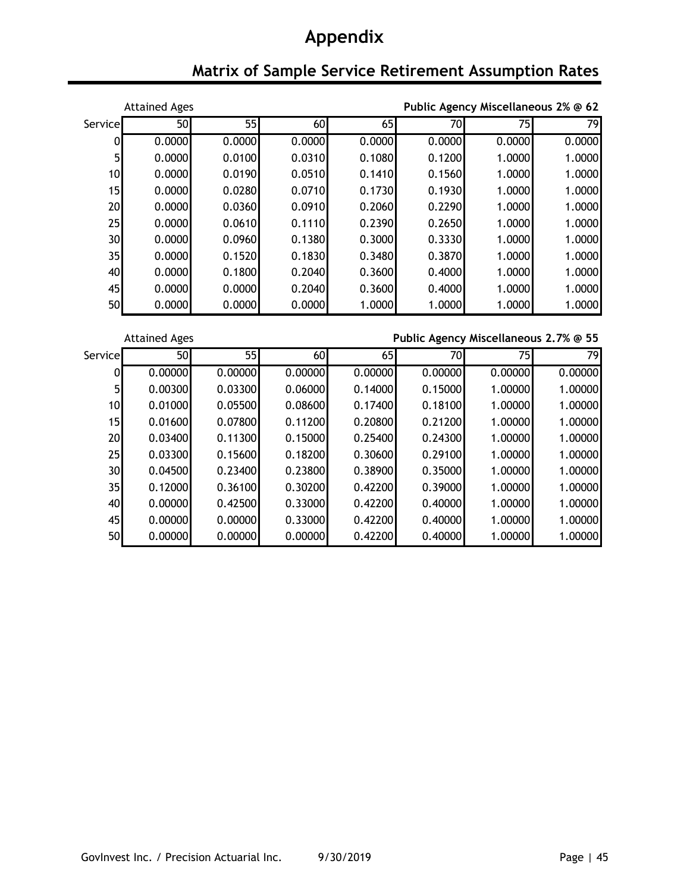# Appendix

## Matrix of Sample Service Retirement Assumption Rates

**Public Agency Miscellaneous 2% @ 62**

| Service | Attained Ages 50 | 55 | 60 | 65 | 70 | 75 | 79 |
|---|---|---|---|---|---|---|---|
| 0 | 0.0000 | 0.0000 | 0.0000 | 0.0000 | 0.0000 | 0.0000 | 0.0000 |
| 5 | 0.0000 | 0.0100 | 0.0310 | 0.1080 | 0.1200 | 1.0000 | 1.0000 |
| 10 | 0.0000 | 0.0190 | 0.0510 | 0.1410 | 0.1560 | 1.0000 | 1.0000 |
| 15 | 0.0000 | 0.0280 | 0.0710 | 0.1730 | 0.1930 | 1.0000 | 1.0000 |
| 20 | 0.0000 | 0.0360 | 0.0910 | 0.2060 | 0.2290 | 1.0000 | 1.0000 |
| 25 | 0.0000 | 0.0610 | 0.1110 | 0.2390 | 0.2650 | 1.0000 | 1.0000 |
| 30 | 0.0000 | 0.0960 | 0.1380 | 0.3000 | 0.3330 | 1.0000 | 1.0000 |
| 35 | 0.0000 | 0.1520 | 0.1830 | 0.3480 | 0.3870 | 1.0000 | 1.0000 |
| 40 | 0.0000 | 0.1800 | 0.2040 | 0.3600 | 0.4000 | 1.0000 | 1.0000 |
| 45 | 0.0000 | 0.0000 | 0.2040 | 0.3600 | 0.4000 | 1.0000 | 1.0000 |
| 50 | 0.0000 | 0.0000 | 0.0000 | 1.0000 | 1.0000 | 1.0000 | 1.0000 |

**Public Agency Miscellaneous 2.7% @ 55**

| Service | Attained Ages 50 | 55 | 60 | 65 | 70 | 75 | 79 |
|---|---|---|---|---|---|---|---|
| 0 | 0.00000 | 0.00000 | 0.00000 | 0.00000 | 0.00000 | 0.00000 | 0.00000 |
| 5 | 0.00300 | 0.03300 | 0.06000 | 0.14000 | 0.15000 | 1.00000 | 1.00000 |
| 10 | 0.01000 | 0.05500 | 0.08600 | 0.17400 | 0.18100 | 1.00000 | 1.00000 |
| 15 | 0.01600 | 0.07800 | 0.11200 | 0.20800 | 0.21200 | 1.00000 | 1.00000 |
| 20 | 0.03400 | 0.11300 | 0.15000 | 0.25400 | 0.24300 | 1.00000 | 1.00000 |
| 25 | 0.03300 | 0.15600 | 0.18200 | 0.30600 | 0.29100 | 1.00000 | 1.00000 |
| 30 | 0.04500 | 0.23400 | 0.23800 | 0.38900 | 0.35000 | 1.00000 | 1.00000 |
| 35 | 0.12000 | 0.36100 | 0.30200 | 0.42200 | 0.39000 | 1.00000 | 1.00000 |
| 40 | 0.00000 | 0.42500 | 0.33000 | 0.42200 | 0.40000 | 1.00000 | 1.00000 |
| 45 | 0.00000 | 0.00000 | 0.33000 | 0.42200 | 0.40000 | 1.00000 | 1.00000 |
| 50 | 0.00000 | 0.00000 | 0.00000 | 0.42200 | 0.40000 | 1.00000 | 1.00000 |